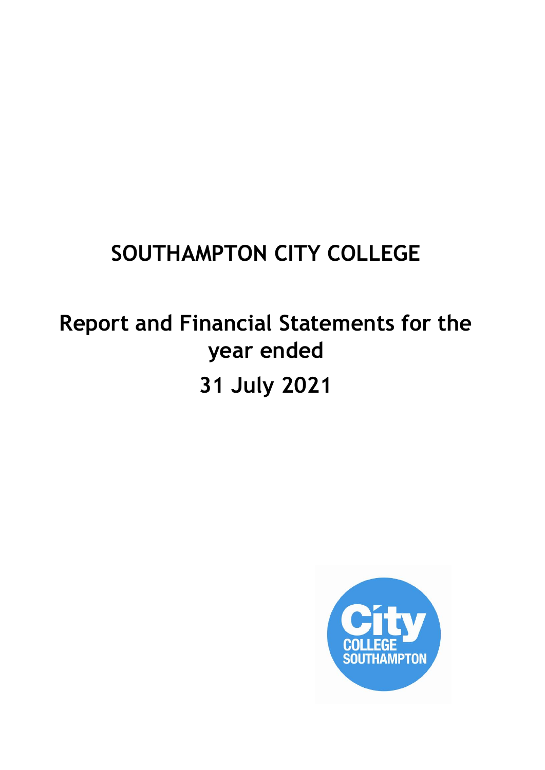# SOUTHAMPTON CITY COLLEGE

## Report and Financial Statements for the year ended

## 31 July 2021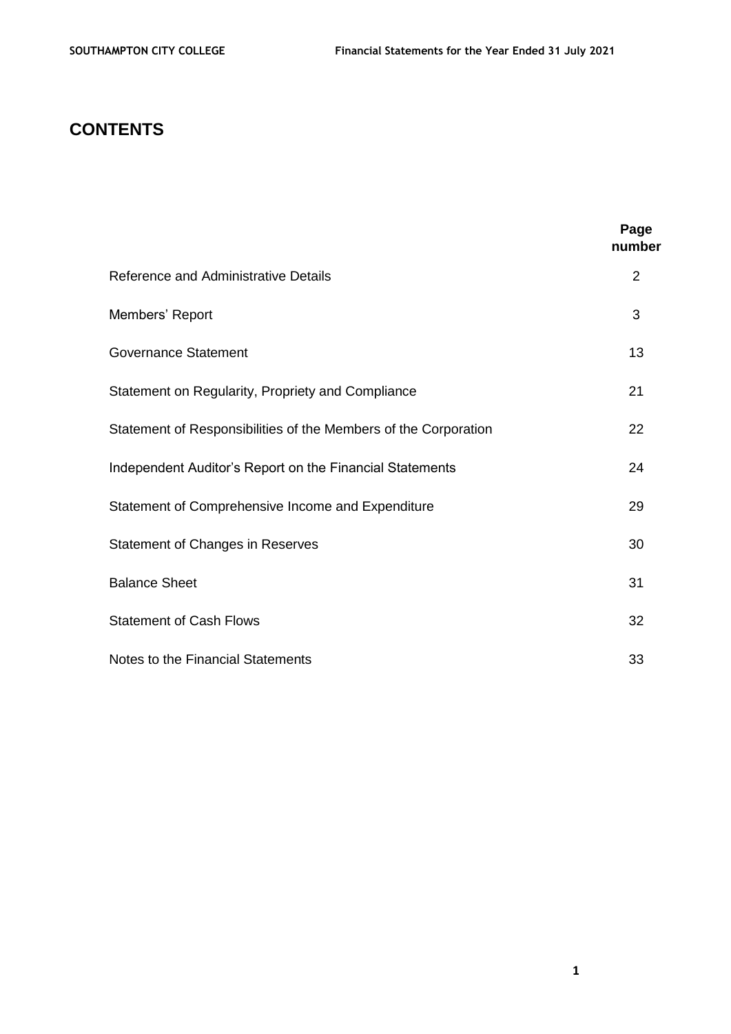# CONTENTS

| | Page number |
|---|---|
| Reference and Administrative Details | 2 |
| Members' Report | 3 |
| Governance Statement | 13 |
| Statement on Regularity, Propriety and Compliance | 21 |
| Statement of Responsibilities of the Members of the Corporation | 22 |
| Independent Auditor's Report on the Financial Statements | 24 |
| Statement of Comprehensive Income and Expenditure | 29 |
| Statement of Changes in Reserves | 30 |
| Balance Sheet | 31 |
| Statement of Cash Flows | 32 |
| Notes to the Financial Statements | 33 |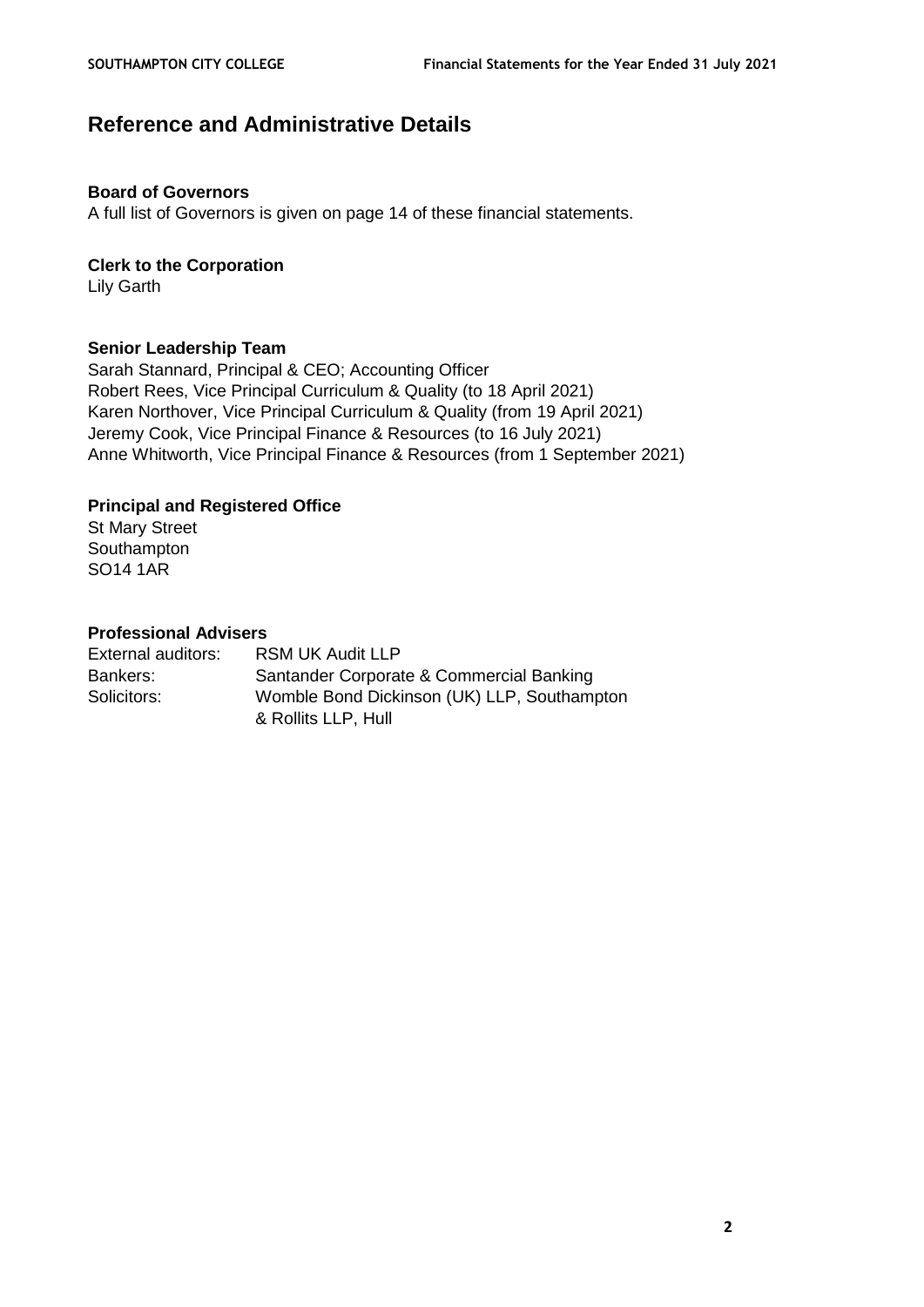# Reference and Administrative Details

**Board of Governors**
A full list of Governors is given on page 14 of these financial statements.

**Clerk to the Corporation**
Lily Garth

**Senior Leadership Team**
Sarah Stannard, Principal & CEO; Accounting Officer
Robert Rees, Vice Principal Curriculum & Quality (to 18 April 2021)
Karen Northover, Vice Principal Curriculum & Quality (from 19 April 2021)
Jeremy Cook, Vice Principal Finance & Resources (to 16 July 2021)
Anne Whitworth, Vice Principal Finance & Resources (from 1 September 2021)

**Principal and Registered Office**
St Mary Street
Southampton
SO14 1AR

**Professional Advisers**

| | |
|---|---|
| External auditors: | RSM UK Audit LLP |
| Bankers: | Santander Corporate & Commercial Banking |
| Solicitors: | Womble Bond Dickinson (UK) LLP, Southampton & Rollits LLP, Hull |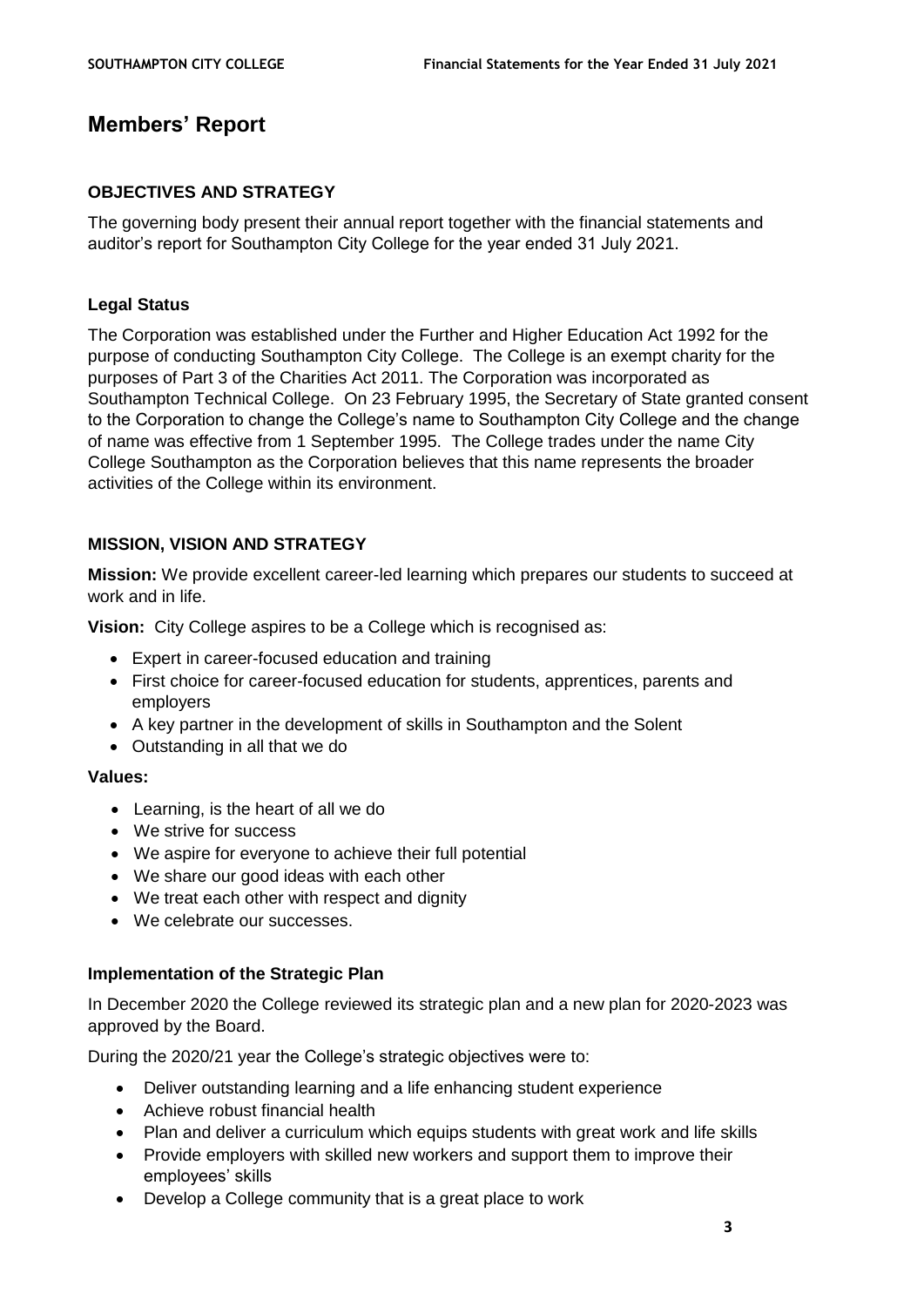# Members' Report

## OBJECTIVES AND STRATEGY

The governing body present their annual report together with the financial statements and auditor's report for Southampton City College for the year ended 31 July 2021.

### Legal Status

The Corporation was established under the Further and Higher Education Act 1992 for the purpose of conducting Southampton City College. The College is an exempt charity for the purposes of Part 3 of the Charities Act 2011. The Corporation was incorporated as Southampton Technical College. On 23 February 1995, the Secretary of State granted consent to the Corporation to change the College's name to Southampton City College and the change of name was effective from 1 September 1995. The College trades under the name City College Southampton as the Corporation believes that this name represents the broader activities of the College within its environment.

## MISSION, VISION AND STRATEGY

**Mission:** We provide excellent career-led learning which prepares our students to succeed at work and in life.

**Vision:** City College aspires to be a College which is recognised as:

- Expert in career-focused education and training
- First choice for career-focused education for students, apprentices, parents and employers
- A key partner in the development of skills in Southampton and the Solent
- Outstanding in all that we do

**Values:**

- Learning, is the heart of all we do
- We strive for success
- We aspire for everyone to achieve their full potential
- We share our good ideas with each other
- We treat each other with respect and dignity
- We celebrate our successes.

### Implementation of the Strategic Plan

In December 2020 the College reviewed its strategic plan and a new plan for 2020-2023 was approved by the Board.

During the 2020/21 year the College's strategic objectives were to:

- Deliver outstanding learning and a life enhancing student experience
- Achieve robust financial health
- Plan and deliver a curriculum which equips students with great work and life skills
- Provide employers with skilled new workers and support them to improve their employees' skills
- Develop a College community that is a great place to work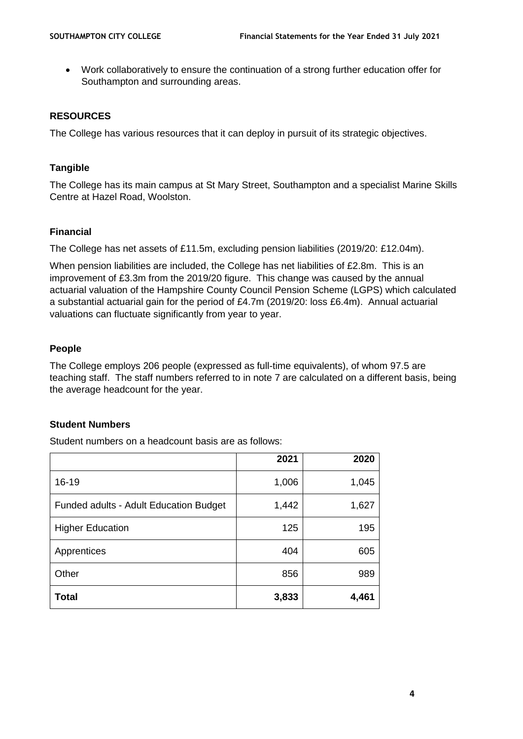- Work collaboratively to ensure the continuation of a strong further education offer for Southampton and surrounding areas.

## RESOURCES

The College has various resources that it can deploy in pursuit of its strategic objectives.

### Tangible

The College has its main campus at St Mary Street, Southampton and a specialist Marine Skills Centre at Hazel Road, Woolston.

### Financial

The College has net assets of £11.5m, excluding pension liabilities (2019/20: £12.04m).

When pension liabilities are included, the College has net liabilities of £2.8m. This is an improvement of £3.3m from the 2019/20 figure. This change was caused by the annual actuarial valuation of the Hampshire County Council Pension Scheme (LGPS) which calculated a substantial actuarial gain for the period of £4.7m (2019/20: loss £6.4m). Annual actuarial valuations can fluctuate significantly from year to year.

### People

The College employs 206 people (expressed as full-time equivalents), of whom 97.5 are teaching staff. The staff numbers referred to in note 7 are calculated on a different basis, being the average headcount for the year.

### Student Numbers

Student numbers on a headcount basis are as follows:

| | 2021 | 2020 |
|---|---|---|
| 16-19 | 1,006 | 1,045 |
| Funded adults - Adult Education Budget | 1,442 | 1,627 |
| Higher Education | 125 | 195 |
| Apprentices | 404 | 605 |
| Other | 856 | 989 |
| **Total** | **3,833** | **4,461** |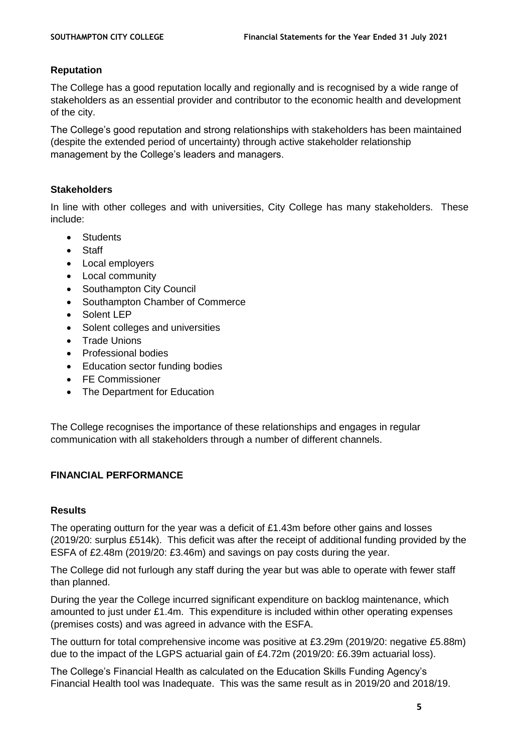### Reputation

The College has a good reputation locally and regionally and is recognised by a wide range of stakeholders as an essential provider and contributor to the economic health and development of the city.

The College's good reputation and strong relationships with stakeholders has been maintained (despite the extended period of uncertainty) through active stakeholder relationship management by the College's leaders and managers.

### Stakeholders

In line with other colleges and with universities, City College has many stakeholders. These include:

- Students
- Staff
- Local employers
- Local community
- Southampton City Council
- Southampton Chamber of Commerce
- Solent LEP
- Solent colleges and universities
- Trade Unions
- Professional bodies
- Education sector funding bodies
- FE Commissioner
- The Department for Education

The College recognises the importance of these relationships and engages in regular communication with all stakeholders through a number of different channels.

## FINANCIAL PERFORMANCE

### Results

The operating outturn for the year was a deficit of £1.43m before other gains and losses (2019/20: surplus £514k). This deficit was after the receipt of additional funding provided by the ESFA of £2.48m (2019/20: £3.46m) and savings on pay costs during the year.

The College did not furlough any staff during the year but was able to operate with fewer staff than planned.

During the year the College incurred significant expenditure on backlog maintenance, which amounted to just under £1.4m. This expenditure is included within other operating expenses (premises costs) and was agreed in advance with the ESFA.

The outturn for total comprehensive income was positive at £3.29m (2019/20: negative £5.88m) due to the impact of the LGPS actuarial gain of £4.72m (2019/20: £6.39m actuarial loss).

The College's Financial Health as calculated on the Education Skills Funding Agency's Financial Health tool was Inadequate. This was the same result as in 2019/20 and 2018/19.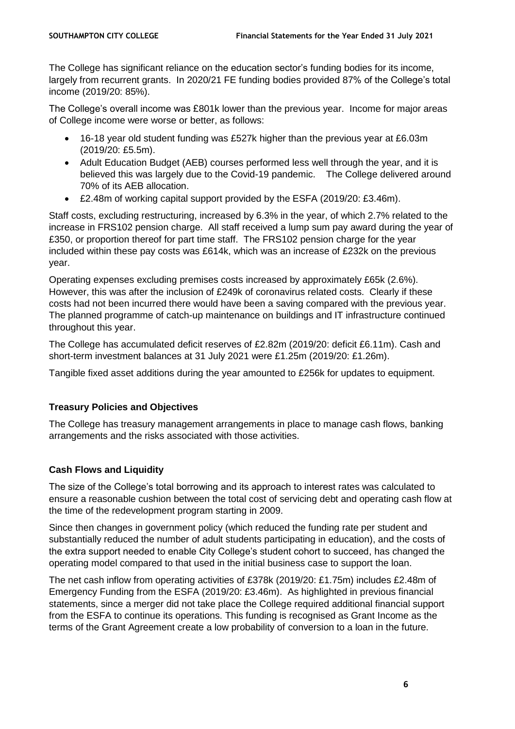The College has significant reliance on the education sector's funding bodies for its income, largely from recurrent grants. In 2020/21 FE funding bodies provided 87% of the College's total income (2019/20: 85%).

The College's overall income was £801k lower than the previous year. Income for major areas of College income were worse or better, as follows:

- 16-18 year old student funding was £527k higher than the previous year at £6.03m (2019/20: £5.5m).
- Adult Education Budget (AEB) courses performed less well through the year, and it is believed this was largely due to the Covid-19 pandemic. The College delivered around 70% of its AEB allocation.
- £2.48m of working capital support provided by the ESFA (2019/20: £3.46m).

Staff costs, excluding restructuring, increased by 6.3% in the year, of which 2.7% related to the increase in FRS102 pension charge. All staff received a lump sum pay award during the year of £350, or proportion thereof for part time staff. The FRS102 pension charge for the year included within these pay costs was £614k, which was an increase of £232k on the previous year.

Operating expenses excluding premises costs increased by approximately £65k (2.6%). However, this was after the inclusion of £249k of coronavirus related costs. Clearly if these costs had not been incurred there would have been a saving compared with the previous year. The planned programme of catch-up maintenance on buildings and IT infrastructure continued throughout this year.

The College has accumulated deficit reserves of £2.82m (2019/20: deficit £6.11m). Cash and short-term investment balances at 31 July 2021 were £1.25m (2019/20: £1.26m).

Tangible fixed asset additions during the year amounted to £256k for updates to equipment.

## Treasury Policies and Objectives

The College has treasury management arrangements in place to manage cash flows, banking arrangements and the risks associated with those activities.

## Cash Flows and Liquidity

The size of the College's total borrowing and its approach to interest rates was calculated to ensure a reasonable cushion between the total cost of servicing debt and operating cash flow at the time of the redevelopment program starting in 2009.

Since then changes in government policy (which reduced the funding rate per student and substantially reduced the number of adult students participating in education), and the costs of the extra support needed to enable City College's student cohort to succeed, has changed the operating model compared to that used in the initial business case to support the loan.

The net cash inflow from operating activities of £378k (2019/20: £1.75m) includes £2.48m of Emergency Funding from the ESFA (2019/20: £3.46m). As highlighted in previous financial statements, since a merger did not take place the College required additional financial support from the ESFA to continue its operations. This funding is recognised as Grant Income as the terms of the Grant Agreement create a low probability of conversion to a loan in the future.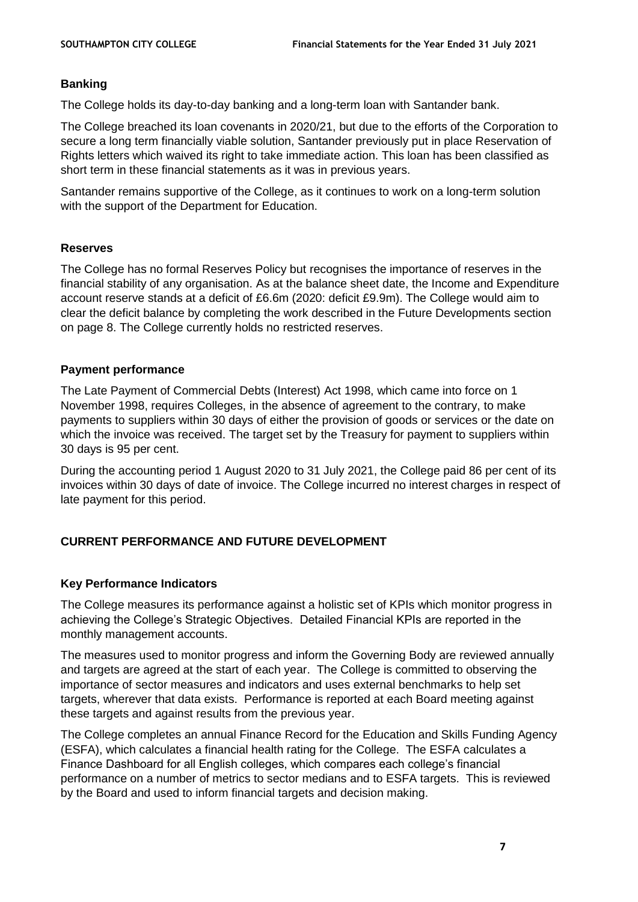## Banking

The College holds its day-to-day banking and a long-term loan with Santander bank.

The College breached its loan covenants in 2020/21, but due to the efforts of the Corporation to secure a long term financially viable solution, Santander previously put in place Reservation of Rights letters which waived its right to take immediate action. This loan has been classified as short term in these financial statements as it was in previous years.

Santander remains supportive of the College, as it continues to work on a long-term solution with the support of the Department for Education.

## Reserves

The College has no formal Reserves Policy but recognises the importance of reserves in the financial stability of any organisation. As at the balance sheet date, the Income and Expenditure account reserve stands at a deficit of £6.6m (2020: deficit £9.9m). The College would aim to clear the deficit balance by completing the work described in the Future Developments section on page 8. The College currently holds no restricted reserves.

## Payment performance

The Late Payment of Commercial Debts (Interest) Act 1998, which came into force on 1 November 1998, requires Colleges, in the absence of agreement to the contrary, to make payments to suppliers within 30 days of either the provision of goods or services or the date on which the invoice was received. The target set by the Treasury for payment to suppliers within 30 days is 95 per cent.

During the accounting period 1 August 2020 to 31 July 2021, the College paid 86 per cent of its invoices within 30 days of date of invoice. The College incurred no interest charges in respect of late payment for this period.

# CURRENT PERFORMANCE AND FUTURE DEVELOPMENT

## Key Performance Indicators

The College measures its performance against a holistic set of KPIs which monitor progress in achieving the College's Strategic Objectives. Detailed Financial KPIs are reported in the monthly management accounts.

The measures used to monitor progress and inform the Governing Body are reviewed annually and targets are agreed at the start of each year. The College is committed to observing the importance of sector measures and indicators and uses external benchmarks to help set targets, wherever that data exists. Performance is reported at each Board meeting against these targets and against results from the previous year.

The College completes an annual Finance Record for the Education and Skills Funding Agency (ESFA), which calculates a financial health rating for the College. The ESFA calculates a Finance Dashboard for all English colleges, which compares each college's financial performance on a number of metrics to sector medians and to ESFA targets. This is reviewed by the Board and used to inform financial targets and decision making.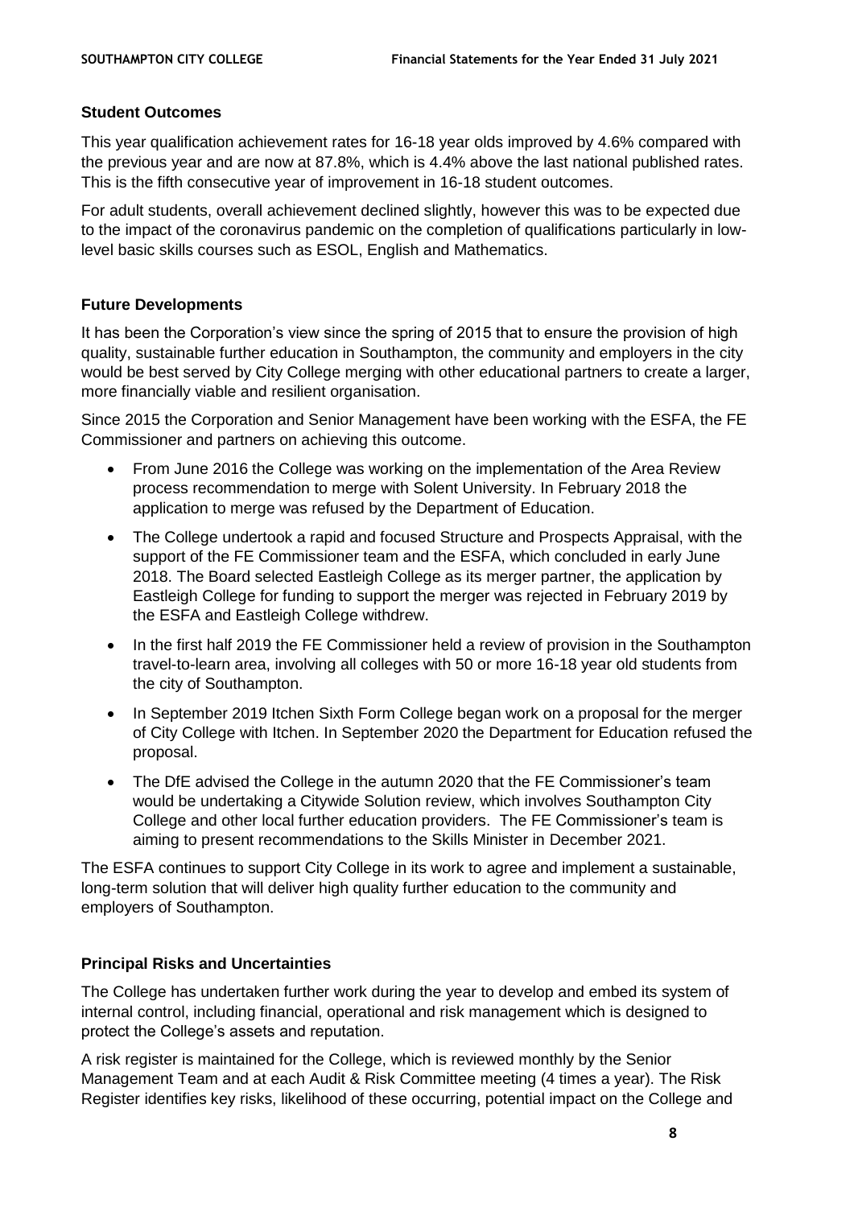## Student Outcomes

This year qualification achievement rates for 16-18 year olds improved by 4.6% compared with the previous year and are now at 87.8%, which is 4.4% above the last national published rates. This is the fifth consecutive year of improvement in 16-18 student outcomes.

For adult students, overall achievement declined slightly, however this was to be expected due to the impact of the coronavirus pandemic on the completion of qualifications particularly in low-level basic skills courses such as ESOL, English and Mathematics.

## Future Developments

It has been the Corporation's view since the spring of 2015 that to ensure the provision of high quality, sustainable further education in Southampton, the community and employers in the city would be best served by City College merging with other educational partners to create a larger, more financially viable and resilient organisation.

Since 2015 the Corporation and Senior Management have been working with the ESFA, the FE Commissioner and partners on achieving this outcome.

- From June 2016 the College was working on the implementation of the Area Review process recommendation to merge with Solent University. In February 2018 the application to merge was refused by the Department of Education.
- The College undertook a rapid and focused Structure and Prospects Appraisal, with the support of the FE Commissioner team and the ESFA, which concluded in early June 2018. The Board selected Eastleigh College as its merger partner, the application by Eastleigh College for funding to support the merger was rejected in February 2019 by the ESFA and Eastleigh College withdrew.
- In the first half 2019 the FE Commissioner held a review of provision in the Southampton travel-to-learn area, involving all colleges with 50 or more 16-18 year old students from the city of Southampton.
- In September 2019 Itchen Sixth Form College began work on a proposal for the merger of City College with Itchen. In September 2020 the Department for Education refused the proposal.
- The DfE advised the College in the autumn 2020 that the FE Commissioner's team would be undertaking a Citywide Solution review, which involves Southampton City College and other local further education providers. The FE Commissioner's team is aiming to present recommendations to the Skills Minister in December 2021.

The ESFA continues to support City College in its work to agree and implement a sustainable, long-term solution that will deliver high quality further education to the community and employers of Southampton.

## Principal Risks and Uncertainties

The College has undertaken further work during the year to develop and embed its system of internal control, including financial, operational and risk management which is designed to protect the College's assets and reputation.

A risk register is maintained for the College, which is reviewed monthly by the Senior Management Team and at each Audit & Risk Committee meeting (4 times a year). The Risk Register identifies key risks, likelihood of these occurring, potential impact on the College and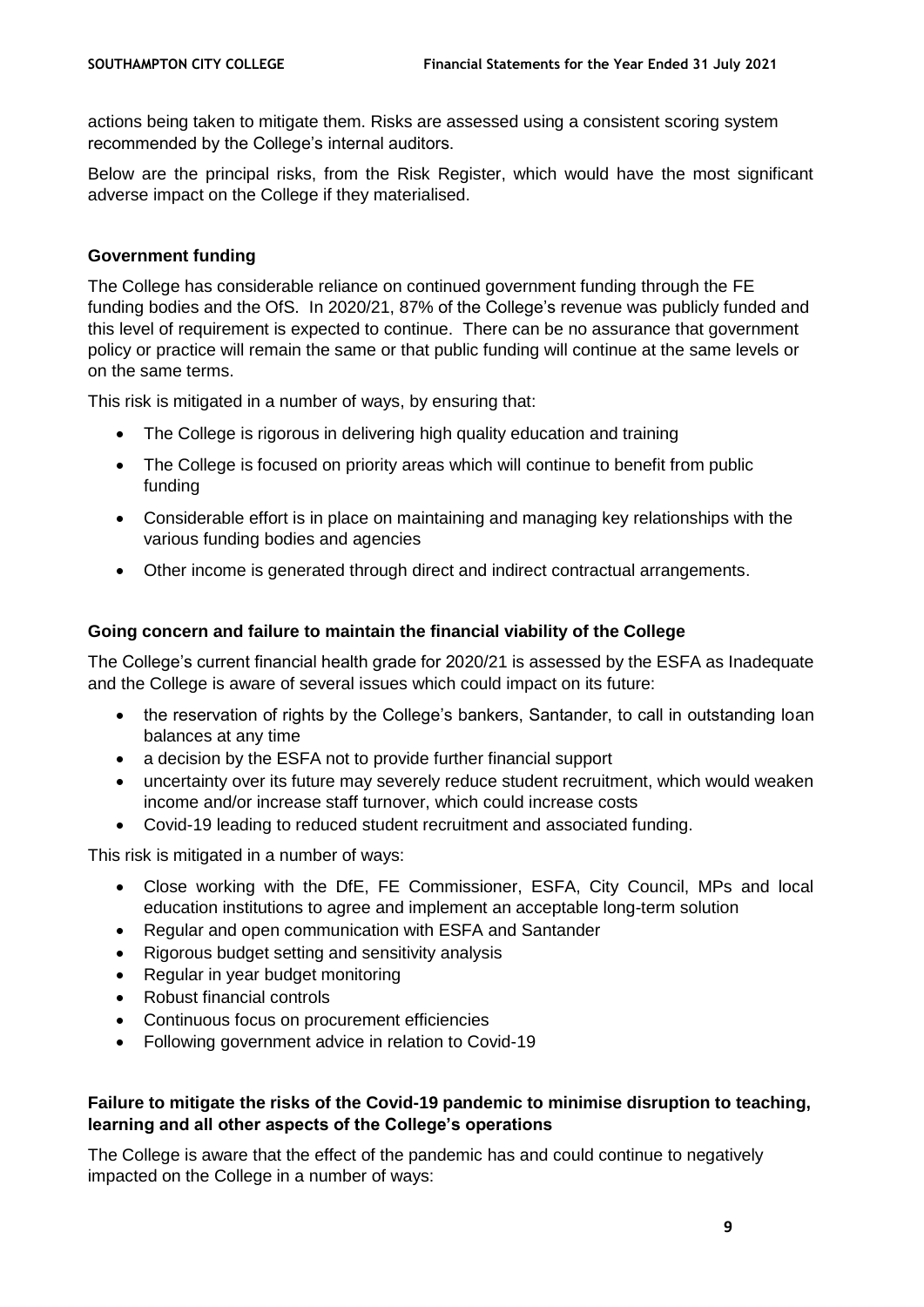actions being taken to mitigate them. Risks are assessed using a consistent scoring system recommended by the College's internal auditors.

Below are the principal risks, from the Risk Register, which would have the most significant adverse impact on the College if they materialised.

**Government funding**

The College has considerable reliance on continued government funding through the FE funding bodies and the OfS. In 2020/21, 87% of the College's revenue was publicly funded and this level of requirement is expected to continue. There can be no assurance that government policy or practice will remain the same or that public funding will continue at the same levels or on the same terms.

This risk is mitigated in a number of ways, by ensuring that:

- The College is rigorous in delivering high quality education and training
- The College is focused on priority areas which will continue to benefit from public funding
- Considerable effort is in place on maintaining and managing key relationships with the various funding bodies and agencies
- Other income is generated through direct and indirect contractual arrangements.

**Going concern and failure to maintain the financial viability of the College**

The College's current financial health grade for 2020/21 is assessed by the ESFA as Inadequate and the College is aware of several issues which could impact on its future:

- the reservation of rights by the College's bankers, Santander, to call in outstanding loan balances at any time
- a decision by the ESFA not to provide further financial support
- uncertainty over its future may severely reduce student recruitment, which would weaken income and/or increase staff turnover, which could increase costs
- Covid-19 leading to reduced student recruitment and associated funding.

This risk is mitigated in a number of ways:

- Close working with the DfE, FE Commissioner, ESFA, City Council, MPs and local education institutions to agree and implement an acceptable long-term solution
- Regular and open communication with ESFA and Santander
- Rigorous budget setting and sensitivity analysis
- Regular in year budget monitoring
- Robust financial controls
- Continuous focus on procurement efficiencies
- Following government advice in relation to Covid-19

**Failure to mitigate the risks of the Covid-19 pandemic to minimise disruption to teaching, learning and all other aspects of the College's operations**

The College is aware that the effect of the pandemic has and could continue to negatively impacted on the College in a number of ways: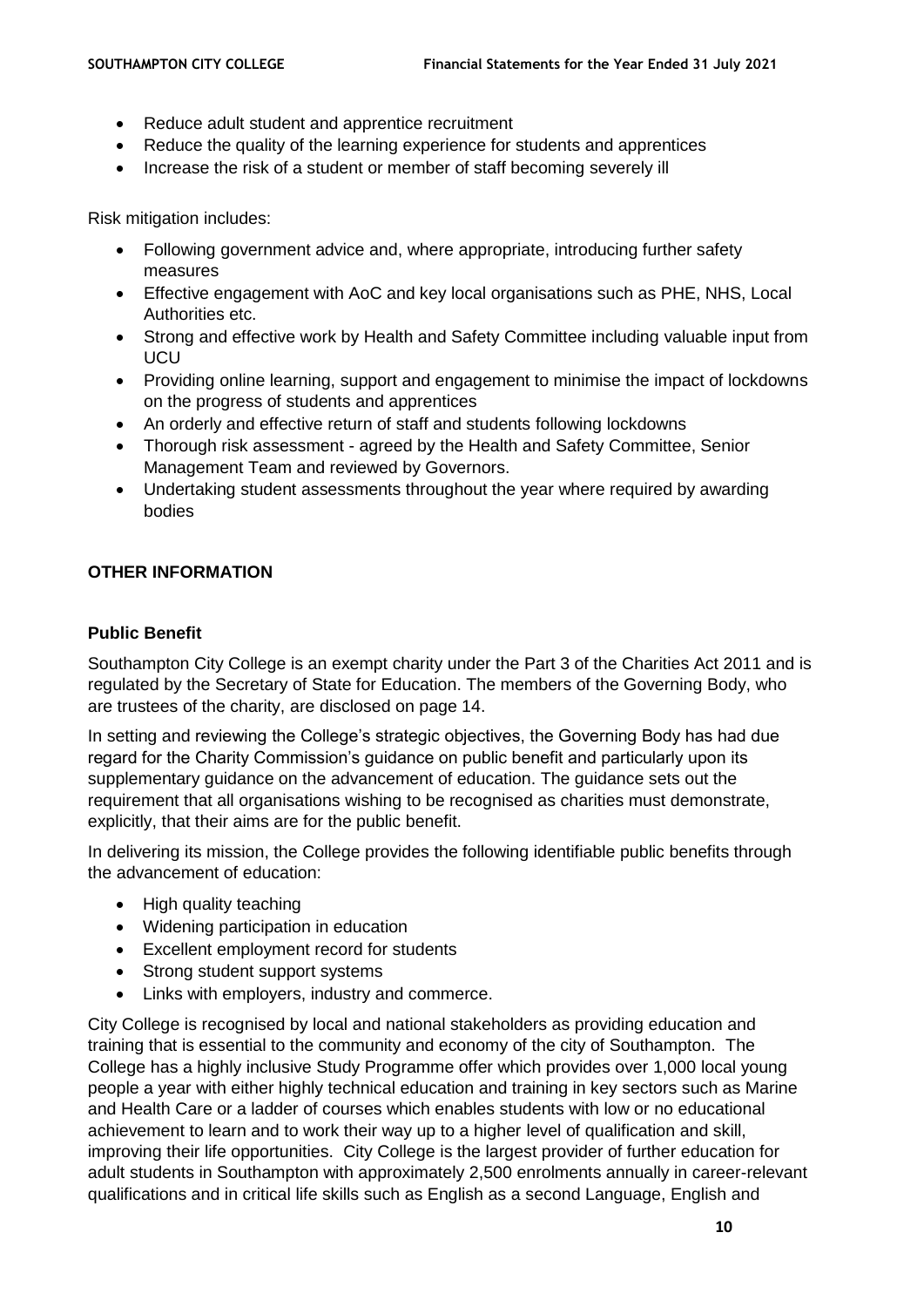- Reduce adult student and apprentice recruitment
- Reduce the quality of the learning experience for students and apprentices
- Increase the risk of a student or member of staff becoming severely ill

Risk mitigation includes:

- Following government advice and, where appropriate, introducing further safety measures
- Effective engagement with AoC and key local organisations such as PHE, NHS, Local Authorities etc.
- Strong and effective work by Health and Safety Committee including valuable input from UCU
- Providing online learning, support and engagement to minimise the impact of lockdowns on the progress of students and apprentices
- An orderly and effective return of staff and students following lockdowns
- Thorough risk assessment - agreed by the Health and Safety Committee, Senior Management Team and reviewed by Governors.
- Undertaking student assessments throughout the year where required by awarding bodies

## OTHER INFORMATION

### Public Benefit

Southampton City College is an exempt charity under the Part 3 of the Charities Act 2011 and is regulated by the Secretary of State for Education. The members of the Governing Body, who are trustees of the charity, are disclosed on page 14.

In setting and reviewing the College's strategic objectives, the Governing Body has had due regard for the Charity Commission's guidance on public benefit and particularly upon its supplementary guidance on the advancement of education. The guidance sets out the requirement that all organisations wishing to be recognised as charities must demonstrate, explicitly, that their aims are for the public benefit.

In delivering its mission, the College provides the following identifiable public benefits through the advancement of education:

- High quality teaching
- Widening participation in education
- Excellent employment record for students
- Strong student support systems
- Links with employers, industry and commerce.

City College is recognised by local and national stakeholders as providing education and training that is essential to the community and economy of the city of Southampton. The College has a highly inclusive Study Programme offer which provides over 1,000 local young people a year with either highly technical education and training in key sectors such as Marine and Health Care or a ladder of courses which enables students with low or no educational achievement to learn and to work their way up to a higher level of qualification and skill, improving their life opportunities. City College is the largest provider of further education for adult students in Southampton with approximately 2,500 enrolments annually in career-relevant qualifications and in critical life skills such as English as a second Language, English and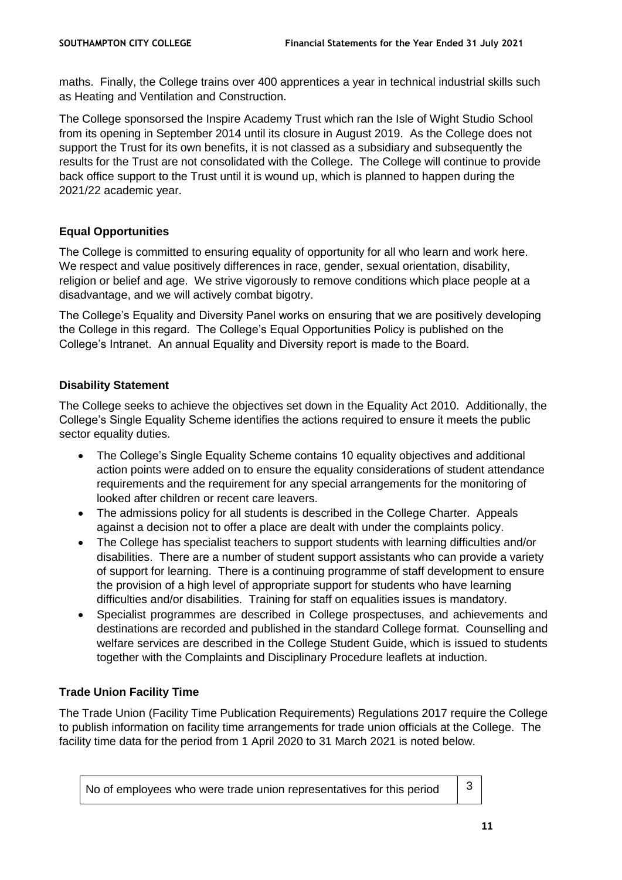maths. Finally, the College trains over 400 apprentices a year in technical industrial skills such as Heating and Ventilation and Construction.

The College sponsorsed the Inspire Academy Trust which ran the Isle of Wight Studio School from its opening in September 2014 until its closure in August 2019. As the College does not support the Trust for its own benefits, it is not classed as a subsidiary and subsequently the results for the Trust are not consolidated with the College. The College will continue to provide back office support to the Trust until it is wound up, which is planned to happen during the 2021/22 academic year.

### Equal Opportunities

The College is committed to ensuring equality of opportunity for all who learn and work here. We respect and value positively differences in race, gender, sexual orientation, disability, religion or belief and age. We strive vigorously to remove conditions which place people at a disadvantage, and we will actively combat bigotry.

The College's Equality and Diversity Panel works on ensuring that we are positively developing the College in this regard. The College's Equal Opportunities Policy is published on the College's Intranet. An annual Equality and Diversity report is made to the Board.

### Disability Statement

The College seeks to achieve the objectives set down in the Equality Act 2010. Additionally, the College's Single Equality Scheme identifies the actions required to ensure it meets the public sector equality duties.

- The College's Single Equality Scheme contains 10 equality objectives and additional action points were added on to ensure the equality considerations of student attendance requirements and the requirement for any special arrangements for the monitoring of looked after children or recent care leavers.
- The admissions policy for all students is described in the College Charter. Appeals against a decision not to offer a place are dealt with under the complaints policy.
- The College has specialist teachers to support students with learning difficulties and/or disabilities. There are a number of student support assistants who can provide a variety of support for learning. There is a continuing programme of staff development to ensure the provision of a high level of appropriate support for students who have learning difficulties and/or disabilities. Training for staff on equalities issues is mandatory.
- Specialist programmes are described in College prospectuses, and achievements and destinations are recorded and published in the standard College format. Counselling and welfare services are described in the College Student Guide, which is issued to students together with the Complaints and Disciplinary Procedure leaflets at induction.

### Trade Union Facility Time

The Trade Union (Facility Time Publication Requirements) Regulations 2017 require the College to publish information on facility time arrangements for trade union officials at the College. The facility time data for the period from 1 April 2020 to 31 March 2021 is noted below.

| | |
|---|---|
| No of employees who were trade union representatives for this period | 3 |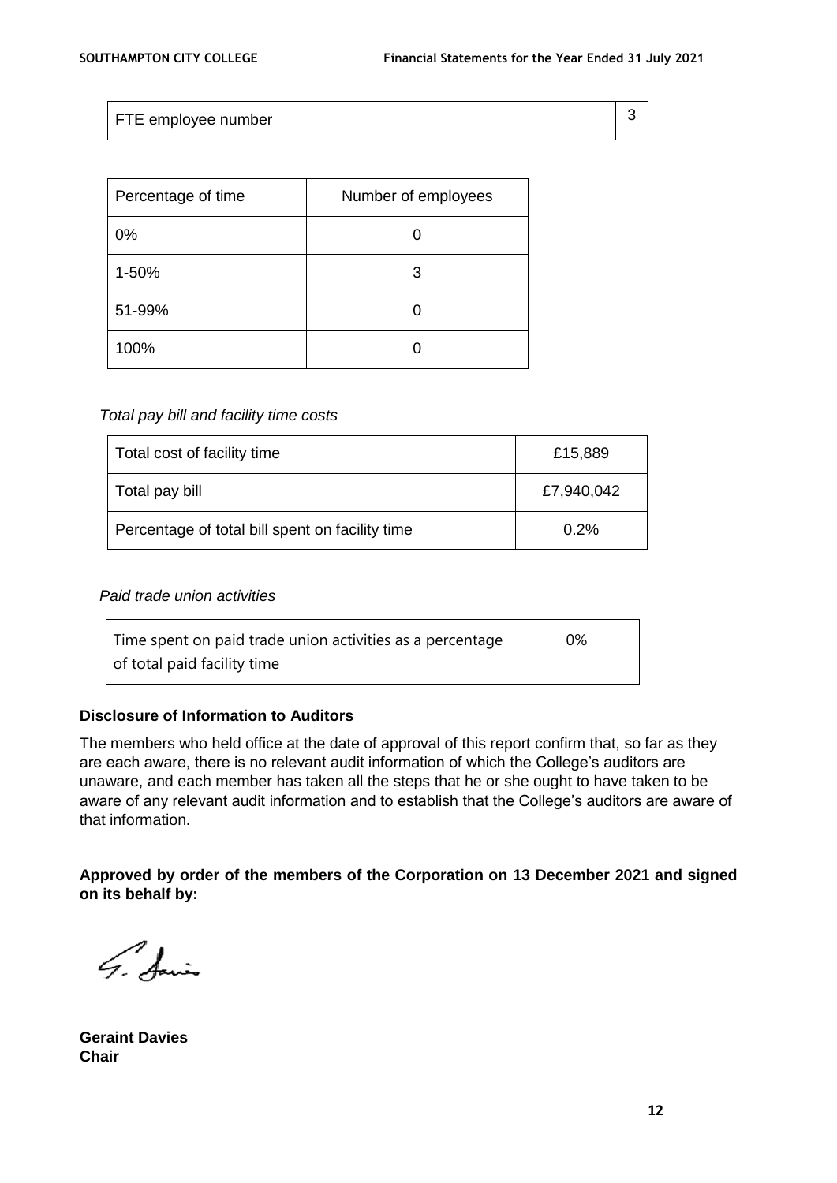| FTE employee number | 3 |
| --- | --- |

| Percentage of time | Number of employees |
| --- | --- |
| 0% | 0 |
| 1-50% | 3 |
| 51-99% | 0 |
| 100% | 0 |

*Total pay bill and facility time costs*

| Total cost of facility time | £15,889 |
| --- | --- |
| Total pay bill | £7,940,042 |
| Percentage of total bill spent on facility time | 0.2% |

*Paid trade union activities*

| Time spent on paid trade union activities as a percentage of total paid facility time | 0% |
| --- | --- |

**Disclosure of Information to Auditors**

The members who held office at the date of approval of this report confirm that, so far as they are each aware, there is no relevant audit information of which the College's auditors are unaware, and each member has taken all the steps that he or she ought to have taken to be aware of any relevant audit information and to establish that the College's auditors are aware of that information.

**Approved by order of the members of the Corporation on 13 December 2021 and signed on its behalf by:**

G. Davies

**Geraint Davies**
**Chair**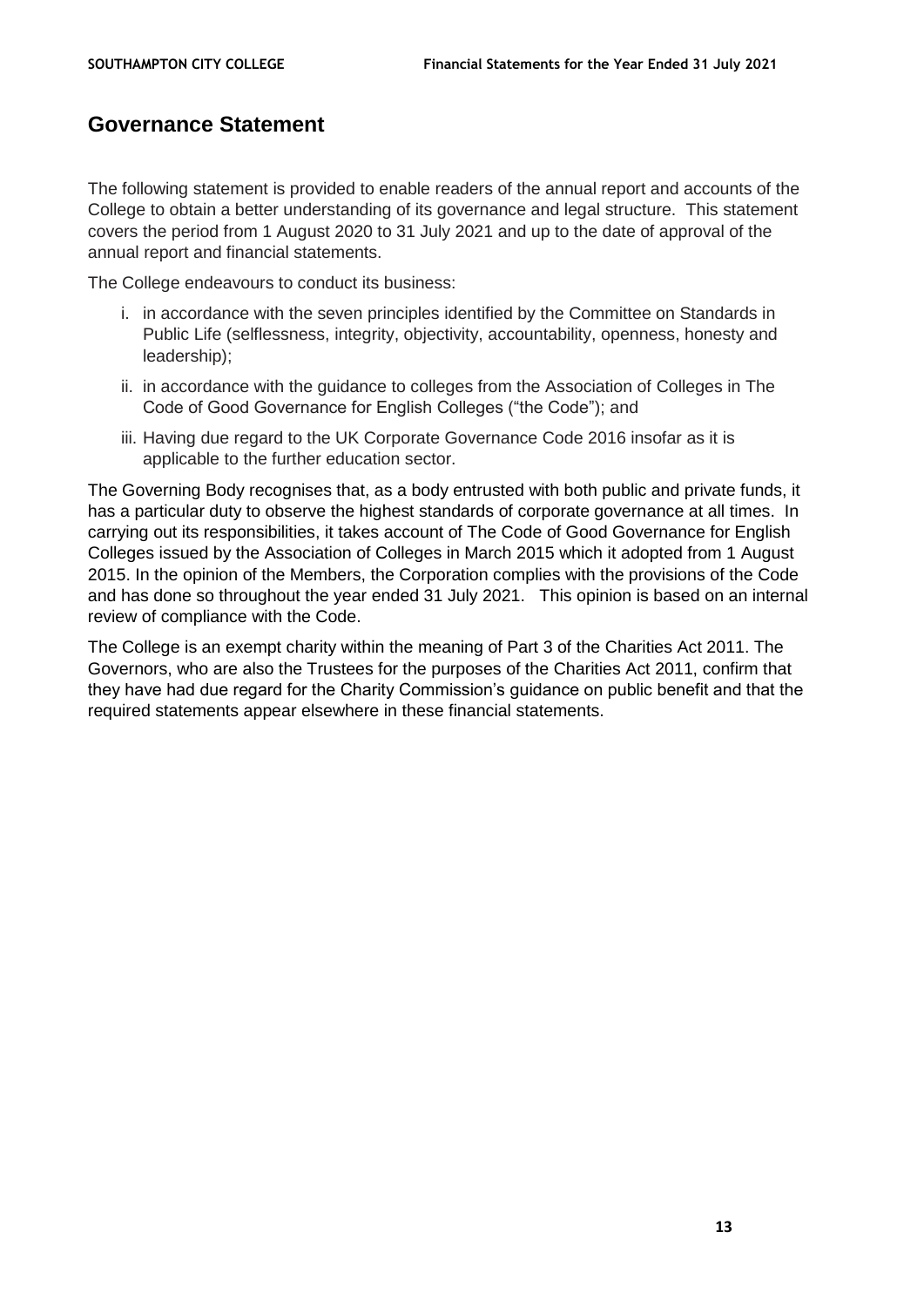## Governance Statement

The following statement is provided to enable readers of the annual report and accounts of the College to obtain a better understanding of its governance and legal structure. This statement covers the period from 1 August 2020 to 31 July 2021 and up to the date of approval of the annual report and financial statements.

The College endeavours to conduct its business:

i. in accordance with the seven principles identified by the Committee on Standards in Public Life (selflessness, integrity, objectivity, accountability, openness, honesty and leadership);

ii. in accordance with the guidance to colleges from the Association of Colleges in The Code of Good Governance for English Colleges ("the Code"); and

iii. Having due regard to the UK Corporate Governance Code 2016 insofar as it is applicable to the further education sector.

The Governing Body recognises that, as a body entrusted with both public and private funds, it has a particular duty to observe the highest standards of corporate governance at all times. In carrying out its responsibilities, it takes account of The Code of Good Governance for English Colleges issued by the Association of Colleges in March 2015 which it adopted from 1 August 2015. In the opinion of the Members, the Corporation complies with the provisions of the Code and has done so throughout the year ended 31 July 2021. This opinion is based on an internal review of compliance with the Code.

The College is an exempt charity within the meaning of Part 3 of the Charities Act 2011. The Governors, who are also the Trustees for the purposes of the Charities Act 2011, confirm that they have had due regard for the Charity Commission's guidance on public benefit and that the required statements appear elsewhere in these financial statements.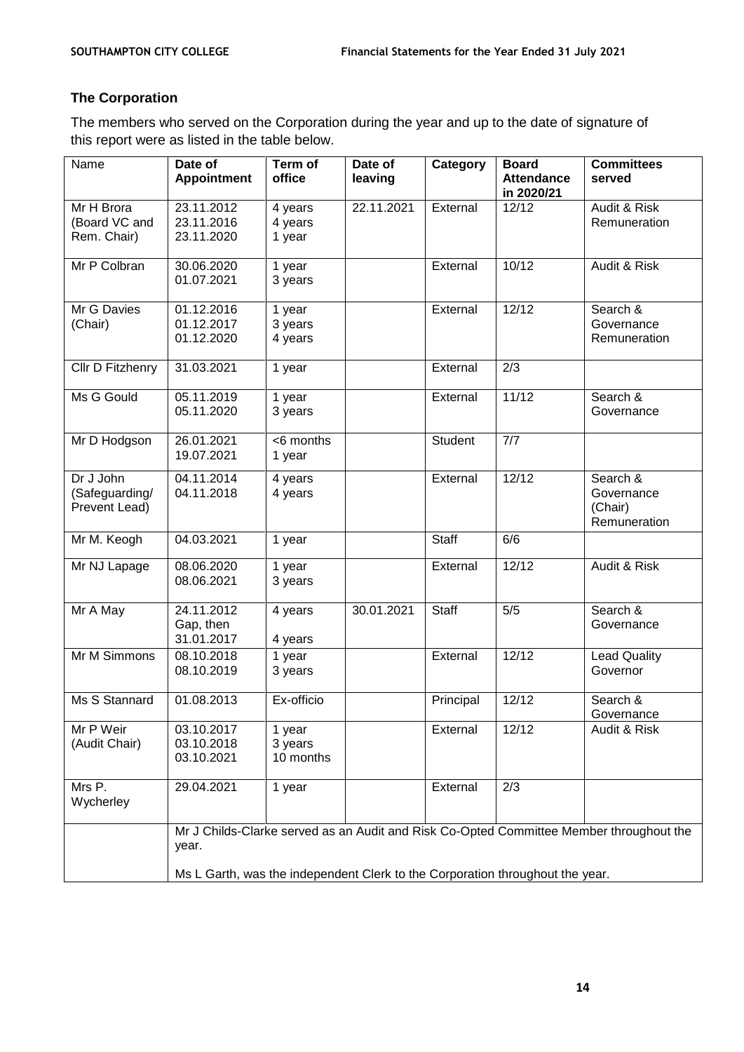## The Corporation

The members who served on the Corporation during the year and up to the date of signature of this report were as listed in the table below.

| Name | Date of Appointment | Term of office | Date of leaving | Category | Board Attendance in 2020/21 | Committees served |
|---|---|---|---|---|---|---|
| Mr H Brora (Board VC and Rem. Chair) | 23.11.2012<br>23.11.2016<br>23.11.2020 | 4 years<br>4 years<br>1 year | 22.11.2021 | External | 12/12 | Audit & Risk<br>Remuneration |
| Mr P Colbran | 30.06.2020<br>01.07.2021 | 1 year<br>3 years | | External | 10/12 | Audit & Risk |
| Mr G Davies (Chair) | 01.12.2016<br>01.12.2017<br>01.12.2020 | 1 year<br>3 years<br>4 years | | External | 12/12 | Search & Governance<br>Remuneration |
| Cllr D Fitzhenry | 31.03.2021 | 1 year | | External | 2/3 | |
| Ms G Gould | 05.11.2019<br>05.11.2020 | 1 year<br>3 years | | External | 11/12 | Search & Governance |
| Mr D Hodgson | 26.01.2021<br>19.07.2021 | <6 months<br>1 year | | Student | 7/7 | |
| Dr J John (Safeguarding/ Prevent Lead) | 04.11.2014<br>04.11.2018 | 4 years<br>4 years | | External | 12/12 | Search & Governance (Chair)<br>Remuneration |
| Mr M. Keogh | 04.03.2021 | 1 year | | Staff | 6/6 | |
| Mr NJ Lapage | 08.06.2020<br>08.06.2021 | 1 year<br>3 years | | External | 12/12 | Audit & Risk |
| Mr A May | 24.11.2012<br>Gap, then<br>31.01.2017 | 4 years<br><br>4 years | 30.01.2021 | Staff | 5/5 | Search & Governance |
| Mr M Simmons | 08.10.2018<br>08.10.2019 | 1 year<br>3 years | | External | 12/12 | Lead Quality Governor |
| Ms S Stannard | 01.08.2013 | Ex-officio | | Principal | 12/12 | Search & Governance |
| Mr P Weir (Audit Chair) | 03.10.2017<br>03.10.2018<br>03.10.2021 | 1 year<br>3 years<br>10 months | | External | 12/12 | Audit & Risk |
| Mrs P. Wycherley | 29.04.2021 | 1 year | | External | 2/3 | |
| | Mr J Childs-Clarke served as an Audit and Risk Co-Opted Committee Member throughout the year.<br><br>Ms L Garth, was the independent Clerk to the Corporation throughout the year. | | | | | |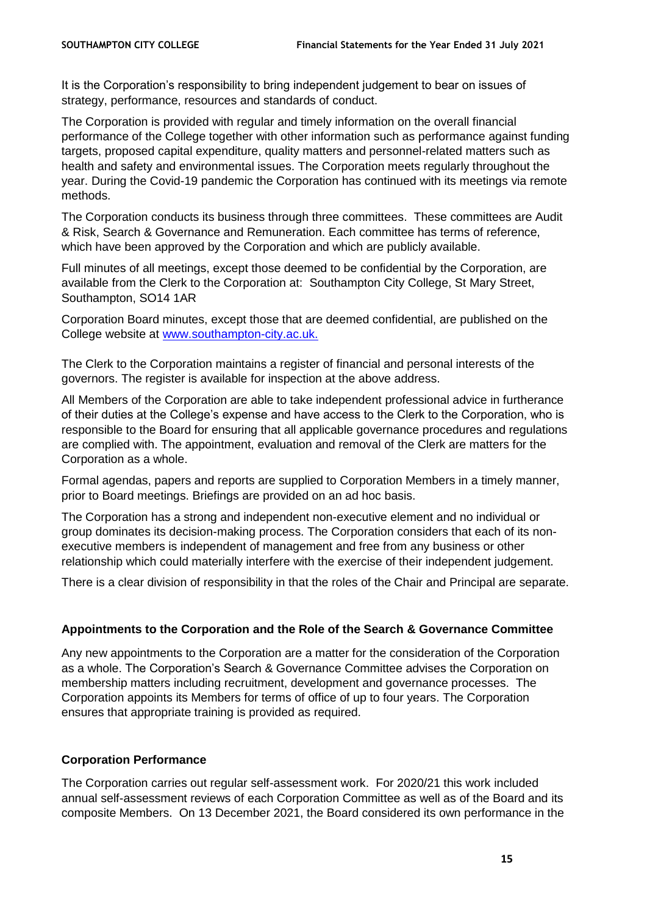It is the Corporation's responsibility to bring independent judgement to bear on issues of strategy, performance, resources and standards of conduct.

The Corporation is provided with regular and timely information on the overall financial performance of the College together with other information such as performance against funding targets, proposed capital expenditure, quality matters and personnel-related matters such as health and safety and environmental issues. The Corporation meets regularly throughout the year. During the Covid-19 pandemic the Corporation has continued with its meetings via remote methods.

The Corporation conducts its business through three committees. These committees are Audit & Risk, Search & Governance and Remuneration. Each committee has terms of reference, which have been approved by the Corporation and which are publicly available.

Full minutes of all meetings, except those deemed to be confidential by the Corporation, are available from the Clerk to the Corporation at: Southampton City College, St Mary Street, Southampton, SO14 1AR

Corporation Board minutes, except those that are deemed confidential, are published on the College website at www.southampton-city.ac.uk.

The Clerk to the Corporation maintains a register of financial and personal interests of the governors. The register is available for inspection at the above address.

All Members of the Corporation are able to take independent professional advice in furtherance of their duties at the College's expense and have access to the Clerk to the Corporation, who is responsible to the Board for ensuring that all applicable governance procedures and regulations are complied with. The appointment, evaluation and removal of the Clerk are matters for the Corporation as a whole.

Formal agendas, papers and reports are supplied to Corporation Members in a timely manner, prior to Board meetings. Briefings are provided on an ad hoc basis.

The Corporation has a strong and independent non-executive element and no individual or group dominates its decision-making process. The Corporation considers that each of its non-executive members is independent of management and free from any business or other relationship which could materially interfere with the exercise of their independent judgement.

There is a clear division of responsibility in that the roles of the Chair and Principal are separate.

### Appointments to the Corporation and the Role of the Search & Governance Committee

Any new appointments to the Corporation are a matter for the consideration of the Corporation as a whole. The Corporation's Search & Governance Committee advises the Corporation on membership matters including recruitment, development and governance processes. The Corporation appoints its Members for terms of office of up to four years. The Corporation ensures that appropriate training is provided as required.

### Corporation Performance

The Corporation carries out regular self-assessment work. For 2020/21 this work included annual self-assessment reviews of each Corporation Committee as well as of the Board and its composite Members. On 13 December 2021, the Board considered its own performance in the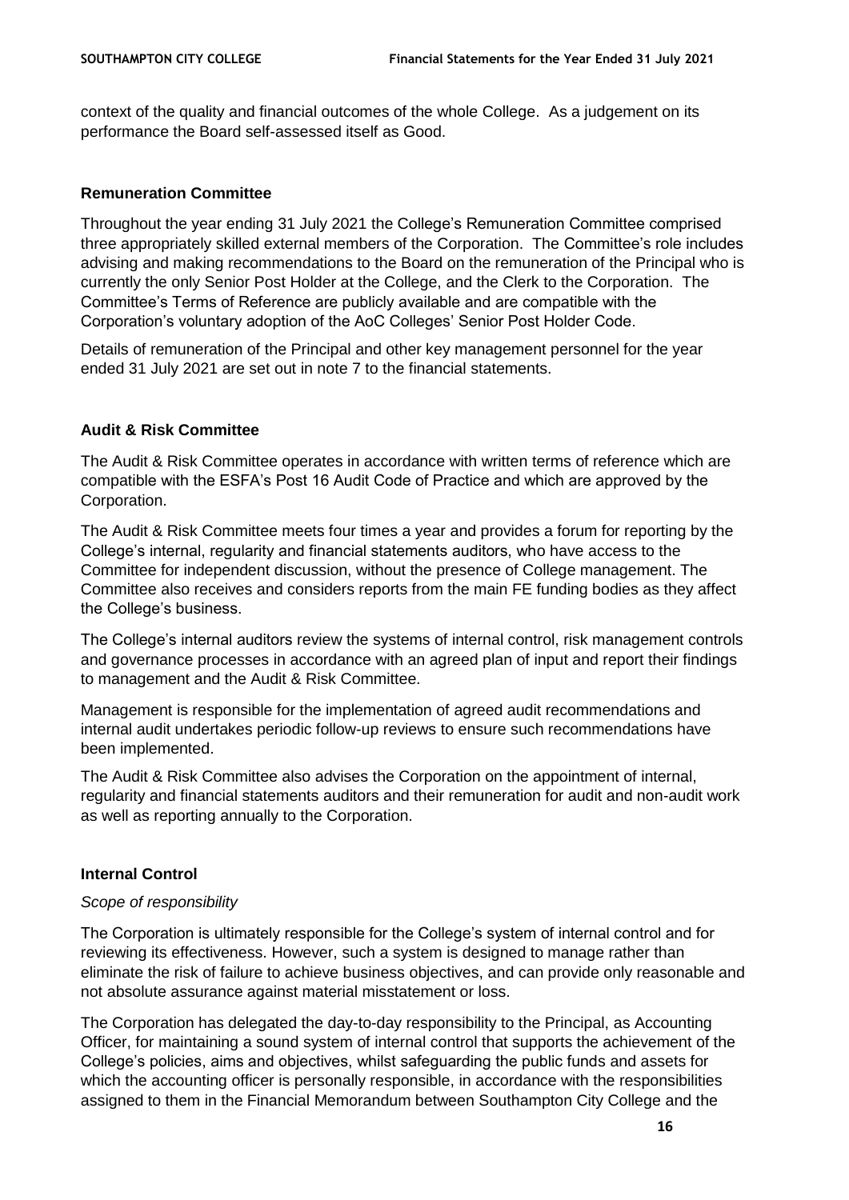context of the quality and financial outcomes of the whole College. As a judgement on its performance the Board self-assessed itself as Good.

## Remuneration Committee

Throughout the year ending 31 July 2021 the College's Remuneration Committee comprised three appropriately skilled external members of the Corporation. The Committee's role includes advising and making recommendations to the Board on the remuneration of the Principal who is currently the only Senior Post Holder at the College, and the Clerk to the Corporation. The Committee's Terms of Reference are publicly available and are compatible with the Corporation's voluntary adoption of the AoC Colleges' Senior Post Holder Code.

Details of remuneration of the Principal and other key management personnel for the year ended 31 July 2021 are set out in note 7 to the financial statements.

## Audit & Risk Committee

The Audit & Risk Committee operates in accordance with written terms of reference which are compatible with the ESFA's Post 16 Audit Code of Practice and which are approved by the Corporation.

The Audit & Risk Committee meets four times a year and provides a forum for reporting by the College's internal, regularity and financial statements auditors, who have access to the Committee for independent discussion, without the presence of College management. The Committee also receives and considers reports from the main FE funding bodies as they affect the College's business.

The College's internal auditors review the systems of internal control, risk management controls and governance processes in accordance with an agreed plan of input and report their findings to management and the Audit & Risk Committee.

Management is responsible for the implementation of agreed audit recommendations and internal audit undertakes periodic follow-up reviews to ensure such recommendations have been implemented.

The Audit & Risk Committee also advises the Corporation on the appointment of internal, regularity and financial statements auditors and their remuneration for audit and non-audit work as well as reporting annually to the Corporation.

## Internal Control

*Scope of responsibility*

The Corporation is ultimately responsible for the College's system of internal control and for reviewing its effectiveness. However, such a system is designed to manage rather than eliminate the risk of failure to achieve business objectives, and can provide only reasonable and not absolute assurance against material misstatement or loss.

The Corporation has delegated the day-to-day responsibility to the Principal, as Accounting Officer, for maintaining a sound system of internal control that supports the achievement of the College's policies, aims and objectives, whilst safeguarding the public funds and assets for which the accounting officer is personally responsible, in accordance with the responsibilities assigned to them in the Financial Memorandum between Southampton City College and the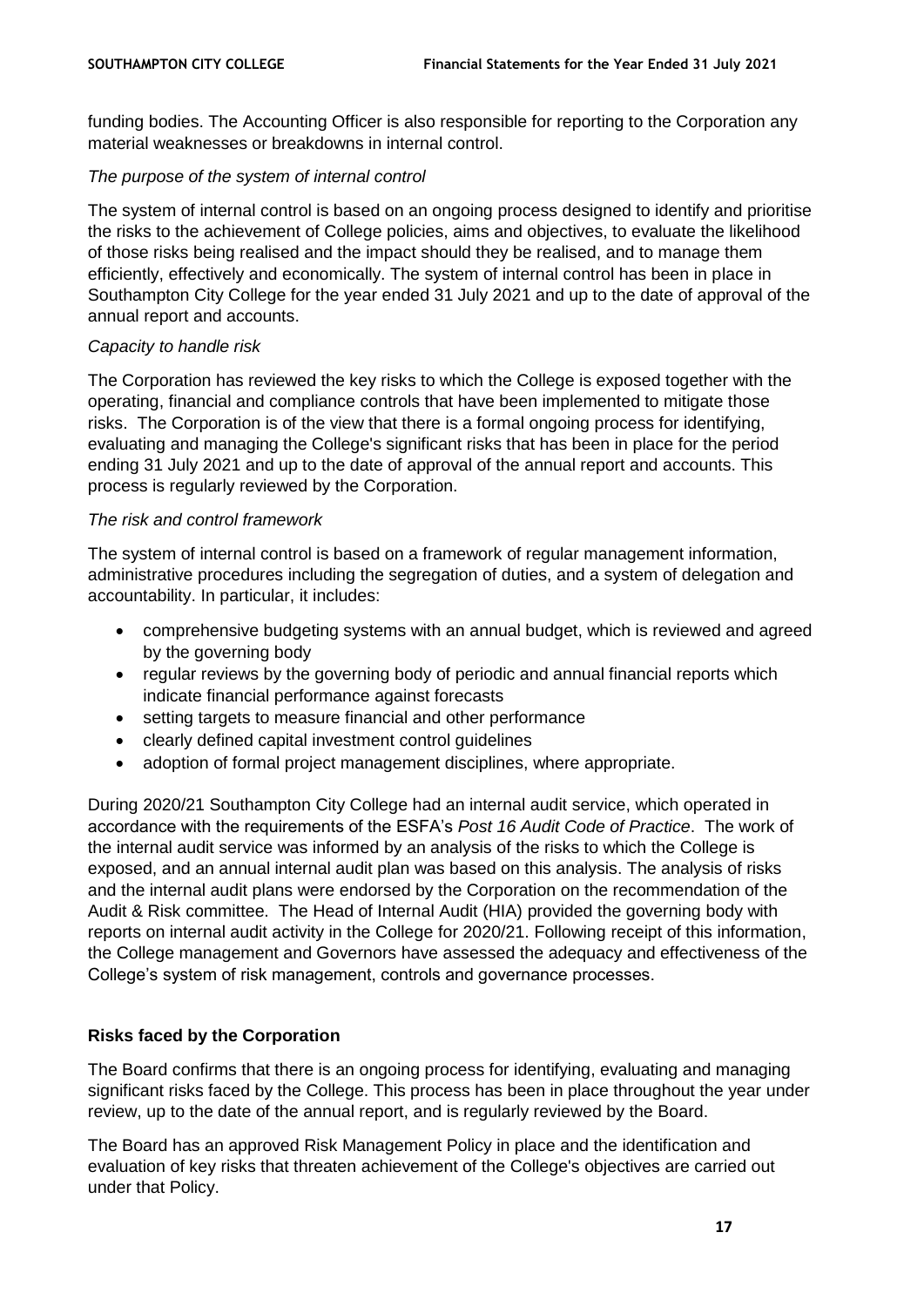funding bodies. The Accounting Officer is also responsible for reporting to the Corporation any material weaknesses or breakdowns in internal control.

*The purpose of the system of internal control*

The system of internal control is based on an ongoing process designed to identify and prioritise the risks to the achievement of College policies, aims and objectives, to evaluate the likelihood of those risks being realised and the impact should they be realised, and to manage them efficiently, effectively and economically. The system of internal control has been in place in Southampton City College for the year ended 31 July 2021 and up to the date of approval of the annual report and accounts.

*Capacity to handle risk*

The Corporation has reviewed the key risks to which the College is exposed together with the operating, financial and compliance controls that have been implemented to mitigate those risks. The Corporation is of the view that there is a formal ongoing process for identifying, evaluating and managing the College's significant risks that has been in place for the period ending 31 July 2021 and up to the date of approval of the annual report and accounts. This process is regularly reviewed by the Corporation.

*The risk and control framework*

The system of internal control is based on a framework of regular management information, administrative procedures including the segregation of duties, and a system of delegation and accountability. In particular, it includes:

- comprehensive budgeting systems with an annual budget, which is reviewed and agreed by the governing body
- regular reviews by the governing body of periodic and annual financial reports which indicate financial performance against forecasts
- setting targets to measure financial and other performance
- clearly defined capital investment control guidelines
- adoption of formal project management disciplines, where appropriate.

During 2020/21 Southampton City College had an internal audit service, which operated in accordance with the requirements of the ESFA's *Post 16 Audit Code of Practice*. The work of the internal audit service was informed by an analysis of the risks to which the College is exposed, and an annual internal audit plan was based on this analysis. The analysis of risks and the internal audit plans were endorsed by the Corporation on the recommendation of the Audit & Risk committee. The Head of Internal Audit (HIA) provided the governing body with reports on internal audit activity in the College for 2020/21. Following receipt of this information, the College management and Governors have assessed the adequacy and effectiveness of the College's system of risk management, controls and governance processes.

**Risks faced by the Corporation**

The Board confirms that there is an ongoing process for identifying, evaluating and managing significant risks faced by the College. This process has been in place throughout the year under review, up to the date of the annual report, and is regularly reviewed by the Board.

The Board has an approved Risk Management Policy in place and the identification and evaluation of key risks that threaten achievement of the College's objectives are carried out under that Policy.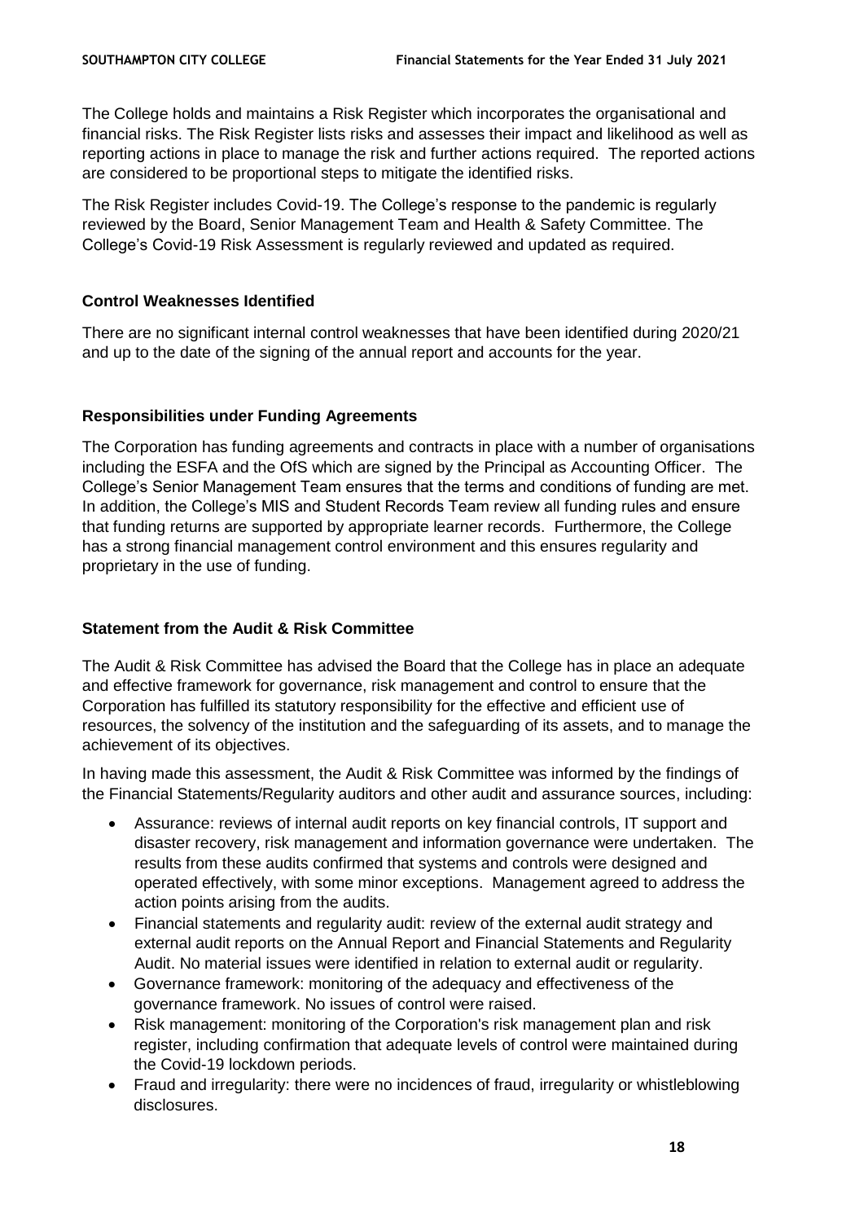The College holds and maintains a Risk Register which incorporates the organisational and financial risks. The Risk Register lists risks and assesses their impact and likelihood as well as reporting actions in place to manage the risk and further actions required. The reported actions are considered to be proportional steps to mitigate the identified risks.

The Risk Register includes Covid-19. The College's response to the pandemic is regularly reviewed by the Board, Senior Management Team and Health & Safety Committee. The College's Covid-19 Risk Assessment is regularly reviewed and updated as required.

**Control Weaknesses Identified**

There are no significant internal control weaknesses that have been identified during 2020/21 and up to the date of the signing of the annual report and accounts for the year.

**Responsibilities under Funding Agreements**

The Corporation has funding agreements and contracts in place with a number of organisations including the ESFA and the OfS which are signed by the Principal as Accounting Officer. The College's Senior Management Team ensures that the terms and conditions of funding are met. In addition, the College's MIS and Student Records Team review all funding rules and ensure that funding returns are supported by appropriate learner records. Furthermore, the College has a strong financial management control environment and this ensures regularity and proprietary in the use of funding.

**Statement from the Audit & Risk Committee**

The Audit & Risk Committee has advised the Board that the College has in place an adequate and effective framework for governance, risk management and control to ensure that the Corporation has fulfilled its statutory responsibility for the effective and efficient use of resources, the solvency of the institution and the safeguarding of its assets, and to manage the achievement of its objectives.

In having made this assessment, the Audit & Risk Committee was informed by the findings of the Financial Statements/Regularity auditors and other audit and assurance sources, including:

- Assurance: reviews of internal audit reports on key financial controls, IT support and disaster recovery, risk management and information governance were undertaken. The results from these audits confirmed that systems and controls were designed and operated effectively, with some minor exceptions. Management agreed to address the action points arising from the audits.
- Financial statements and regularity audit: review of the external audit strategy and external audit reports on the Annual Report and Financial Statements and Regularity Audit. No material issues were identified in relation to external audit or regularity.
- Governance framework: monitoring of the adequacy and effectiveness of the governance framework. No issues of control were raised.
- Risk management: monitoring of the Corporation's risk management plan and risk register, including confirmation that adequate levels of control were maintained during the Covid-19 lockdown periods.
- Fraud and irregularity: there were no incidences of fraud, irregularity or whistleblowing disclosures.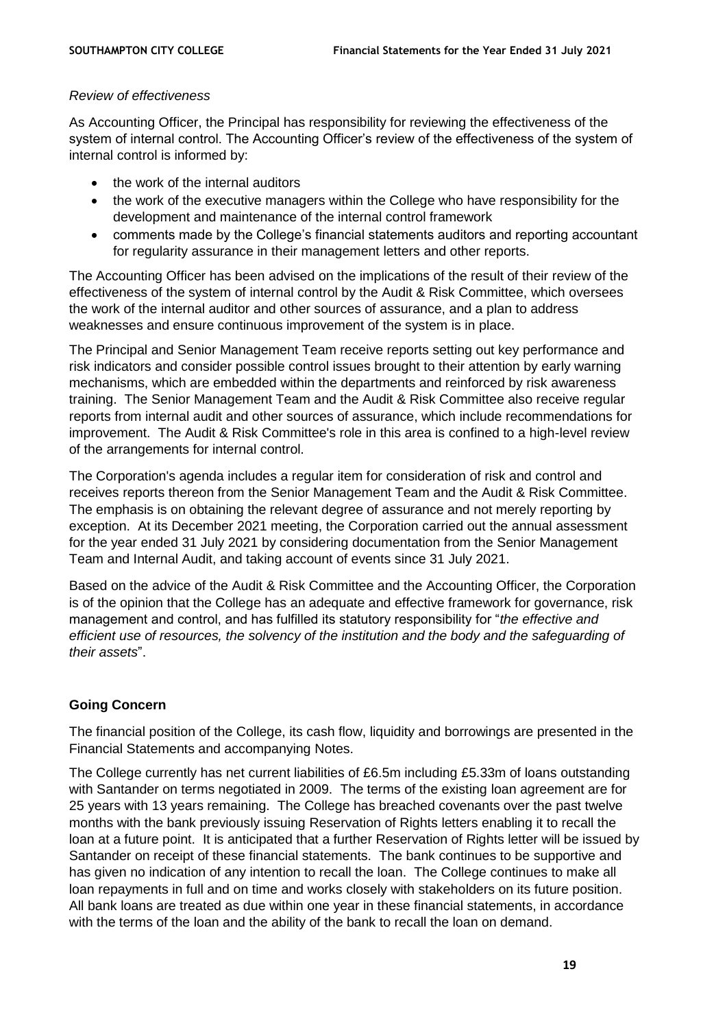*Review of effectiveness*

As Accounting Officer, the Principal has responsibility for reviewing the effectiveness of the system of internal control. The Accounting Officer's review of the effectiveness of the system of internal control is informed by:

- the work of the internal auditors
- the work of the executive managers within the College who have responsibility for the development and maintenance of the internal control framework
- comments made by the College's financial statements auditors and reporting accountant for regularity assurance in their management letters and other reports.

The Accounting Officer has been advised on the implications of the result of their review of the effectiveness of the system of internal control by the Audit & Risk Committee, which oversees the work of the internal auditor and other sources of assurance, and a plan to address weaknesses and ensure continuous improvement of the system is in place.

The Principal and Senior Management Team receive reports setting out key performance and risk indicators and consider possible control issues brought to their attention by early warning mechanisms, which are embedded within the departments and reinforced by risk awareness training. The Senior Management Team and the Audit & Risk Committee also receive regular reports from internal audit and other sources of assurance, which include recommendations for improvement. The Audit & Risk Committee's role in this area is confined to a high-level review of the arrangements for internal control.

The Corporation's agenda includes a regular item for consideration of risk and control and receives reports thereon from the Senior Management Team and the Audit & Risk Committee. The emphasis is on obtaining the relevant degree of assurance and not merely reporting by exception. At its December 2021 meeting, the Corporation carried out the annual assessment for the year ended 31 July 2021 by considering documentation from the Senior Management Team and Internal Audit, and taking account of events since 31 July 2021.

Based on the advice of the Audit & Risk Committee and the Accounting Officer, the Corporation is of the opinion that the College has an adequate and effective framework for governance, risk management and control, and has fulfilled its statutory responsibility for "*the effective and efficient use of resources, the solvency of the institution and the body and the safeguarding of their assets*".

## Going Concern

The financial position of the College, its cash flow, liquidity and borrowings are presented in the Financial Statements and accompanying Notes.

The College currently has net current liabilities of £6.5m including £5.33m of loans outstanding with Santander on terms negotiated in 2009. The terms of the existing loan agreement are for 25 years with 13 years remaining. The College has breached covenants over the past twelve months with the bank previously issuing Reservation of Rights letters enabling it to recall the loan at a future point. It is anticipated that a further Reservation of Rights letter will be issued by Santander on receipt of these financial statements. The bank continues to be supportive and has given no indication of any intention to recall the loan. The College continues to make all loan repayments in full and on time and works closely with stakeholders on its future position. All bank loans are treated as due within one year in these financial statements, in accordance with the terms of the loan and the ability of the bank to recall the loan on demand.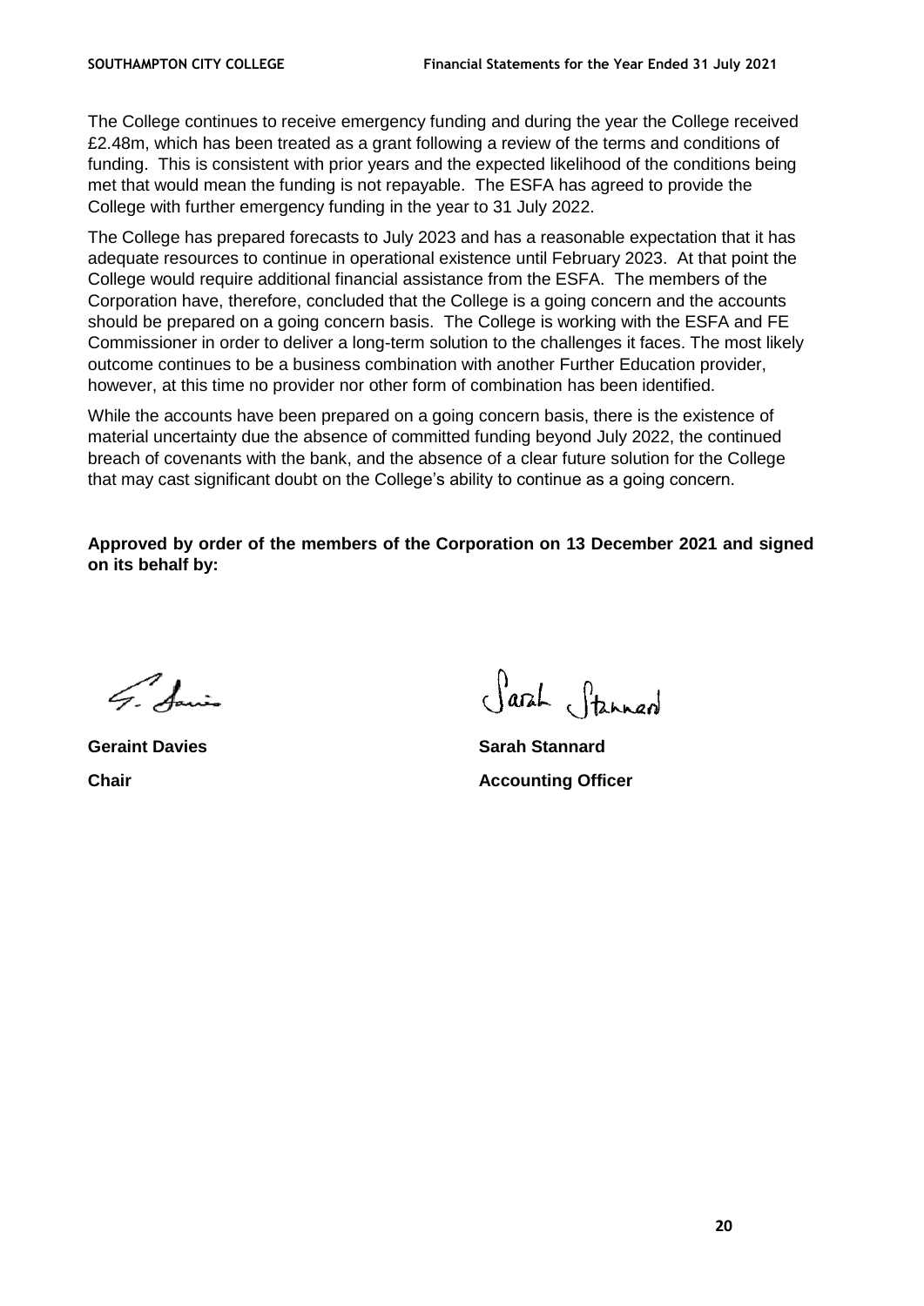The College continues to receive emergency funding and during the year the College received £2.48m, which has been treated as a grant following a review of the terms and conditions of funding. This is consistent with prior years and the expected likelihood of the conditions being met that would mean the funding is not repayable. The ESFA has agreed to provide the College with further emergency funding in the year to 31 July 2022.

The College has prepared forecasts to July 2023 and has a reasonable expectation that it has adequate resources to continue in operational existence until February 2023. At that point the College would require additional financial assistance from the ESFA. The members of the Corporation have, therefore, concluded that the College is a going concern and the accounts should be prepared on a going concern basis. The College is working with the ESFA and FE Commissioner in order to deliver a long-term solution to the challenges it faces. The most likely outcome continues to be a business combination with another Further Education provider, however, at this time no provider nor other form of combination has been identified.

While the accounts have been prepared on a going concern basis, there is the existence of material uncertainty due the absence of committed funding beyond July 2022, the continued breach of covenants with the bank, and the absence of a clear future solution for the College that may cast significant doubt on the College's ability to continue as a going concern.

**Approved by order of the members of the Corporation on 13 December 2021 and signed on its behalf by:**

| | |
|---|---|
| **Geraint Davies** | **Sarah Stannard** |
| **Chair** | **Accounting Officer** |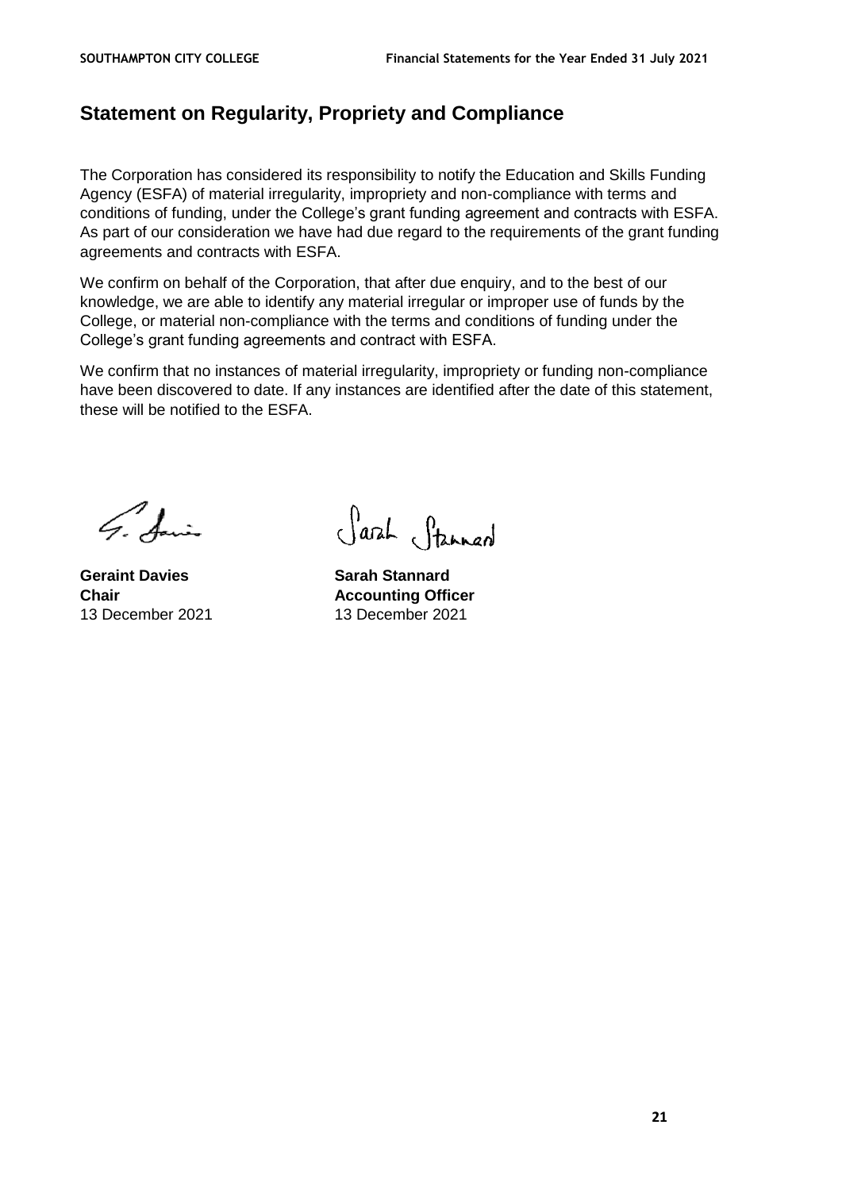## Statement on Regularity, Propriety and Compliance

The Corporation has considered its responsibility to notify the Education and Skills Funding Agency (ESFA) of material irregularity, impropriety and non-compliance with terms and conditions of funding, under the College's grant funding agreement and contracts with ESFA. As part of our consideration we have had due regard to the requirements of the grant funding agreements and contracts with ESFA.

We confirm on behalf of the Corporation, that after due enquiry, and to the best of our knowledge, we are able to identify any material irregular or improper use of funds by the College, or material non-compliance with the terms and conditions of funding under the College's grant funding agreements and contract with ESFA.

We confirm that no instances of material irregularity, impropriety or funding non-compliance have been discovered to date. If any instances are identified after the date of this statement, these will be notified to the ESFA.

**Geraint Davies**
**Chair**
13 December 2021

**Sarah Stannard**
**Accounting Officer**
13 December 2021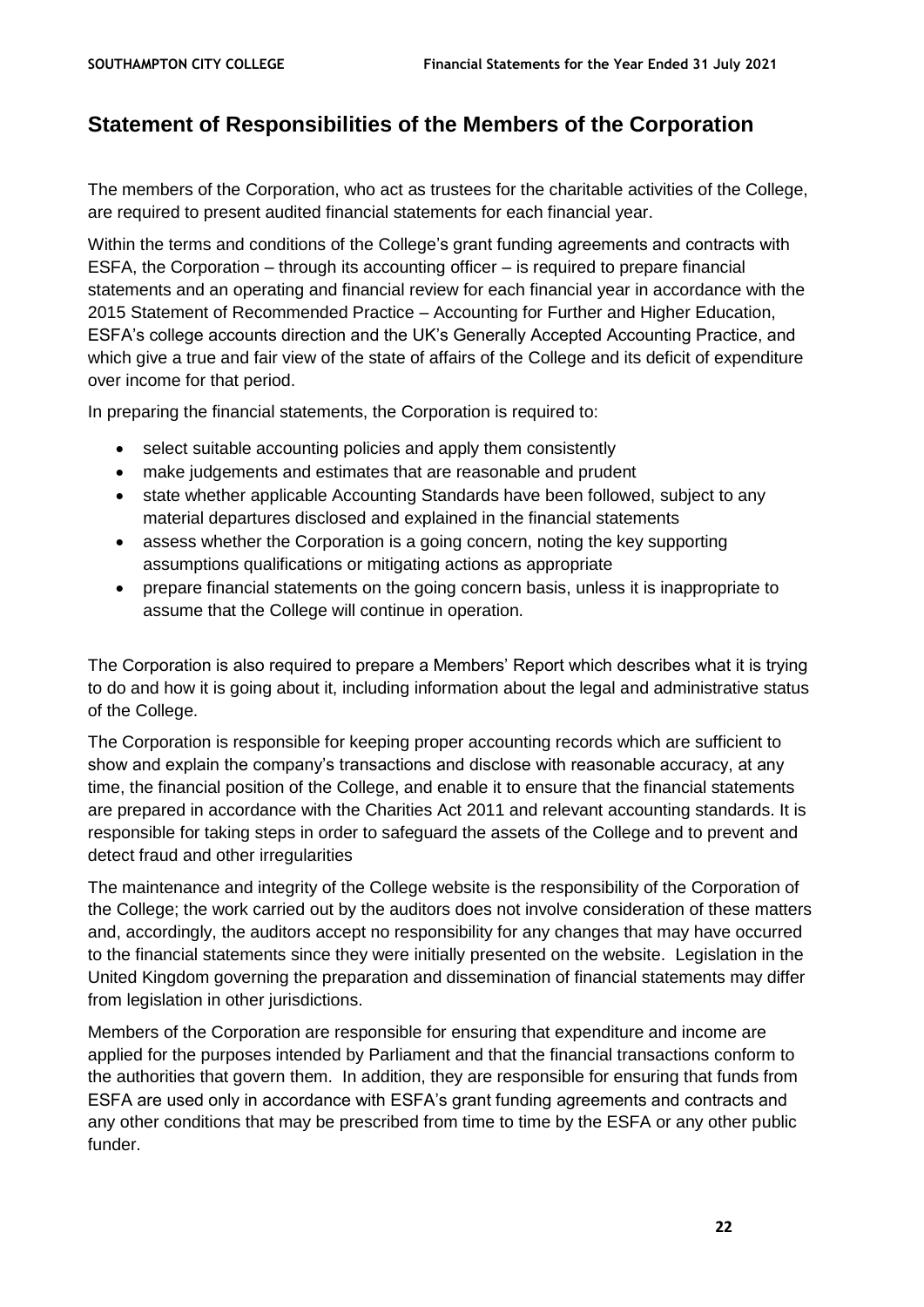# Statement of Responsibilities of the Members of the Corporation

The members of the Corporation, who act as trustees for the charitable activities of the College, are required to present audited financial statements for each financial year.

Within the terms and conditions of the College's grant funding agreements and contracts with ESFA, the Corporation – through its accounting officer – is required to prepare financial statements and an operating and financial review for each financial year in accordance with the 2015 Statement of Recommended Practice – Accounting for Further and Higher Education, ESFA's college accounts direction and the UK's Generally Accepted Accounting Practice, and which give a true and fair view of the state of affairs of the College and its deficit of expenditure over income for that period.

In preparing the financial statements, the Corporation is required to:

- select suitable accounting policies and apply them consistently
- make judgements and estimates that are reasonable and prudent
- state whether applicable Accounting Standards have been followed, subject to any material departures disclosed and explained in the financial statements
- assess whether the Corporation is a going concern, noting the key supporting assumptions qualifications or mitigating actions as appropriate
- prepare financial statements on the going concern basis, unless it is inappropriate to assume that the College will continue in operation.

The Corporation is also required to prepare a Members' Report which describes what it is trying to do and how it is going about it, including information about the legal and administrative status of the College.

The Corporation is responsible for keeping proper accounting records which are sufficient to show and explain the company's transactions and disclose with reasonable accuracy, at any time, the financial position of the College, and enable it to ensure that the financial statements are prepared in accordance with the Charities Act 2011 and relevant accounting standards. It is responsible for taking steps in order to safeguard the assets of the College and to prevent and detect fraud and other irregularities

The maintenance and integrity of the College website is the responsibility of the Corporation of the College; the work carried out by the auditors does not involve consideration of these matters and, accordingly, the auditors accept no responsibility for any changes that may have occurred to the financial statements since they were initially presented on the website. Legislation in the United Kingdom governing the preparation and dissemination of financial statements may differ from legislation in other jurisdictions.

Members of the Corporation are responsible for ensuring that expenditure and income are applied for the purposes intended by Parliament and that the financial transactions conform to the authorities that govern them. In addition, they are responsible for ensuring that funds from ESFA are used only in accordance with ESFA's grant funding agreements and contracts and any other conditions that may be prescribed from time to time by the ESFA or any other public funder.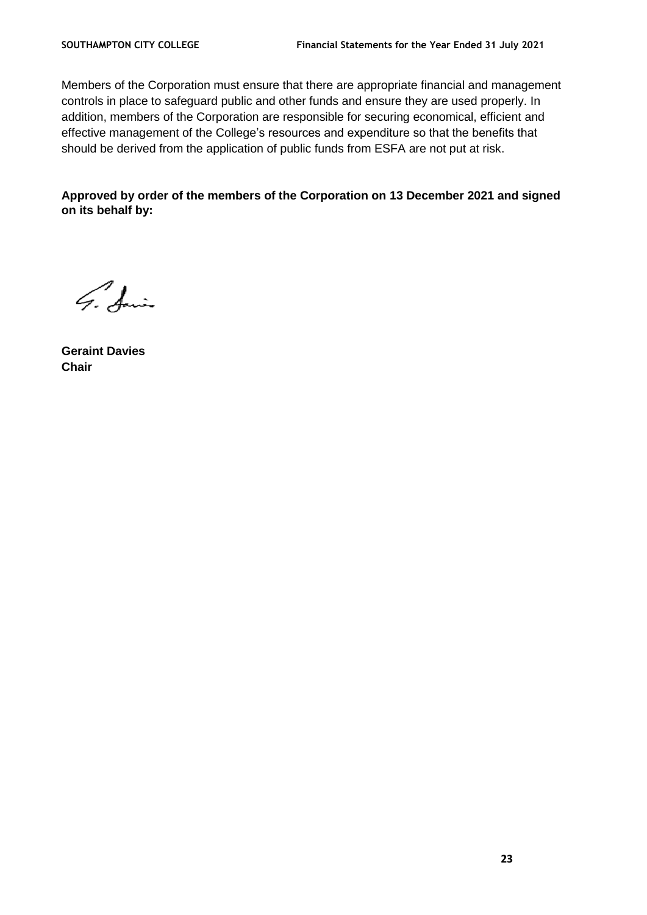Members of the Corporation must ensure that there are appropriate financial and management controls in place to safeguard public and other funds and ensure they are used properly. In addition, members of the Corporation are responsible for securing economical, efficient and effective management of the College's resources and expenditure so that the benefits that should be derived from the application of public funds from ESFA are not put at risk.

**Approved by order of the members of the Corporation on 13 December 2021 and signed on its behalf by:**

**Geraint Davies**
**Chair**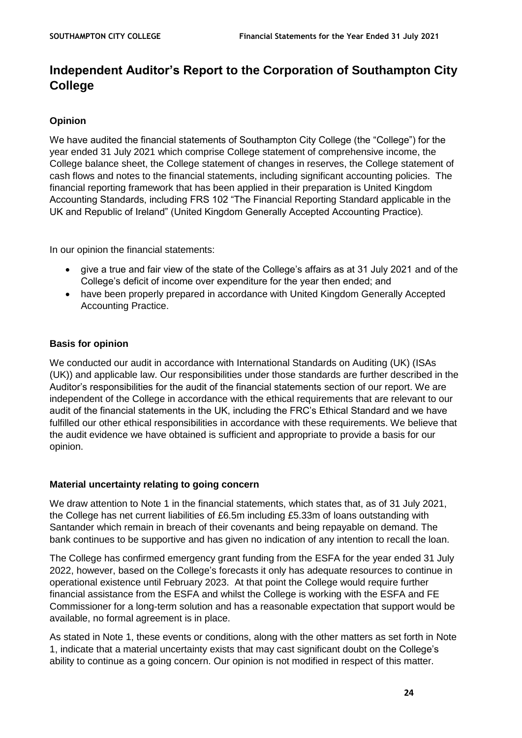# Independent Auditor's Report to the Corporation of Southampton City College

### Opinion

We have audited the financial statements of Southampton City College (the "College") for the year ended 31 July 2021 which comprise College statement of comprehensive income, the College balance sheet, the College statement of changes in reserves, the College statement of cash flows and notes to the financial statements, including significant accounting policies. The financial reporting framework that has been applied in their preparation is United Kingdom Accounting Standards, including FRS 102 "The Financial Reporting Standard applicable in the UK and Republic of Ireland" (United Kingdom Generally Accepted Accounting Practice).

In our opinion the financial statements:

- give a true and fair view of the state of the College's affairs as at 31 July 2021 and of the College's deficit of income over expenditure for the year then ended; and
- have been properly prepared in accordance with United Kingdom Generally Accepted Accounting Practice.

### Basis for opinion

We conducted our audit in accordance with International Standards on Auditing (UK) (ISAs (UK)) and applicable law. Our responsibilities under those standards are further described in the Auditor's responsibilities for the audit of the financial statements section of our report. We are independent of the College in accordance with the ethical requirements that are relevant to our audit of the financial statements in the UK, including the FRC's Ethical Standard and we have fulfilled our other ethical responsibilities in accordance with these requirements. We believe that the audit evidence we have obtained is sufficient and appropriate to provide a basis for our opinion.

### Material uncertainty relating to going concern

We draw attention to Note 1 in the financial statements, which states that, as of 31 July 2021, the College has net current liabilities of £6.5m including £5.33m of loans outstanding with Santander which remain in breach of their covenants and being repayable on demand. The bank continues to be supportive and has given no indication of any intention to recall the loan.

The College has confirmed emergency grant funding from the ESFA for the year ended 31 July 2022, however, based on the College's forecasts it only has adequate resources to continue in operational existence until February 2023. At that point the College would require further financial assistance from the ESFA and whilst the College is working with the ESFA and FE Commissioner for a long-term solution and has a reasonable expectation that support would be available, no formal agreement is in place.

As stated in Note 1, these events or conditions, along with the other matters as set forth in Note 1, indicate that a material uncertainty exists that may cast significant doubt on the College's ability to continue as a going concern. Our opinion is not modified in respect of this matter.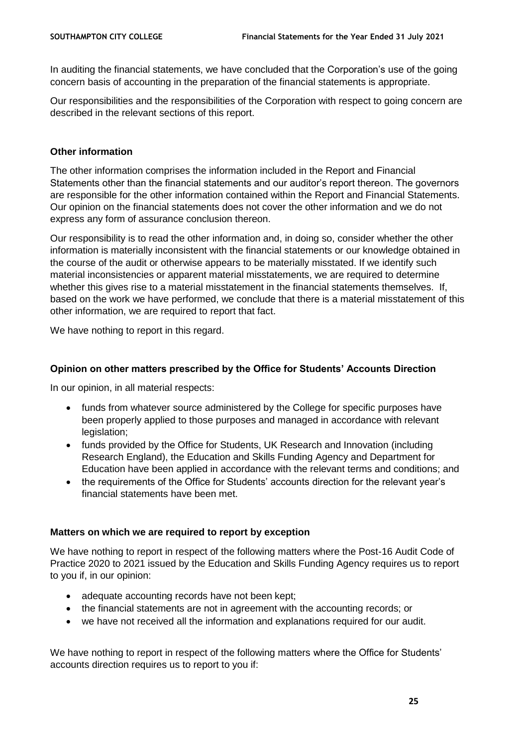In auditing the financial statements, we have concluded that the Corporation's use of the going concern basis of accounting in the preparation of the financial statements is appropriate.

Our responsibilities and the responsibilities of the Corporation with respect to going concern are described in the relevant sections of this report.

**Other information**

The other information comprises the information included in the Report and Financial Statements other than the financial statements and our auditor's report thereon. The governors are responsible for the other information contained within the Report and Financial Statements. Our opinion on the financial statements does not cover the other information and we do not express any form of assurance conclusion thereon.

Our responsibility is to read the other information and, in doing so, consider whether the other information is materially inconsistent with the financial statements or our knowledge obtained in the course of the audit or otherwise appears to be materially misstated. If we identify such material inconsistencies or apparent material misstatements, we are required to determine whether this gives rise to a material misstatement in the financial statements themselves. If, based on the work we have performed, we conclude that there is a material misstatement of this other information, we are required to report that fact.

We have nothing to report in this regard.

**Opinion on other matters prescribed by the Office for Students' Accounts Direction**

In our opinion, in all material respects:

- funds from whatever source administered by the College for specific purposes have been properly applied to those purposes and managed in accordance with relevant legislation;
- funds provided by the Office for Students, UK Research and Innovation (including Research England), the Education and Skills Funding Agency and Department for Education have been applied in accordance with the relevant terms and conditions; and
- the requirements of the Office for Students' accounts direction for the relevant year's financial statements have been met.

**Matters on which we are required to report by exception**

We have nothing to report in respect of the following matters where the Post-16 Audit Code of Practice 2020 to 2021 issued by the Education and Skills Funding Agency requires us to report to you if, in our opinion:

- adequate accounting records have not been kept;
- the financial statements are not in agreement with the accounting records; or
- we have not received all the information and explanations required for our audit.

We have nothing to report in respect of the following matters where the Office for Students' accounts direction requires us to report to you if: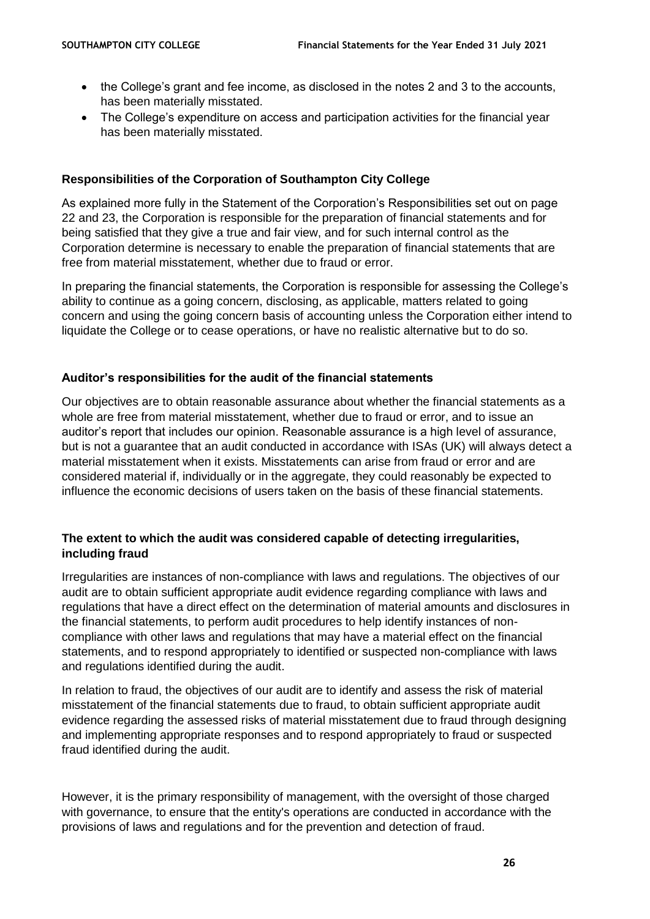- the College's grant and fee income, as disclosed in the notes 2 and 3 to the accounts, has been materially misstated.
- The College's expenditure on access and participation activities for the financial year has been materially misstated.

### Responsibilities of the Corporation of Southampton City College

As explained more fully in the Statement of the Corporation's Responsibilities set out on page 22 and 23, the Corporation is responsible for the preparation of financial statements and for being satisfied that they give a true and fair view, and for such internal control as the Corporation determine is necessary to enable the preparation of financial statements that are free from material misstatement, whether due to fraud or error.

In preparing the financial statements, the Corporation is responsible for assessing the College's ability to continue as a going concern, disclosing, as applicable, matters related to going concern and using the going concern basis of accounting unless the Corporation either intend to liquidate the College or to cease operations, or have no realistic alternative but to do so.

### Auditor's responsibilities for the audit of the financial statements

Our objectives are to obtain reasonable assurance about whether the financial statements as a whole are free from material misstatement, whether due to fraud or error, and to issue an auditor's report that includes our opinion. Reasonable assurance is a high level of assurance, but is not a guarantee that an audit conducted in accordance with ISAs (UK) will always detect a material misstatement when it exists. Misstatements can arise from fraud or error and are considered material if, individually or in the aggregate, they could reasonably be expected to influence the economic decisions of users taken on the basis of these financial statements.

### The extent to which the audit was considered capable of detecting irregularities, including fraud

Irregularities are instances of non-compliance with laws and regulations. The objectives of our audit are to obtain sufficient appropriate audit evidence regarding compliance with laws and regulations that have a direct effect on the determination of material amounts and disclosures in the financial statements, to perform audit procedures to help identify instances of non-compliance with other laws and regulations that may have a material effect on the financial statements, and to respond appropriately to identified or suspected non-compliance with laws and regulations identified during the audit.

In relation to fraud, the objectives of our audit are to identify and assess the risk of material misstatement of the financial statements due to fraud, to obtain sufficient appropriate audit evidence regarding the assessed risks of material misstatement due to fraud through designing and implementing appropriate responses and to respond appropriately to fraud or suspected fraud identified during the audit.

However, it is the primary responsibility of management, with the oversight of those charged with governance, to ensure that the entity's operations are conducted in accordance with the provisions of laws and regulations and for the prevention and detection of fraud.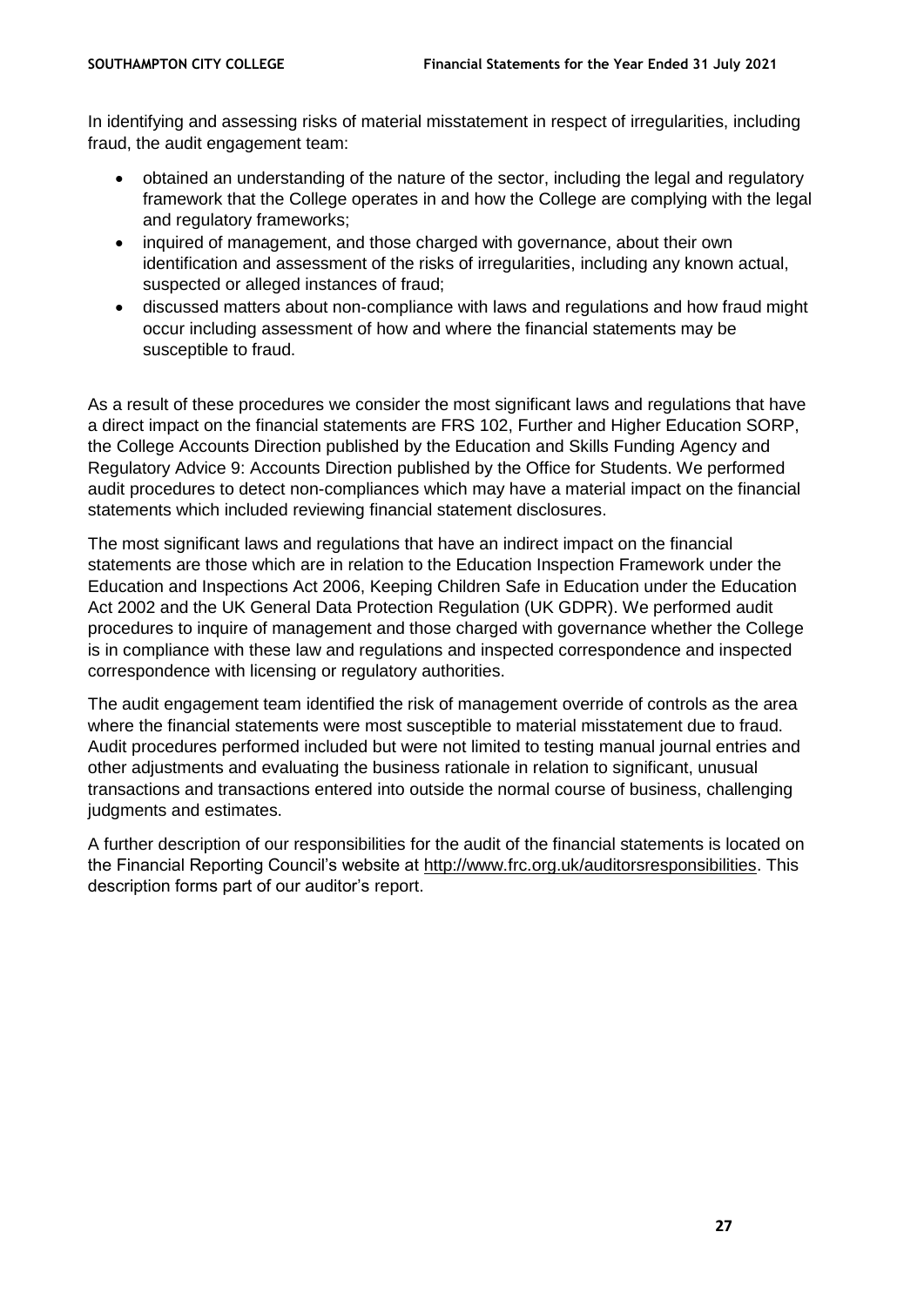In identifying and assessing risks of material misstatement in respect of irregularities, including fraud, the audit engagement team:

- obtained an understanding of the nature of the sector, including the legal and regulatory framework that the College operates in and how the College are complying with the legal and regulatory frameworks;
- inquired of management, and those charged with governance, about their own identification and assessment of the risks of irregularities, including any known actual, suspected or alleged instances of fraud;
- discussed matters about non-compliance with laws and regulations and how fraud might occur including assessment of how and where the financial statements may be susceptible to fraud.

As a result of these procedures we consider the most significant laws and regulations that have a direct impact on the financial statements are FRS 102, Further and Higher Education SORP, the College Accounts Direction published by the Education and Skills Funding Agency and Regulatory Advice 9: Accounts Direction published by the Office for Students. We performed audit procedures to detect non-compliances which may have a material impact on the financial statements which included reviewing financial statement disclosures.

The most significant laws and regulations that have an indirect impact on the financial statements are those which are in relation to the Education Inspection Framework under the Education and Inspections Act 2006, Keeping Children Safe in Education under the Education Act 2002 and the UK General Data Protection Regulation (UK GDPR). We performed audit procedures to inquire of management and those charged with governance whether the College is in compliance with these law and regulations and inspected correspondence and inspected correspondence with licensing or regulatory authorities.

The audit engagement team identified the risk of management override of controls as the area where the financial statements were most susceptible to material misstatement due to fraud. Audit procedures performed included but were not limited to testing manual journal entries and other adjustments and evaluating the business rationale in relation to significant, unusual transactions and transactions entered into outside the normal course of business, challenging judgments and estimates.

A further description of our responsibilities for the audit of the financial statements is located on the Financial Reporting Council's website at http://www.frc.org.uk/auditorsresponsibilities. This description forms part of our auditor's report.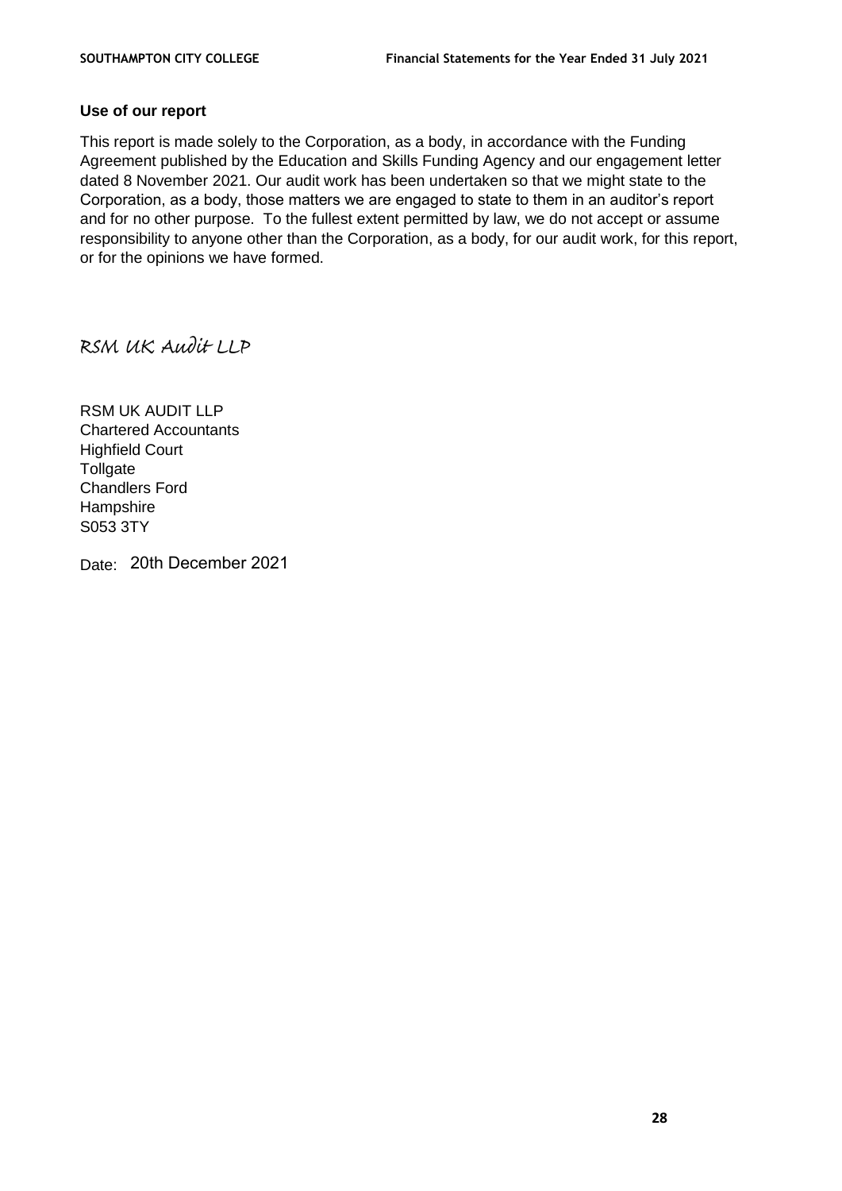**Use of our report**

This report is made solely to the Corporation, as a body, in accordance with the Funding Agreement published by the Education and Skills Funding Agency and our engagement letter dated 8 November 2021. Our audit work has been undertaken so that we might state to the Corporation, as a body, those matters we are engaged to state to them in an auditor's report and for no other purpose. To the fullest extent permitted by law, we do not accept or assume responsibility to anyone other than the Corporation, as a body, for our audit work, for this report, or for the opinions we have formed.

RSM UK Audit LLP

RSM UK AUDIT LLP
Chartered Accountants
Highfield Court
Tollgate
Chandlers Ford
Hampshire
S053 3TY

Date: 20th December 2021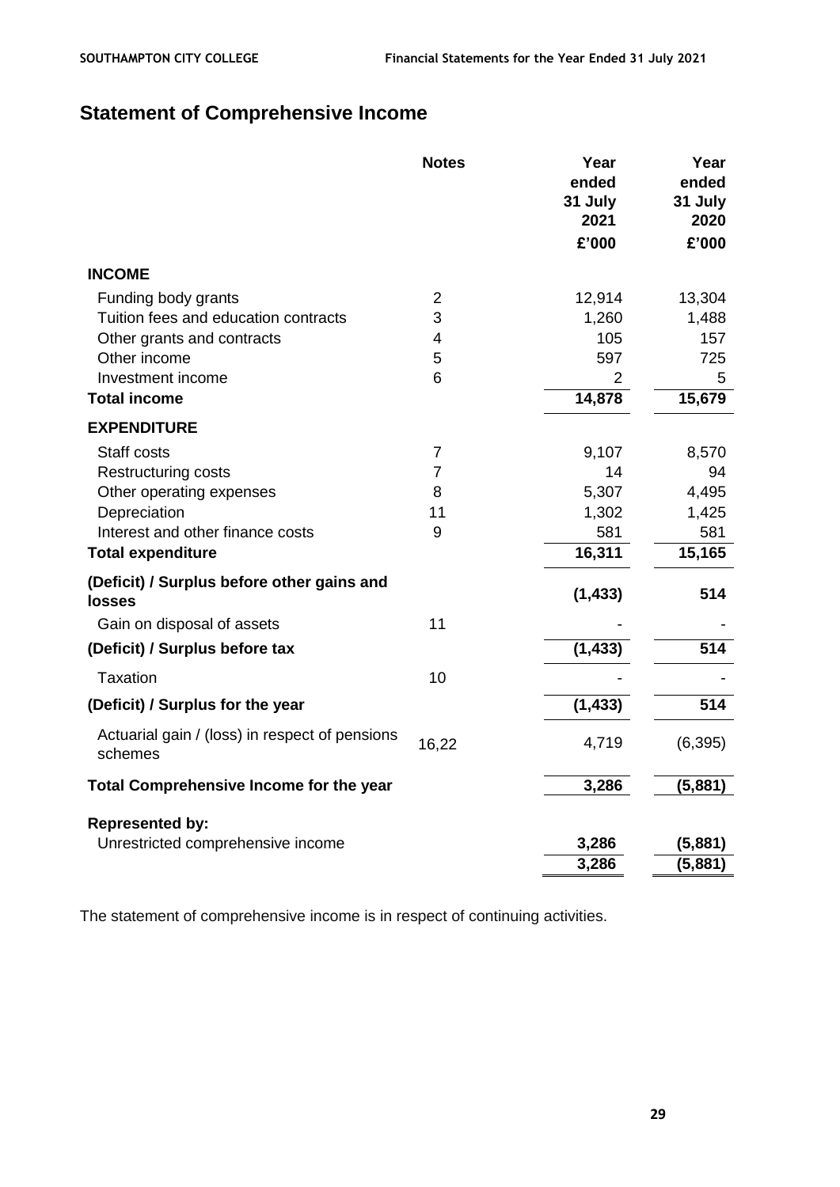# Statement of Comprehensive Income

| | Notes | Year ended 31 July 2021 | Year ended 31 July 2020 |
|---|---|---|---|
| | | £'000 | £'000 |
| **INCOME** | | | |
| Funding body grants | 2 | 12,914 | 13,304 |
| Tuition fees and education contracts | 3 | 1,260 | 1,488 |
| Other grants and contracts | 4 | 105 | 157 |
| Other income | 5 | 597 | 725 |
| Investment income | 6 | 2 | 5 |
| **Total income** | | **14,878** | **15,679** |
| **EXPENDITURE** | | | |
| Staff costs | 7 | 9,107 | 8,570 |
| Restructuring costs | 7 | 14 | 94 |
| Other operating expenses | 8 | 5,307 | 4,495 |
| Depreciation | 11 | 1,302 | 1,425 |
| Interest and other finance costs | 9 | 581 | 581 |
| **Total expenditure** | | **16,311** | **15,165** |
| **(Deficit) / Surplus before other gains and losses** | | **(1,433)** | **514** |
| Gain on disposal of assets | 11 | - | - |
| **(Deficit) / Surplus before tax** | | **(1,433)** | **514** |
| Taxation | 10 | - | - |
| **(Deficit) / Surplus for the year** | | **(1,433)** | **514** |
| Actuarial gain / (loss) in respect of pensions schemes | 16,22 | 4,719 | (6,395) |
| **Total Comprehensive Income for the year** | | **3,286** | **(5,881)** |
| **Represented by:** | | | |
| Unrestricted comprehensive income | | **3,286** | **(5,881)** |
| | | **3,286** | **(5,881)** |

The statement of comprehensive income is in respect of continuing activities.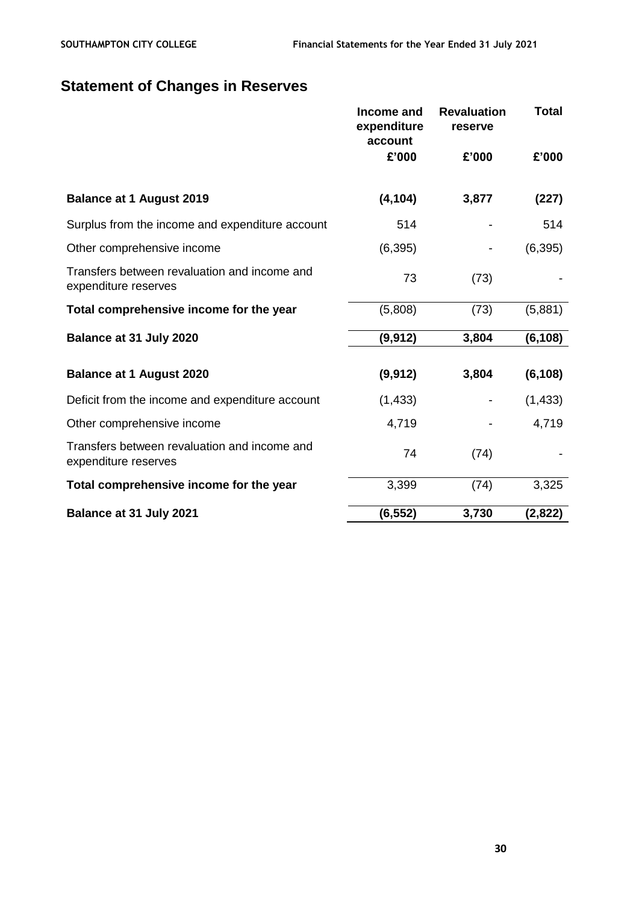# Statement of Changes in Reserves

| | Income and expenditure account | Revaluation reserve | Total |
|---|---|---|---|
| | £'000 | £'000 | £'000 |
| **Balance at 1 August 2019** | **(4,104)** | **3,877** | **(227)** |
| Surplus from the income and expenditure account | 514 | - | 514 |
| Other comprehensive income | (6,395) | - | (6,395) |
| Transfers between revaluation and income and expenditure reserves | 73 | (73) | - |
| **Total comprehensive income for the year** | (5,808) | (73) | (5,881) |
| **Balance at 31 July 2020** | **(9,912)** | **3,804** | **(6,108)** |
| **Balance at 1 August 2020** | **(9,912)** | **3,804** | **(6,108)** |
| Deficit from the income and expenditure account | (1,433) | - | (1,433) |
| Other comprehensive income | 4,719 | - | 4,719 |
| Transfers between revaluation and income and expenditure reserves | 74 | (74) | - |
| **Total comprehensive income for the year** | 3,399 | (74) | 3,325 |
| **Balance at 31 July 2021** | **(6,552)** | **3,730** | **(2,822)** |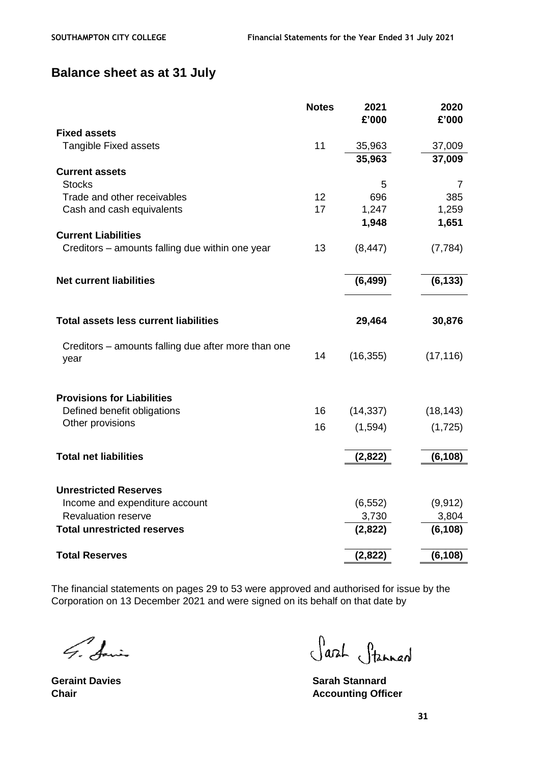## Balance sheet as at 31 July

| | Notes | 2021<br>£'000 | 2020<br>£'000 |
|---|---|---|---|
| **Fixed assets** | | | |
| Tangible Fixed assets | 11 | 35,963 | 37,009 |
| | | **35,963** | **37,009** |
| **Current assets** | | | |
| Stocks | | 5 | 7 |
| Trade and other receivables | 12 | 696 | 385 |
| Cash and cash equivalents | 17 | 1,247 | 1,259 |
| | | **1,948** | **1,651** |
| **Current Liabilities** | | | |
| Creditors – amounts falling due within one year | 13 | (8,447) | (7,784) |
| **Net current liabilities** | | **(6,499)** | **(6,133)** |
| **Total assets less current liabilities** | | **29,464** | **30,876** |
| Creditors – amounts falling due after more than one year | 14 | (16,355) | (17,116) |
| **Provisions for Liabilities** | | | |
| Defined benefit obligations | 16 | (14,337) | (18,143) |
| Other provisions | 16 | (1,594) | (1,725) |
| **Total net liabilities** | | **(2,822)** | **(6,108)** |
| **Unrestricted Reserves** | | | |
| Income and expenditure account | | (6,552) | (9,912) |
| Revaluation reserve | | 3,730 | 3,804 |
| **Total unrestricted reserves** | | **(2,822)** | **(6,108)** |
| **Total Reserves** | | **(2,822)** | **(6,108)** |

The financial statements on pages 29 to 53 were approved and authorised for issue by the Corporation on 13 December 2021 and were signed on its behalf on that date by

**Geraint Davies**
**Chair**

**Sarah Stannard**
**Accounting Officer**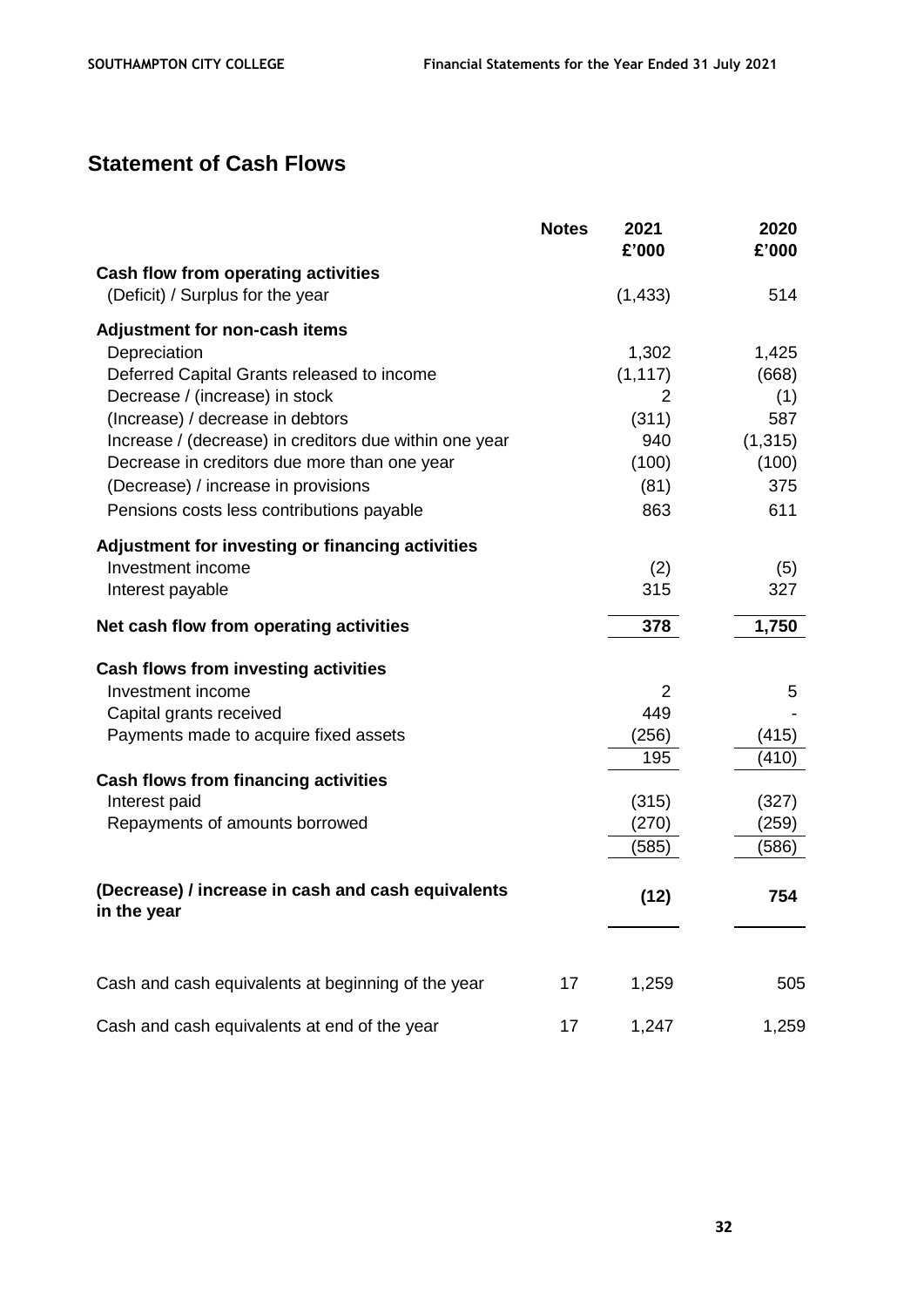## Statement of Cash Flows

| | Notes | 2021<br>£'000 | 2020<br>£'000 |
|---|---|---|---|
| **Cash flow from operating activities** | | | |
| (Deficit) / Surplus for the year | | (1,433) | 514 |
| **Adjustment for non-cash items** | | | |
| Depreciation | | 1,302 | 1,425 |
| Deferred Capital Grants released to income | | (1,117) | (668) |
| Decrease / (increase) in stock | | 2 | (1) |
| (Increase) / decrease in debtors | | (311) | 587 |
| Increase / (decrease) in creditors due within one year | | 940 | (1,315) |
| Decrease in creditors due more than one year | | (100) | (100) |
| (Decrease) / increase in provisions | | (81) | 375 |
| Pensions costs less contributions payable | | 863 | 611 |
| **Adjustment for investing or financing activities** | | | |
| Investment income | | (2) | (5) |
| Interest payable | | 315 | 327 |
| **Net cash flow from operating activities** | | **378** | **1,750** |
| **Cash flows from investing activities** | | | |
| Investment income | | 2 | 5 |
| Capital grants received | | 449 | - |
| Payments made to acquire fixed assets | | (256) | (415) |
| | | 195 | (410) |
| **Cash flows from financing activities** | | | |
| Interest paid | | (315) | (327) |
| Repayments of amounts borrowed | | (270) | (259) |
| | | (585) | (586) |
| **(Decrease) / increase in cash and cash equivalents in the year** | | **(12)** | **754** |
| Cash and cash equivalents at beginning of the year | 17 | 1,259 | 505 |
| Cash and cash equivalents at end of the year | 17 | 1,247 | 1,259 |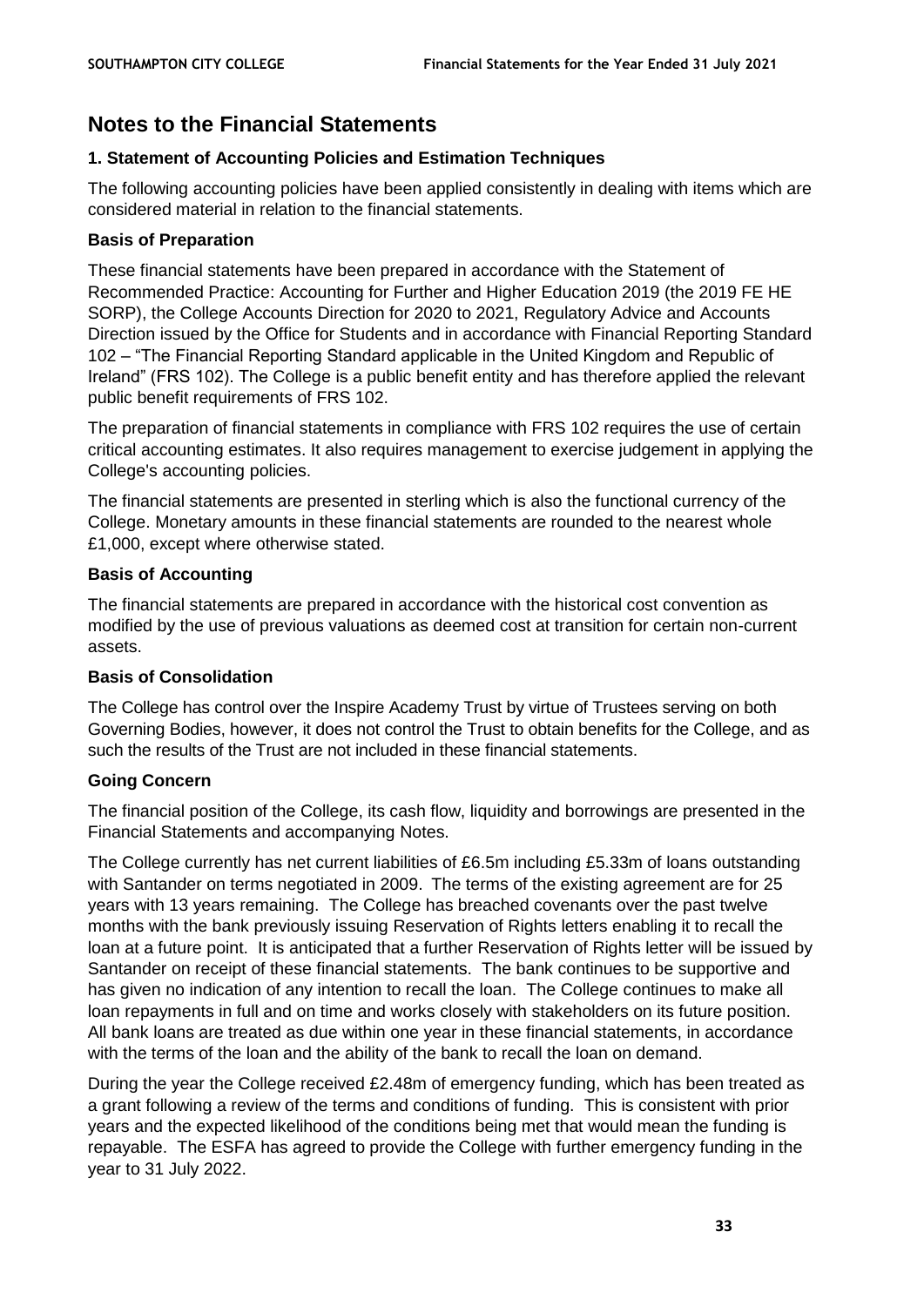# Notes to the Financial Statements

### 1. Statement of Accounting Policies and Estimation Techniques

The following accounting policies have been applied consistently in dealing with items which are considered material in relation to the financial statements.

### Basis of Preparation

These financial statements have been prepared in accordance with the Statement of Recommended Practice: Accounting for Further and Higher Education 2019 (the 2019 FE HE SORP), the College Accounts Direction for 2020 to 2021, Regulatory Advice and Accounts Direction issued by the Office for Students and in accordance with Financial Reporting Standard 102 – "The Financial Reporting Standard applicable in the United Kingdom and Republic of Ireland" (FRS 102). The College is a public benefit entity and has therefore applied the relevant public benefit requirements of FRS 102.

The preparation of financial statements in compliance with FRS 102 requires the use of certain critical accounting estimates. It also requires management to exercise judgement in applying the College's accounting policies.

The financial statements are presented in sterling which is also the functional currency of the College. Monetary amounts in these financial statements are rounded to the nearest whole £1,000, except where otherwise stated.

### Basis of Accounting

The financial statements are prepared in accordance with the historical cost convention as modified by the use of previous valuations as deemed cost at transition for certain non-current assets.

### Basis of Consolidation

The College has control over the Inspire Academy Trust by virtue of Trustees serving on both Governing Bodies, however, it does not control the Trust to obtain benefits for the College, and as such the results of the Trust are not included in these financial statements.

### Going Concern

The financial position of the College, its cash flow, liquidity and borrowings are presented in the Financial Statements and accompanying Notes.

The College currently has net current liabilities of £6.5m including £5.33m of loans outstanding with Santander on terms negotiated in 2009. The terms of the existing agreement are for 25 years with 13 years remaining. The College has breached covenants over the past twelve months with the bank previously issuing Reservation of Rights letters enabling it to recall the loan at a future point. It is anticipated that a further Reservation of Rights letter will be issued by Santander on receipt of these financial statements. The bank continues to be supportive and has given no indication of any intention to recall the loan. The College continues to make all loan repayments in full and on time and works closely with stakeholders on its future position. All bank loans are treated as due within one year in these financial statements, in accordance with the terms of the loan and the ability of the bank to recall the loan on demand.

During the year the College received £2.48m of emergency funding, which has been treated as a grant following a review of the terms and conditions of funding. This is consistent with prior years and the expected likelihood of the conditions being met that would mean the funding is repayable. The ESFA has agreed to provide the College with further emergency funding in the year to 31 July 2022.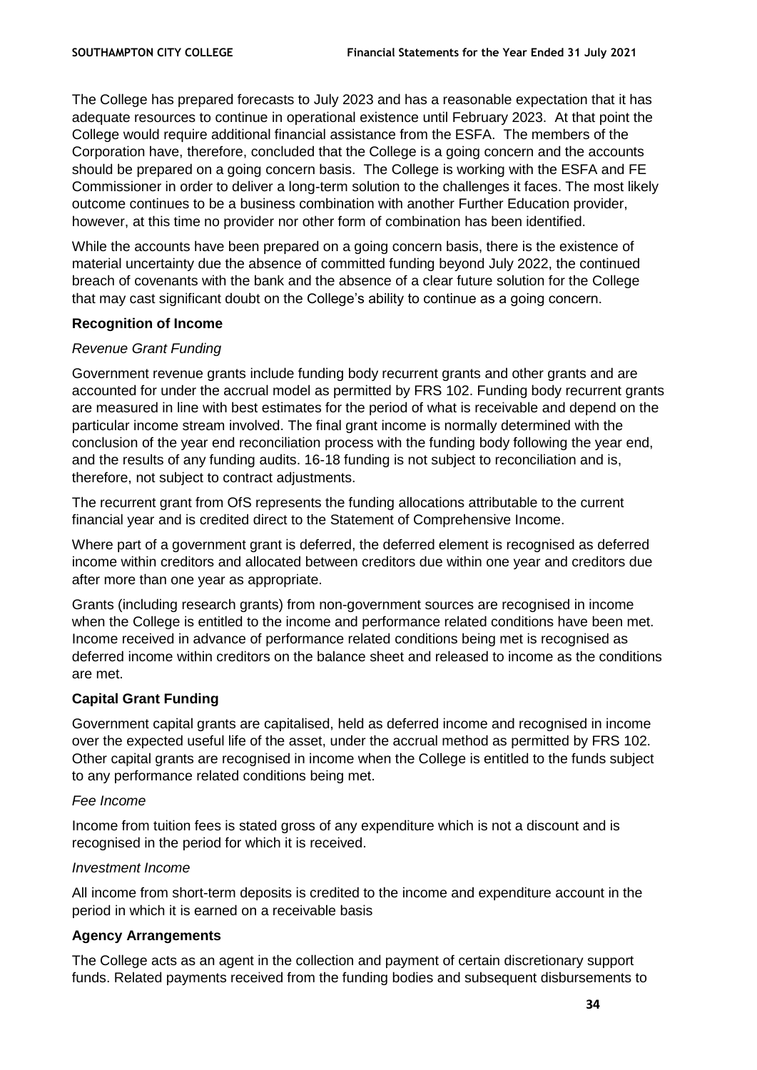The College has prepared forecasts to July 2023 and has a reasonable expectation that it has adequate resources to continue in operational existence until February 2023. At that point the College would require additional financial assistance from the ESFA. The members of the Corporation have, therefore, concluded that the College is a going concern and the accounts should be prepared on a going concern basis. The College is working with the ESFA and FE Commissioner in order to deliver a long-term solution to the challenges it faces. The most likely outcome continues to be a business combination with another Further Education provider, however, at this time no provider nor other form of combination has been identified.

While the accounts have been prepared on a going concern basis, there is the existence of material uncertainty due the absence of committed funding beyond July 2022, the continued breach of covenants with the bank and the absence of a clear future solution for the College that may cast significant doubt on the College's ability to continue as a going concern.

**Recognition of Income**

*Revenue Grant Funding*

Government revenue grants include funding body recurrent grants and other grants and are accounted for under the accrual model as permitted by FRS 102. Funding body recurrent grants are measured in line with best estimates for the period of what is receivable and depend on the particular income stream involved. The final grant income is normally determined with the conclusion of the year end reconciliation process with the funding body following the year end, and the results of any funding audits. 16-18 funding is not subject to reconciliation and is, therefore, not subject to contract adjustments.

The recurrent grant from OfS represents the funding allocations attributable to the current financial year and is credited direct to the Statement of Comprehensive Income.

Where part of a government grant is deferred, the deferred element is recognised as deferred income within creditors and allocated between creditors due within one year and creditors due after more than one year as appropriate.

Grants (including research grants) from non-government sources are recognised in income when the College is entitled to the income and performance related conditions have been met. Income received in advance of performance related conditions being met is recognised as deferred income within creditors on the balance sheet and released to income as the conditions are met.

**Capital Grant Funding**

Government capital grants are capitalised, held as deferred income and recognised in income over the expected useful life of the asset, under the accrual method as permitted by FRS 102. Other capital grants are recognised in income when the College is entitled to the funds subject to any performance related conditions being met.

*Fee Income*

Income from tuition fees is stated gross of any expenditure which is not a discount and is recognised in the period for which it is received.

*Investment Income*

All income from short-term deposits is credited to the income and expenditure account in the period in which it is earned on a receivable basis

**Agency Arrangements**

The College acts as an agent in the collection and payment of certain discretionary support funds. Related payments received from the funding bodies and subsequent disbursements to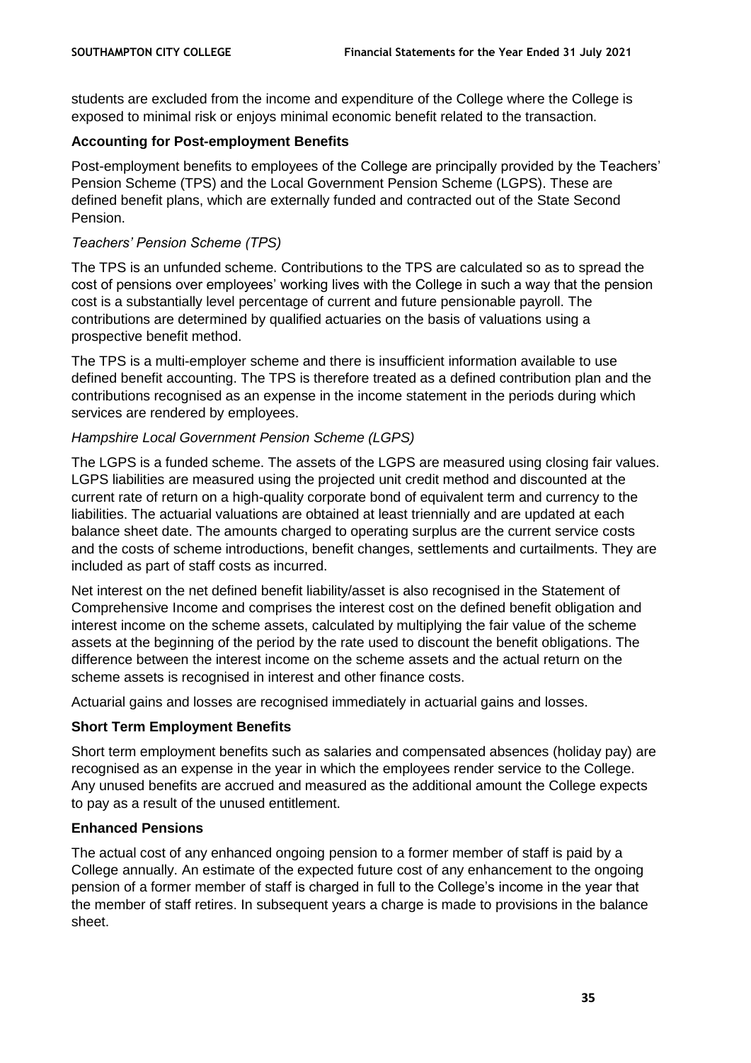students are excluded from the income and expenditure of the College where the College is exposed to minimal risk or enjoys minimal economic benefit related to the transaction.

**Accounting for Post-employment Benefits**

Post-employment benefits to employees of the College are principally provided by the Teachers' Pension Scheme (TPS) and the Local Government Pension Scheme (LGPS). These are defined benefit plans, which are externally funded and contracted out of the State Second Pension.

*Teachers' Pension Scheme (TPS)*

The TPS is an unfunded scheme. Contributions to the TPS are calculated so as to spread the cost of pensions over employees' working lives with the College in such a way that the pension cost is a substantially level percentage of current and future pensionable payroll. The contributions are determined by qualified actuaries on the basis of valuations using a prospective benefit method.

The TPS is a multi-employer scheme and there is insufficient information available to use defined benefit accounting. The TPS is therefore treated as a defined contribution plan and the contributions recognised as an expense in the income statement in the periods during which services are rendered by employees.

*Hampshire Local Government Pension Scheme (LGPS)*

The LGPS is a funded scheme. The assets of the LGPS are measured using closing fair values. LGPS liabilities are measured using the projected unit credit method and discounted at the current rate of return on a high-quality corporate bond of equivalent term and currency to the liabilities. The actuarial valuations are obtained at least triennially and are updated at each balance sheet date. The amounts charged to operating surplus are the current service costs and the costs of scheme introductions, benefit changes, settlements and curtailments. They are included as part of staff costs as incurred.

Net interest on the net defined benefit liability/asset is also recognised in the Statement of Comprehensive Income and comprises the interest cost on the defined benefit obligation and interest income on the scheme assets, calculated by multiplying the fair value of the scheme assets at the beginning of the period by the rate used to discount the benefit obligations. The difference between the interest income on the scheme assets and the actual return on the scheme assets is recognised in interest and other finance costs.

Actuarial gains and losses are recognised immediately in actuarial gains and losses.

**Short Term Employment Benefits**

Short term employment benefits such as salaries and compensated absences (holiday pay) are recognised as an expense in the year in which the employees render service to the College. Any unused benefits are accrued and measured as the additional amount the College expects to pay as a result of the unused entitlement.

**Enhanced Pensions**

The actual cost of any enhanced ongoing pension to a former member of staff is paid by a College annually. An estimate of the expected future cost of any enhancement to the ongoing pension of a former member of staff is charged in full to the College's income in the year that the member of staff retires. In subsequent years a charge is made to provisions in the balance sheet.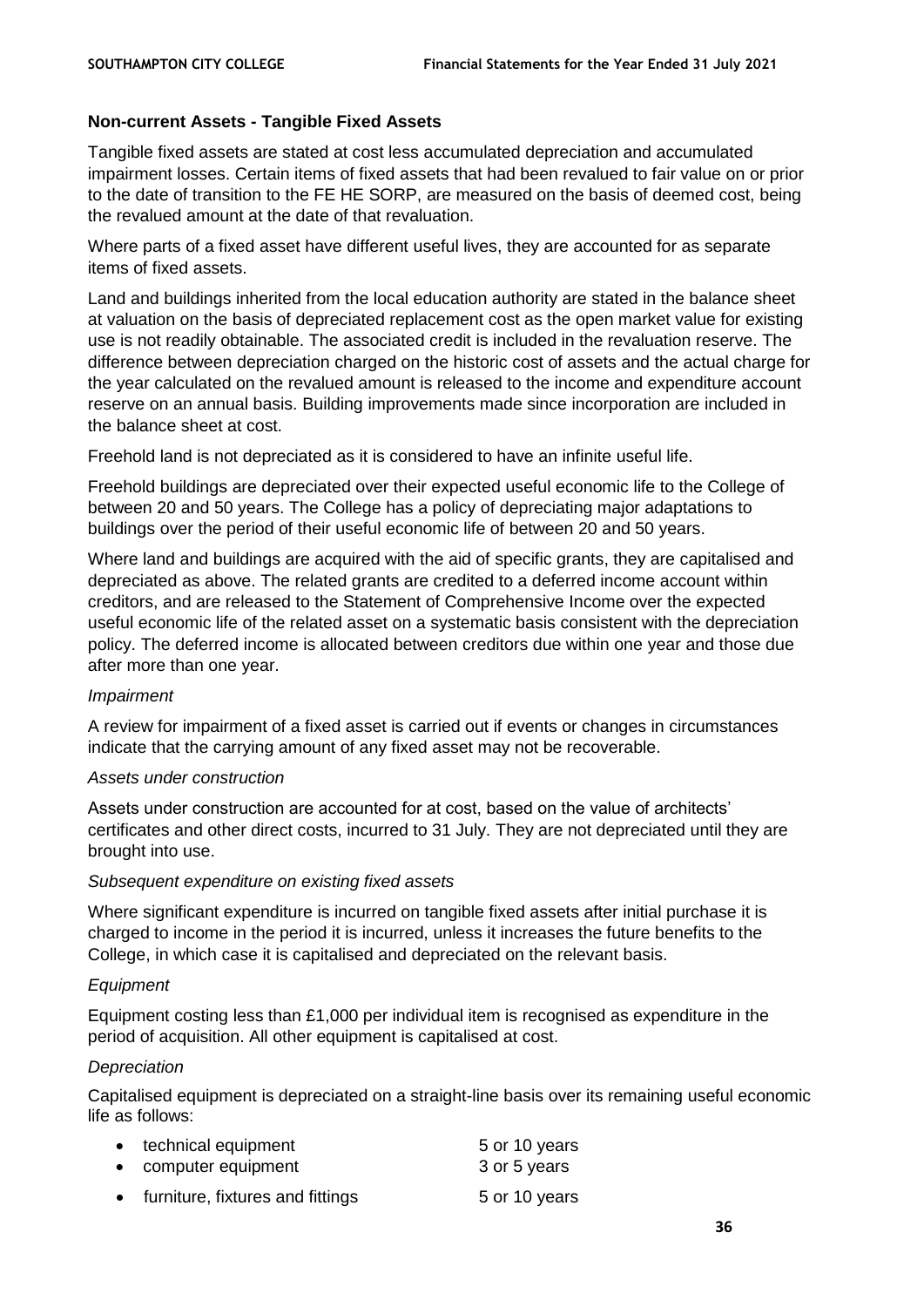### Non-current Assets - Tangible Fixed Assets

Tangible fixed assets are stated at cost less accumulated depreciation and accumulated impairment losses. Certain items of fixed assets that had been revalued to fair value on or prior to the date of transition to the FE HE SORP, are measured on the basis of deemed cost, being the revalued amount at the date of that revaluation.

Where parts of a fixed asset have different useful lives, they are accounted for as separate items of fixed assets.

Land and buildings inherited from the local education authority are stated in the balance sheet at valuation on the basis of depreciated replacement cost as the open market value for existing use is not readily obtainable. The associated credit is included in the revaluation reserve. The difference between depreciation charged on the historic cost of assets and the actual charge for the year calculated on the revalued amount is released to the income and expenditure account reserve on an annual basis. Building improvements made since incorporation are included in the balance sheet at cost.

Freehold land is not depreciated as it is considered to have an infinite useful life.

Freehold buildings are depreciated over their expected useful economic life to the College of between 20 and 50 years. The College has a policy of depreciating major adaptations to buildings over the period of their useful economic life of between 20 and 50 years.

Where land and buildings are acquired with the aid of specific grants, they are capitalised and depreciated as above. The related grants are credited to a deferred income account within creditors, and are released to the Statement of Comprehensive Income over the expected useful economic life of the related asset on a systematic basis consistent with the depreciation policy. The deferred income is allocated between creditors due within one year and those due after more than one year.

*Impairment*

A review for impairment of a fixed asset is carried out if events or changes in circumstances indicate that the carrying amount of any fixed asset may not be recoverable.

*Assets under construction*

Assets under construction are accounted for at cost, based on the value of architects' certificates and other direct costs, incurred to 31 July. They are not depreciated until they are brought into use.

*Subsequent expenditure on existing fixed assets*

Where significant expenditure is incurred on tangible fixed assets after initial purchase it is charged to income in the period it is incurred, unless it increases the future benefits to the College, in which case it is capitalised and depreciated on the relevant basis.

*Equipment*

Equipment costing less than £1,000 per individual item is recognised as expenditure in the period of acquisition. All other equipment is capitalised at cost.

*Depreciation*

Capitalised equipment is depreciated on a straight-line basis over its remaining useful economic life as follows:

- technical equipment — 5 or 10 years
- computer equipment — 3 or 5 years
- furniture, fixtures and fittings — 5 or 10 years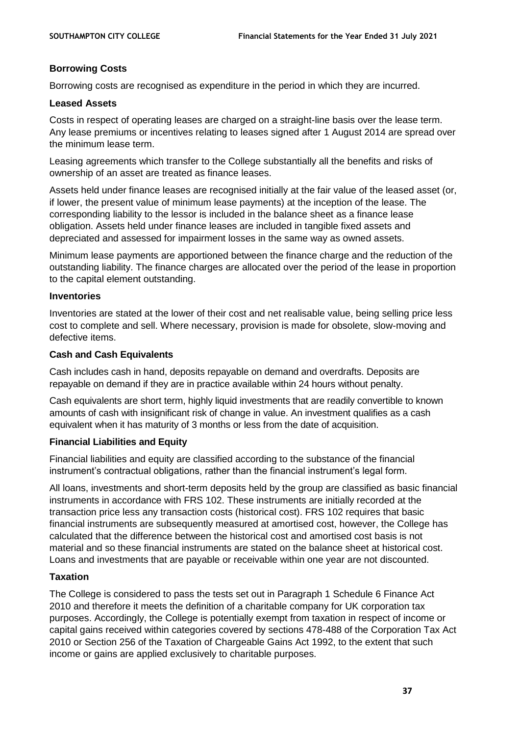### Borrowing Costs

Borrowing costs are recognised as expenditure in the period in which they are incurred.

### Leased Assets

Costs in respect of operating leases are charged on a straight-line basis over the lease term. Any lease premiums or incentives relating to leases signed after 1 August 2014 are spread over the minimum lease term.

Leasing agreements which transfer to the College substantially all the benefits and risks of ownership of an asset are treated as finance leases.

Assets held under finance leases are recognised initially at the fair value of the leased asset (or, if lower, the present value of minimum lease payments) at the inception of the lease. The corresponding liability to the lessor is included in the balance sheet as a finance lease obligation. Assets held under finance leases are included in tangible fixed assets and depreciated and assessed for impairment losses in the same way as owned assets.

Minimum lease payments are apportioned between the finance charge and the reduction of the outstanding liability. The finance charges are allocated over the period of the lease in proportion to the capital element outstanding.

### Inventories

Inventories are stated at the lower of their cost and net realisable value, being selling price less cost to complete and sell. Where necessary, provision is made for obsolete, slow-moving and defective items.

### Cash and Cash Equivalents

Cash includes cash in hand, deposits repayable on demand and overdrafts. Deposits are repayable on demand if they are in practice available within 24 hours without penalty.

Cash equivalents are short term, highly liquid investments that are readily convertible to known amounts of cash with insignificant risk of change in value. An investment qualifies as a cash equivalent when it has maturity of 3 months or less from the date of acquisition.

### Financial Liabilities and Equity

Financial liabilities and equity are classified according to the substance of the financial instrument's contractual obligations, rather than the financial instrument's legal form.

All loans, investments and short-term deposits held by the group are classified as basic financial instruments in accordance with FRS 102. These instruments are initially recorded at the transaction price less any transaction costs (historical cost). FRS 102 requires that basic financial instruments are subsequently measured at amortised cost, however, the College has calculated that the difference between the historical cost and amortised cost basis is not material and so these financial instruments are stated on the balance sheet at historical cost. Loans and investments that are payable or receivable within one year are not discounted.

### Taxation

The College is considered to pass the tests set out in Paragraph 1 Schedule 6 Finance Act 2010 and therefore it meets the definition of a charitable company for UK corporation tax purposes. Accordingly, the College is potentially exempt from taxation in respect of income or capital gains received within categories covered by sections 478-488 of the Corporation Tax Act 2010 or Section 256 of the Taxation of Chargeable Gains Act 1992, to the extent that such income or gains are applied exclusively to charitable purposes.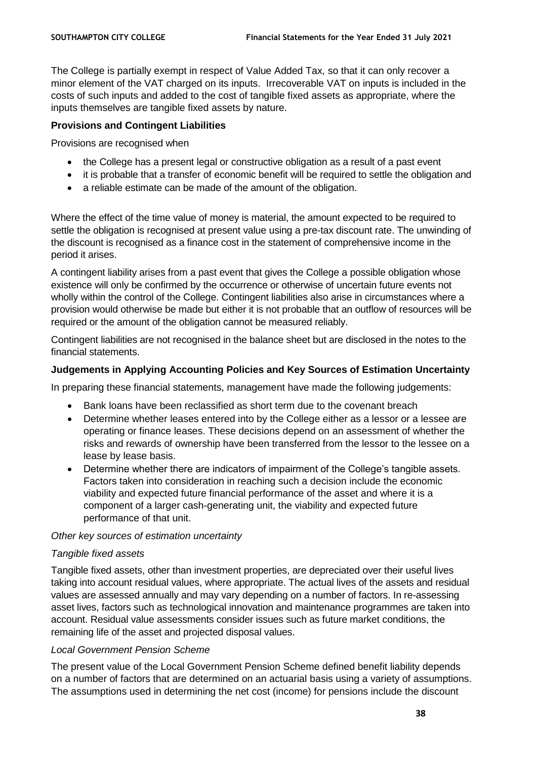The College is partially exempt in respect of Value Added Tax, so that it can only recover a minor element of the VAT charged on its inputs. Irrecoverable VAT on inputs is included in the costs of such inputs and added to the cost of tangible fixed assets as appropriate, where the inputs themselves are tangible fixed assets by nature.

**Provisions and Contingent Liabilities**

Provisions are recognised when

- the College has a present legal or constructive obligation as a result of a past event
- it is probable that a transfer of economic benefit will be required to settle the obligation and
- a reliable estimate can be made of the amount of the obligation.

Where the effect of the time value of money is material, the amount expected to be required to settle the obligation is recognised at present value using a pre-tax discount rate. The unwinding of the discount is recognised as a finance cost in the statement of comprehensive income in the period it arises.

A contingent liability arises from a past event that gives the College a possible obligation whose existence will only be confirmed by the occurrence or otherwise of uncertain future events not wholly within the control of the College. Contingent liabilities also arise in circumstances where a provision would otherwise be made but either it is not probable that an outflow of resources will be required or the amount of the obligation cannot be measured reliably.

Contingent liabilities are not recognised in the balance sheet but are disclosed in the notes to the financial statements.

**Judgements in Applying Accounting Policies and Key Sources of Estimation Uncertainty**

In preparing these financial statements, management have made the following judgements:

- Bank loans have been reclassified as short term due to the covenant breach
- Determine whether leases entered into by the College either as a lessor or a lessee are operating or finance leases. These decisions depend on an assessment of whether the risks and rewards of ownership have been transferred from the lessor to the lessee on a lease by lease basis.
- Determine whether there are indicators of impairment of the College's tangible assets. Factors taken into consideration in reaching such a decision include the economic viability and expected future financial performance of the asset and where it is a component of a larger cash-generating unit, the viability and expected future performance of that unit.

*Other key sources of estimation uncertainty*

*Tangible fixed assets*

Tangible fixed assets, other than investment properties, are depreciated over their useful lives taking into account residual values, where appropriate. The actual lives of the assets and residual values are assessed annually and may vary depending on a number of factors. In re-assessing asset lives, factors such as technological innovation and maintenance programmes are taken into account. Residual value assessments consider issues such as future market conditions, the remaining life of the asset and projected disposal values.

*Local Government Pension Scheme*

The present value of the Local Government Pension Scheme defined benefit liability depends on a number of factors that are determined on an actuarial basis using a variety of assumptions. The assumptions used in determining the net cost (income) for pensions include the discount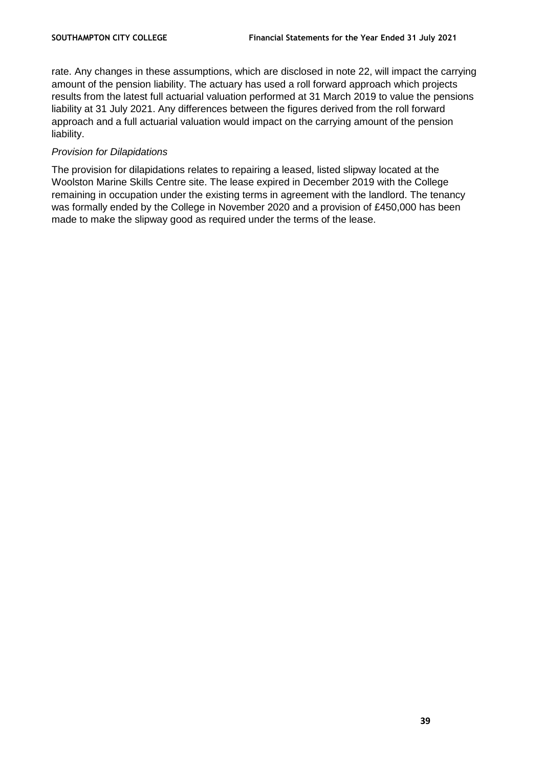rate. Any changes in these assumptions, which are disclosed in note 22, will impact the carrying amount of the pension liability. The actuary has used a roll forward approach which projects results from the latest full actuarial valuation performed at 31 March 2019 to value the pensions liability at 31 July 2021. Any differences between the figures derived from the roll forward approach and a full actuarial valuation would impact on the carrying amount of the pension liability.

*Provision for Dilapidations*

The provision for dilapidations relates to repairing a leased, listed slipway located at the Woolston Marine Skills Centre site. The lease expired in December 2019 with the College remaining in occupation under the existing terms in agreement with the landlord. The tenancy was formally ended by the College in November 2020 and a provision of £450,000 has been made to make the slipway good as required under the terms of the lease.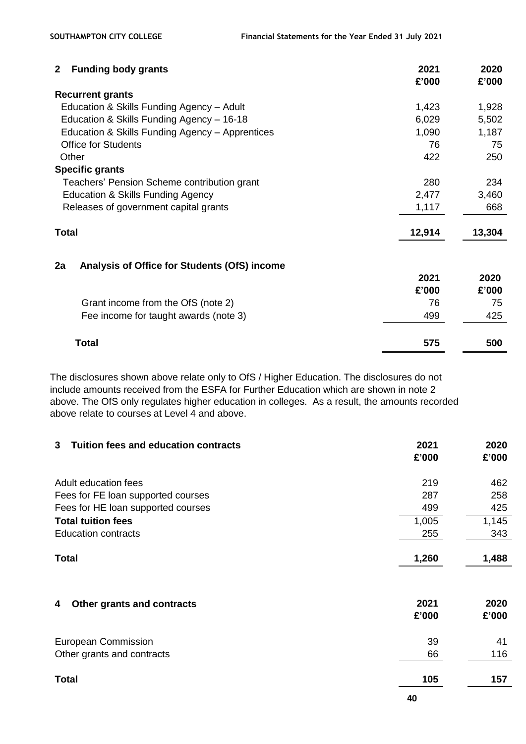## 2 Funding body grants

| | 2021 £'000 | 2020 £'000 |
|---|---|---|
| **Recurrent grants** | | |
| Education & Skills Funding Agency – Adult | 1,423 | 1,928 |
| Education & Skills Funding Agency – 16-18 | 6,029 | 5,502 |
| Education & Skills Funding Agency – Apprentices | 1,090 | 1,187 |
| Office for Students | 76 | 75 |
| Other | 422 | 250 |
| **Specific grants** | | |
| Teachers' Pension Scheme contribution grant | 280 | 234 |
| Education & Skills Funding Agency | 2,477 | 3,460 |
| Releases of government capital grants | 1,117 | 668 |
| **Total** | **12,914** | **13,304** |

## 2a Analysis of Office for Students (OfS) income

| | 2021 £'000 | 2020 £'000 |
|---|---|---|
| Grant income from the OfS (note 2) | 76 | 75 |
| Fee income for taught awards (note 3) | 499 | 425 |
| **Total** | **575** | **500** |

The disclosures shown above relate only to OfS / Higher Education. The disclosures do not include amounts received from the ESFA for Further Education which are shown in note 2 above. The OfS only regulates higher education in colleges. As a result, the amounts recorded above relate to courses at Level 4 and above.

## 3 Tuition fees and education contracts

| | 2021 £'000 | 2020 £'000 |
|---|---|---|
| Adult education fees | 219 | 462 |
| Fees for FE loan supported courses | 287 | 258 |
| Fees for HE loan supported courses | 499 | 425 |
| **Total tuition fees** | 1,005 | 1,145 |
| Education contracts | 255 | 343 |
| **Total** | **1,260** | **1,488** |

## 4 Other grants and contracts

| | 2021 £'000 | 2020 £'000 |
|---|---|---|
| European Commission | 39 | 41 |
| Other grants and contracts | 66 | 116 |
| **Total** | **105** | **157** |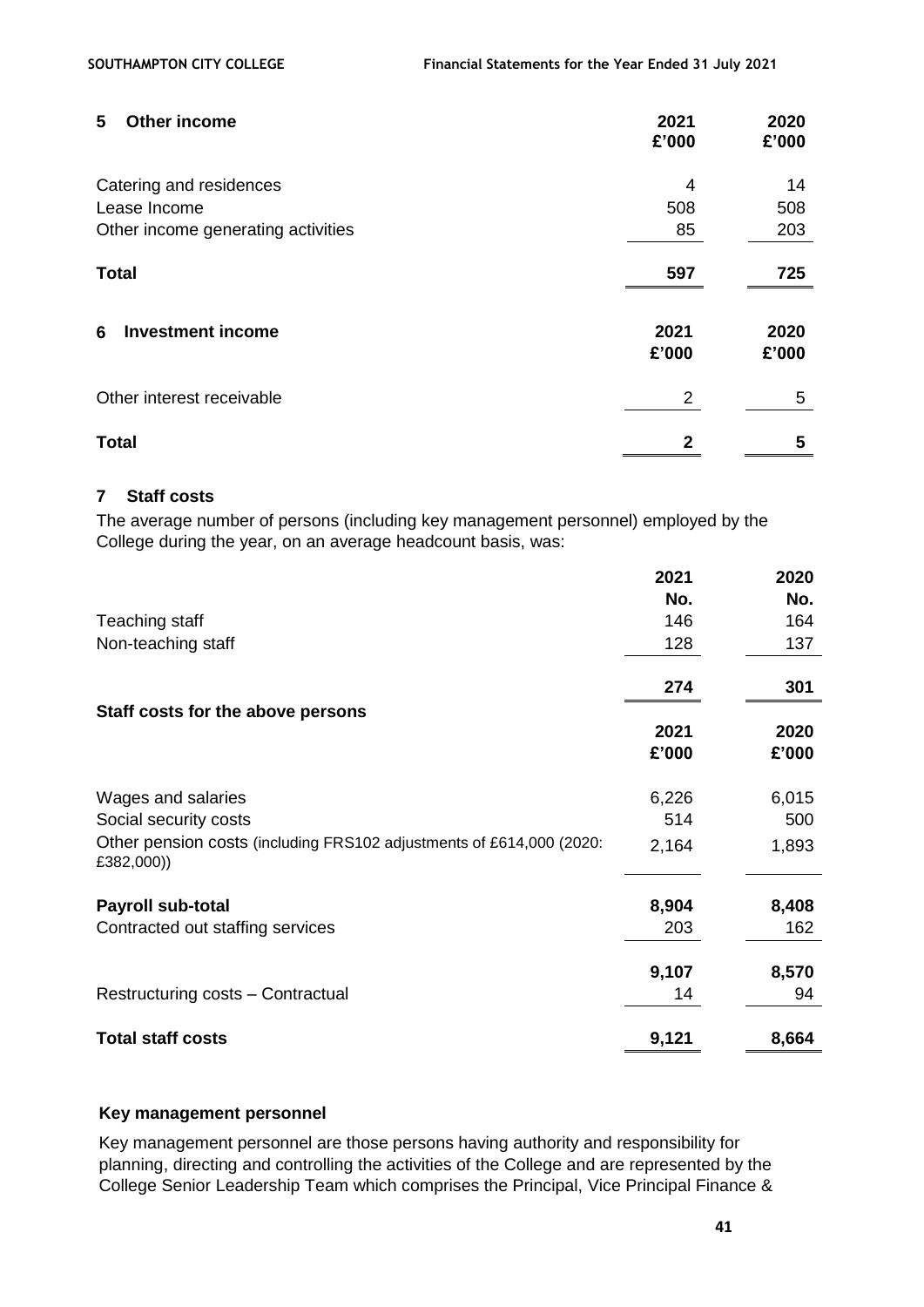## 5 Other income

| | 2021 £'000 | 2020 £'000 |
|---|---|---|
| Catering and residences | 4 | 14 |
| Lease Income | 508 | 508 |
| Other income generating activities | 85 | 203 |
| **Total** | **597** | **725** |

## 6 Investment income

| | 2021 £'000 | 2020 £'000 |
|---|---|---|
| Other interest receivable | 2 | 5 |
| **Total** | **2** | **5** |

## 7 Staff costs

The average number of persons (including key management personnel) employed by the College during the year, on an average headcount basis, was:

| | 2021 No. | 2020 No. |
|---|---|---|
| Teaching staff | 146 | 164 |
| Non-teaching staff | 128 | 137 |
| | **274** | **301** |

**Staff costs for the above persons**

| | 2021 £'000 | 2020 £'000 |
|---|---|---|
| Wages and salaries | 6,226 | 6,015 |
| Social security costs | 514 | 500 |
| Other pension costs (including FRS102 adjustments of £614,000 (2020: £382,000)) | 2,164 | 1,893 |
| **Payroll sub-total** | **8,904** | **8,408** |
| Contracted out staffing services | 203 | 162 |
| | **9,107** | **8,570** |
| Restructuring costs – Contractual | 14 | 94 |
| **Total staff costs** | **9,121** | **8,664** |

### Key management personnel

Key management personnel are those persons having authority and responsibility for planning, directing and controlling the activities of the College and are represented by the College Senior Leadership Team which comprises the Principal, Vice Principal Finance &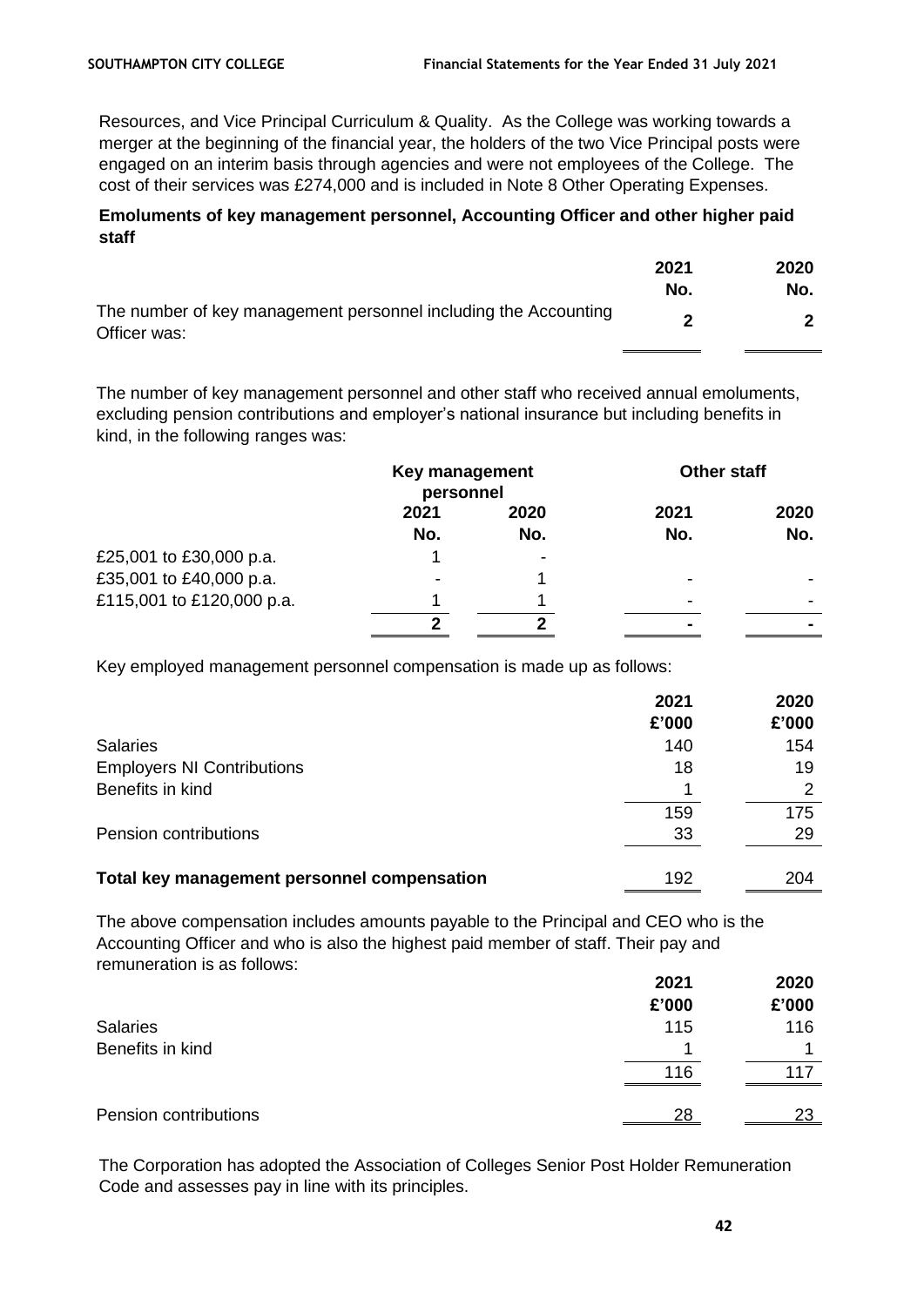Resources, and Vice Principal Curriculum & Quality. As the College was working towards a merger at the beginning of the financial year, the holders of the two Vice Principal posts were engaged on an interim basis through agencies and were not employees of the College. The cost of their services was £274,000 and is included in Note 8 Other Operating Expenses.

**Emoluments of key management personnel, Accounting Officer and other higher paid staff**

| | 2021 No. | 2020 No. |
|---|---|---|
| The number of key management personnel including the Accounting Officer was: | **2** | **2** |

The number of key management personnel and other staff who received annual emoluments, excluding pension contributions and employer's national insurance but including benefits in kind, in the following ranges was:

| | Key management personnel | | Other staff | |
|---|---|---|---|---|
| | 2021 No. | 2020 No. | 2021 No. | 2020 No. |
| £25,001 to £30,000 p.a. | 1 | - | | |
| £35,001 to £40,000 p.a. | - | 1 | - | - |
| £115,001 to £120,000 p.a. | 1 | 1 | - | - |
| | **2** | **2** | **-** | **-** |

Key employed management personnel compensation is made up as follows:

| | 2021 £'000 | 2020 £'000 |
|---|---|---|
| Salaries | 140 | 154 |
| Employers NI Contributions | 18 | 19 |
| Benefits in kind | 1 | 2 |
| | 159 | 175 |
| Pension contributions | 33 | 29 |
| **Total key management personnel compensation** | 192 | 204 |

The above compensation includes amounts payable to the Principal and CEO who is the Accounting Officer and who is also the highest paid member of staff. Their pay and remuneration is as follows:

| | 2021 £'000 | 2020 £'000 |
|---|---|---|
| Salaries | 115 | 116 |
| Benefits in kind | 1 | 1 |
| | 116 | 117 |
| Pension contributions | 28 | 23 |

The Corporation has adopted the Association of Colleges Senior Post Holder Remuneration Code and assesses pay in line with its principles.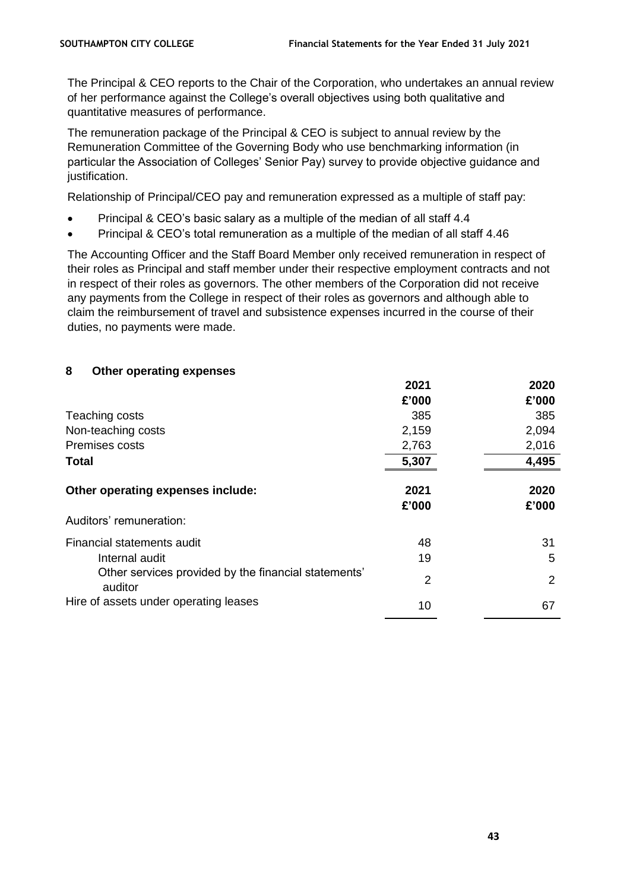The Principal & CEO reports to the Chair of the Corporation, who undertakes an annual review of her performance against the College's overall objectives using both qualitative and quantitative measures of performance.

The remuneration package of the Principal & CEO is subject to annual review by the Remuneration Committee of the Governing Body who use benchmarking information (in particular the Association of Colleges' Senior Pay) survey to provide objective guidance and justification.

Relationship of Principal/CEO pay and remuneration expressed as a multiple of staff pay:

- Principal & CEO's basic salary as a multiple of the median of all staff 4.4
- Principal & CEO's total remuneration as a multiple of the median of all staff 4.46

The Accounting Officer and the Staff Board Member only received remuneration in respect of their roles as Principal and staff member under their respective employment contracts and not in respect of their roles as governors. The other members of the Corporation did not receive any payments from the College in respect of their roles as governors and although able to claim the reimbursement of travel and subsistence expenses incurred in the course of their duties, no payments were made.

## 8 Other operating expenses

| | 2021 | 2020 |
|---|---|---|
| | £'000 | £'000 |
| Teaching costs | 385 | 385 |
| Non-teaching costs | 2,159 | 2,094 |
| Premises costs | 2,763 | 2,016 |
| **Total** | **5,307** | **4,495** |

| **Other operating expenses include:** | **2021** | **2020** |
|---|---|---|
| | **£'000** | **£'000** |
| Auditors' remuneration: | | |
| Financial statements audit | 48 | 31 |
| Internal audit | 19 | 5 |
| Other services provided by the financial statements' auditor | 2 | 2 |
| Hire of assets under operating leases | 10 | 67 |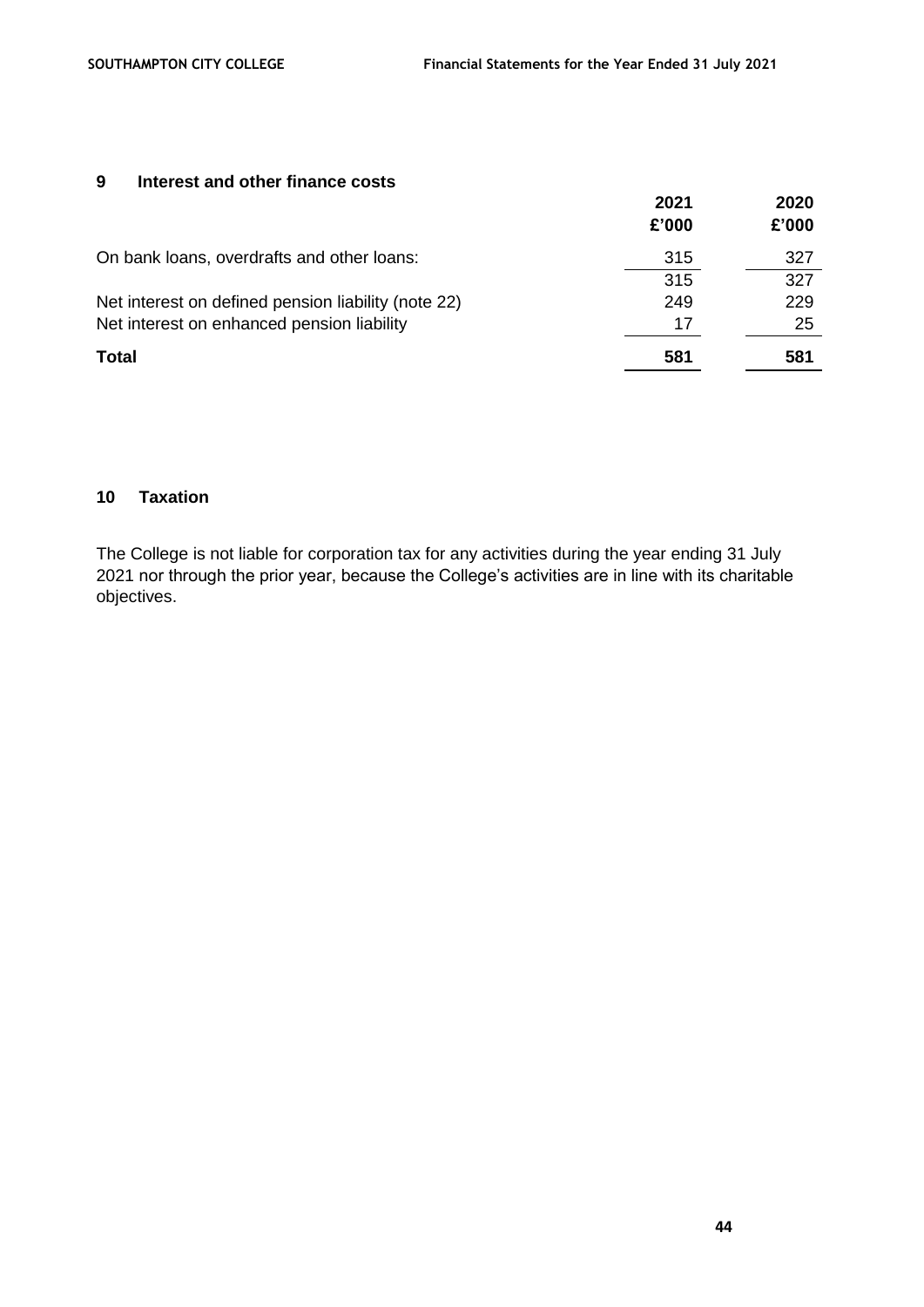## 9 Interest and other finance costs

| | 2021 | 2020 |
|---|---|---|
| | £'000 | £'000 |
| On bank loans, overdrafts and other loans: | 315 | 327 |
| | 315 | 327 |
| Net interest on defined pension liability (note 22) | 249 | 229 |
| Net interest on enhanced pension liability | 17 | 25 |
| **Total** | **581** | **581** |

## 10 Taxation

The College is not liable for corporation tax for any activities during the year ending 31 July 2021 nor through the prior year, because the College's activities are in line with its charitable objectives.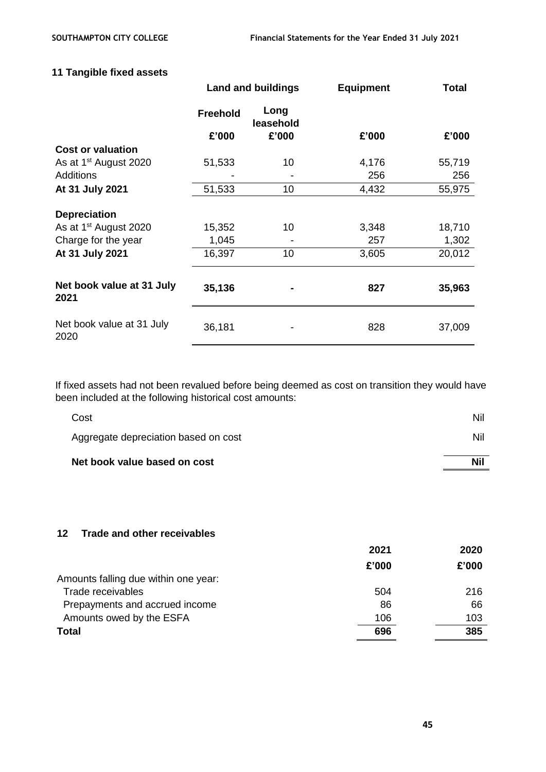## 11 Tangible fixed assets

| | Land and buildings | | Equipment | Total |
|---|---|---|---|---|
| | Freehold | Long leasehold | | |
| | £'000 | £'000 | £'000 | £'000 |
| **Cost or valuation** | | | | |
| As at 1st August 2020 | 51,533 | 10 | 4,176 | 55,719 |
| Additions | - | - | 256 | 256 |
| **At 31 July 2021** | 51,533 | 10 | 4,432 | 55,975 |
| **Depreciation** | | | | |
| As at 1st August 2020 | 15,352 | 10 | 3,348 | 18,710 |
| Charge for the year | 1,045 | - | 257 | 1,302 |
| **At 31 July 2021** | 16,397 | 10 | 3,605 | 20,012 |
| **Net book value at 31 July 2021** | **35,136** | **-** | **827** | **35,963** |
| Net book value at 31 July 2020 | 36,181 | - | 828 | 37,009 |

If fixed assets had not been revalued before being deemed as cost on transition they would have been included at the following historical cost amounts:

| | |
|---|---|
| Cost | Nil |
| Aggregate depreciation based on cost | Nil |
| **Net book value based on cost** | **Nil** |

## 12 Trade and other receivables

| | 2021 | 2020 |
|---|---|---|
| | £'000 | £'000 |
| Amounts falling due within one year: | | |
| Trade receivables | 504 | 216 |
| Prepayments and accrued income | 86 | 66 |
| Amounts owed by the ESFA | 106 | 103 |
| **Total** | **696** | **385** |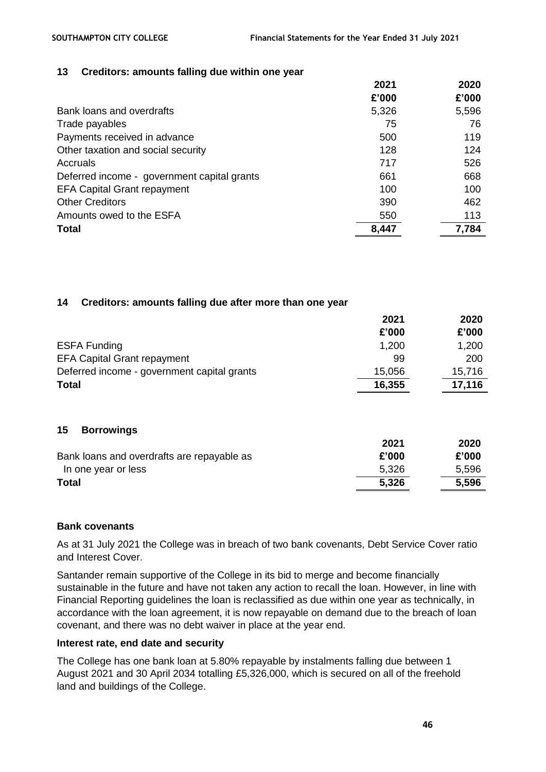## 13 Creditors: amounts falling due within one year

| | 2021 | 2020 |
|---|---|---|
| | £'000 | £'000 |
| Bank loans and overdrafts | 5,326 | 5,596 |
| Trade payables | 75 | 76 |
| Payments received in advance | 500 | 119 |
| Other taxation and social security | 128 | 124 |
| Accruals | 717 | 526 |
| Deferred income - government capital grants | 661 | 668 |
| EFA Capital Grant repayment | 100 | 100 |
| Other Creditors | 390 | 462 |
| Amounts owed to the ESFA | 550 | 113 |
| **Total** | **8,447** | **7,784** |

## 14 Creditors: amounts falling due after more than one year

| | 2021 | 2020 |
|---|---|---|
| | £'000 | £'000 |
| ESFA Funding | 1,200 | 1,200 |
| EFA Capital Grant repayment | 99 | 200 |
| Deferred income - government capital grants | 15,056 | 15,716 |
| **Total** | **16,355** | **17,116** |

## 15 Borrowings

| | 2021 | 2020 |
|---|---|---|
| Bank loans and overdrafts are repayable as | £'000 | £'000 |
| In one year or less | 5,326 | 5,596 |
| **Total** | **5,326** | **5,596** |

### Bank covenants

As at 31 July 2021 the College was in breach of two bank covenants, Debt Service Cover ratio and Interest Cover.

Santander remain supportive of the College in its bid to merge and become financially sustainable in the future and have not taken any action to recall the loan. However, in line with Financial Reporting guidelines the loan is reclassified as due within one year as technically, in accordance with the loan agreement, it is now repayable on demand due to the breach of loan covenant, and there was no debt waiver in place at the year end.

### Interest rate, end date and security

The College has one bank loan at 5.80% repayable by instalments falling due between 1 August 2021 and 30 April 2034 totalling £5,326,000, which is secured on all of the freehold land and buildings of the College.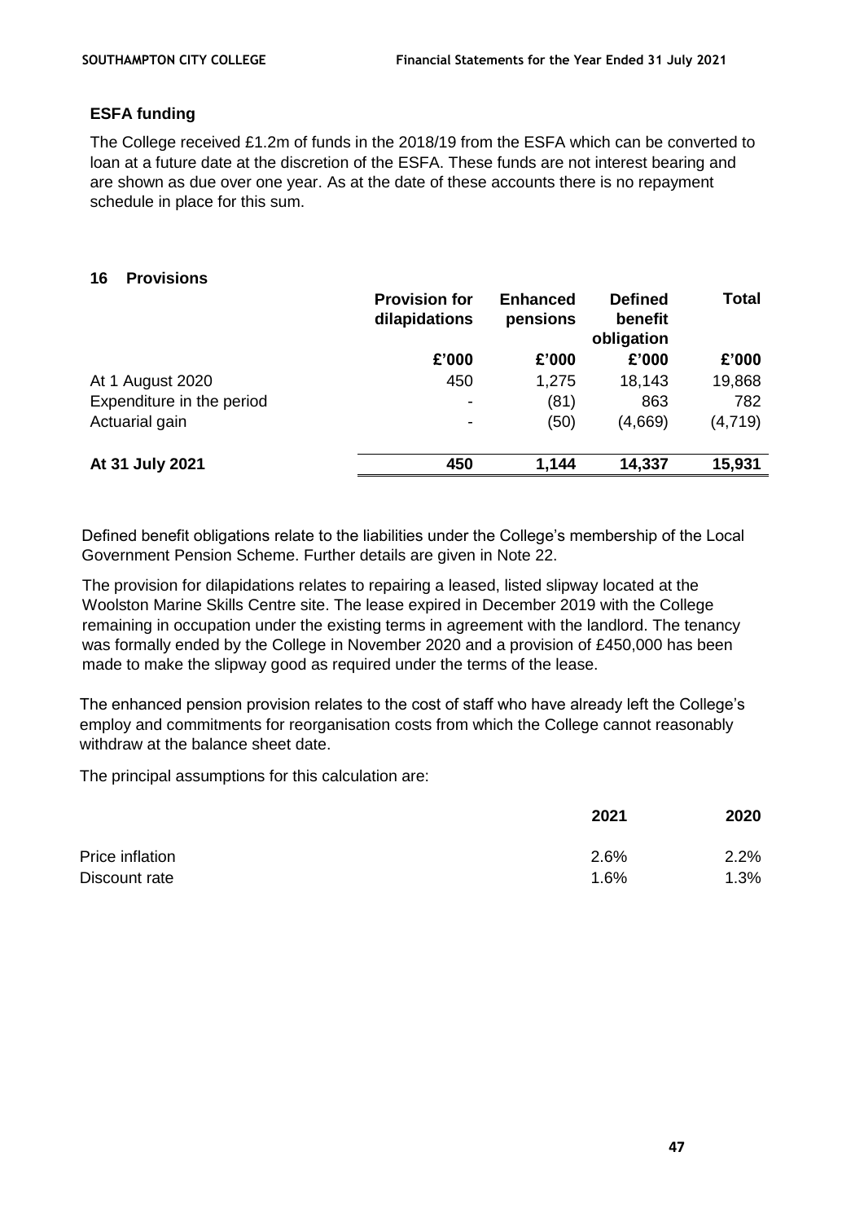**ESFA funding**

The College received £1.2m of funds in the 2018/19 from the ESFA which can be converted to loan at a future date at the discretion of the ESFA. These funds are not interest bearing and are shown as due over one year. As at the date of these accounts there is no repayment schedule in place for this sum.

## 16 Provisions

| | Provision for dilapidations | Enhanced pensions | Defined benefit obligation | Total |
|---|---|---|---|---|
| | £'000 | £'000 | £'000 | £'000 |
| At 1 August 2020 | 450 | 1,275 | 18,143 | 19,868 |
| Expenditure in the period | - | (81) | 863 | 782 |
| Actuarial gain | - | (50) | (4,669) | (4,719) |
| **At 31 July 2021** | **450** | **1,144** | **14,337** | **15,931** |

Defined benefit obligations relate to the liabilities under the College's membership of the Local Government Pension Scheme. Further details are given in Note 22.

The provision for dilapidations relates to repairing a leased, listed slipway located at the Woolston Marine Skills Centre site. The lease expired in December 2019 with the College remaining in occupation under the existing terms in agreement with the landlord. The tenancy was formally ended by the College in November 2020 and a provision of £450,000 has been made to make the slipway good as required under the terms of the lease.

The enhanced pension provision relates to the cost of staff who have already left the College's employ and commitments for reorganisation costs from which the College cannot reasonably withdraw at the balance sheet date.

The principal assumptions for this calculation are:

| | 2021 | 2020 |
|---|---|---|
| Price inflation | 2.6% | 2.2% |
| Discount rate | 1.6% | 1.3% |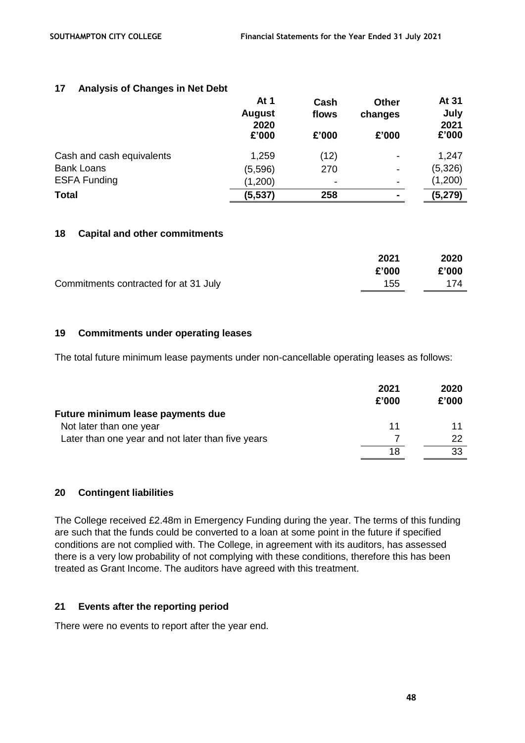## 17 Analysis of Changes in Net Debt

| | At 1 August 2020 £'000 | Cash flows £'000 | Other changes £'000 | At 31 July 2021 £'000 |
|---|---|---|---|---|
| Cash and cash equivalents | 1,259 | (12) | - | 1,247 |
| Bank Loans | (5,596) | 270 | - | (5,326) |
| ESFA Funding | (1,200) | - | - | (1,200) |
| **Total** | **(5,537)** | **258** | **-** | **(5,279)** |

## 18 Capital and other commitments

| | 2021 £'000 | 2020 £'000 |
|---|---|---|
| Commitments contracted for at 31 July | 155 | 174 |

## 19 Commitments under operating leases

The total future minimum lease payments under non-cancellable operating leases as follows:

| | 2021 £'000 | 2020 £'000 |
|---|---|---|
| **Future minimum lease payments due** | | |
| Not later than one year | 11 | 11 |
| Later than one year and not later than five years | 7 | 22 |
| | 18 | 33 |

## 20 Contingent liabilities

The College received £2.48m in Emergency Funding during the year. The terms of this funding are such that the funds could be converted to a loan at some point in the future if specified conditions are not complied with. The College, in agreement with its auditors, has assessed there is a very low probability of not complying with these conditions, therefore this has been treated as Grant Income. The auditors have agreed with this treatment.

## 21 Events after the reporting period

There were no events to report after the year end.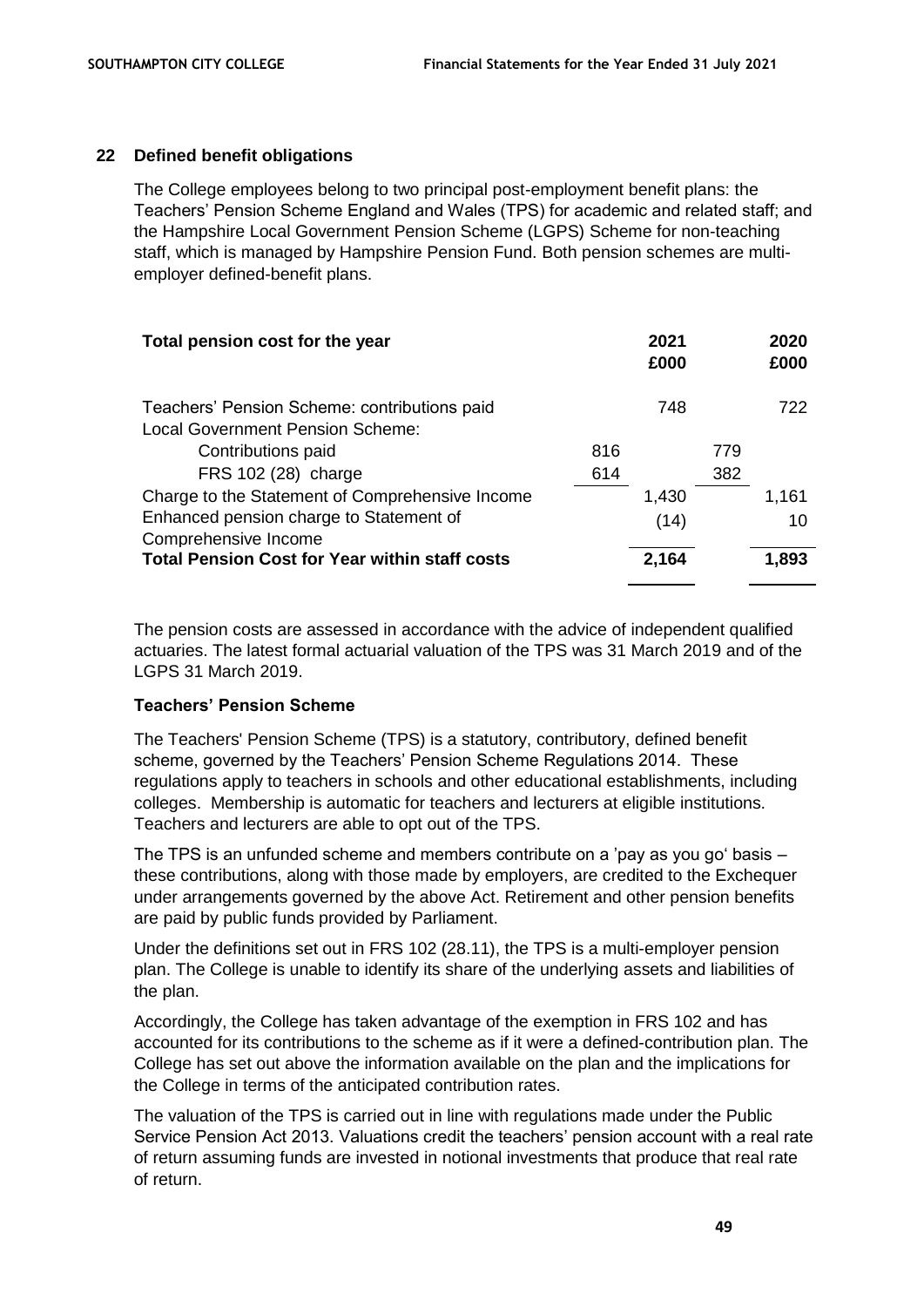## 22 Defined benefit obligations

The College employees belong to two principal post-employment benefit plans: the Teachers' Pension Scheme England and Wales (TPS) for academic and related staff; and the Hampshire Local Government Pension Scheme (LGPS) Scheme for non-teaching staff, which is managed by Hampshire Pension Fund. Both pension schemes are multi-employer defined-benefit plans.

| **Total pension cost for the year** | | **2021 £000** | | **2020 £000** |
|---|---|---|---|---|
| Teachers' Pension Scheme: contributions paid | | 748 | | 722 |
| Local Government Pension Scheme: | | | | |
| Contributions paid | 816 | | 779 | |
| FRS 102 (28) charge | 614 | | 382 | |
| Charge to the Statement of Comprehensive Income | | 1,430 | | 1,161 |
| Enhanced pension charge to Statement of Comprehensive Income | | (14) | | 10 |
| **Total Pension Cost for Year within staff costs** | | **2,164** | | **1,893** |

The pension costs are assessed in accordance with the advice of independent qualified actuaries. The latest formal actuarial valuation of the TPS was 31 March 2019 and of the LGPS 31 March 2019.

### Teachers' Pension Scheme

The Teachers' Pension Scheme (TPS) is a statutory, contributory, defined benefit scheme, governed by the Teachers' Pension Scheme Regulations 2014. These regulations apply to teachers in schools and other educational establishments, including colleges. Membership is automatic for teachers and lecturers at eligible institutions. Teachers and lecturers are able to opt out of the TPS.

The TPS is an unfunded scheme and members contribute on a 'pay as you go' basis – these contributions, along with those made by employers, are credited to the Exchequer under arrangements governed by the above Act. Retirement and other pension benefits are paid by public funds provided by Parliament.

Under the definitions set out in FRS 102 (28.11), the TPS is a multi-employer pension plan. The College is unable to identify its share of the underlying assets and liabilities of the plan.

Accordingly, the College has taken advantage of the exemption in FRS 102 and has accounted for its contributions to the scheme as if it were a defined-contribution plan. The College has set out above the information available on the plan and the implications for the College in terms of the anticipated contribution rates.

The valuation of the TPS is carried out in line with regulations made under the Public Service Pension Act 2013. Valuations credit the teachers' pension account with a real rate of return assuming funds are invested in notional investments that produce that real rate of return.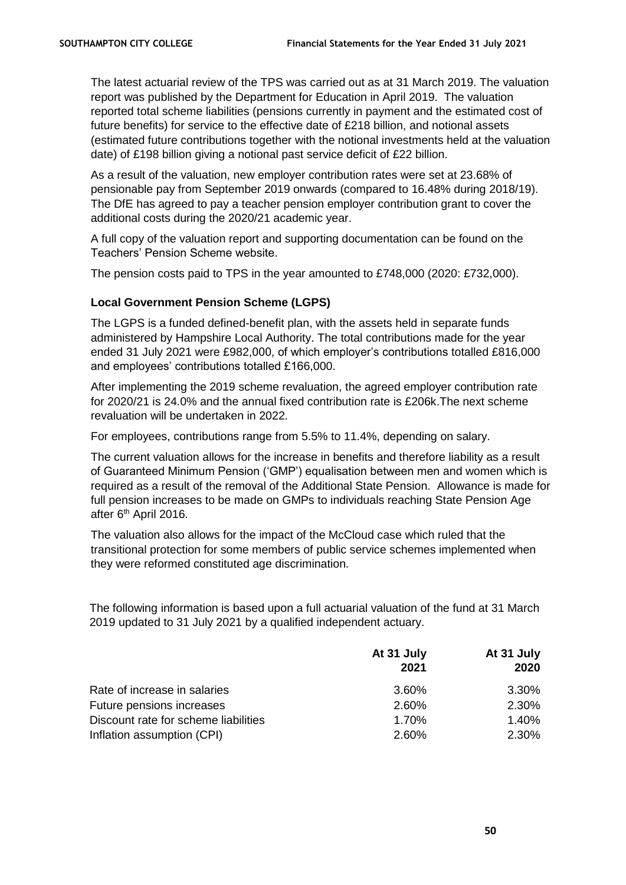The latest actuarial review of the TPS was carried out as at 31 March 2019. The valuation report was published by the Department for Education in April 2019. The valuation reported total scheme liabilities (pensions currently in payment and the estimated cost of future benefits) for service to the effective date of £218 billion, and notional assets (estimated future contributions together with the notional investments held at the valuation date) of £198 billion giving a notional past service deficit of £22 billion.

As a result of the valuation, new employer contribution rates were set at 23.68% of pensionable pay from September 2019 onwards (compared to 16.48% during 2018/19). The DfE has agreed to pay a teacher pension employer contribution grant to cover the additional costs during the 2020/21 academic year.

A full copy of the valuation report and supporting documentation can be found on the Teachers' Pension Scheme website.

The pension costs paid to TPS in the year amounted to £748,000 (2020: £732,000).

### Local Government Pension Scheme (LGPS)

The LGPS is a funded defined-benefit plan, with the assets held in separate funds administered by Hampshire Local Authority. The total contributions made for the year ended 31 July 2021 were £982,000, of which employer's contributions totalled £816,000 and employees' contributions totalled £166,000.

After implementing the 2019 scheme revaluation, the agreed employer contribution rate for 2020/21 is 24.0% and the annual fixed contribution rate is £206k.The next scheme revaluation will be undertaken in 2022.

For employees, contributions range from 5.5% to 11.4%, depending on salary.

The current valuation allows for the increase in benefits and therefore liability as a result of Guaranteed Minimum Pension ('GMP') equalisation between men and women which is required as a result of the removal of the Additional State Pension. Allowance is made for full pension increases to be made on GMPs to individuals reaching State Pension Age after 6th April 2016.

The valuation also allows for the impact of the McCloud case which ruled that the transitional protection for some members of public service schemes implemented when they were reformed constituted age discrimination.

The following information is based upon a full actuarial valuation of the fund at 31 March 2019 updated to 31 July 2021 by a qualified independent actuary.

| | At 31 July 2021 | At 31 July 2020 |
|---|---|---|
| Rate of increase in salaries | 3.60% | 3.30% |
| Future pensions increases | 2.60% | 2.30% |
| Discount rate for scheme liabilities | 1.70% | 1.40% |
| Inflation assumption (CPI) | 2.60% | 2.30% |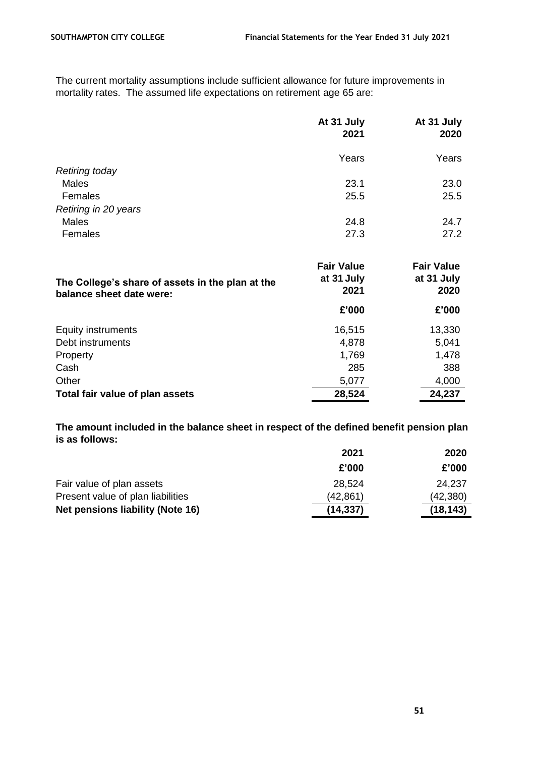The current mortality assumptions include sufficient allowance for future improvements in mortality rates. The assumed life expectations on retirement age 65 are:

| | At 31 July 2021 | At 31 July 2020 |
|---|---|---|
| | Years | Years |
| *Retiring today* | | |
| Males | 23.1 | 23.0 |
| Females | 25.5 | 25.5 |
| *Retiring in 20 years* | | |
| Males | 24.8 | 24.7 |
| Females | 27.3 | 27.2 |

| **The College's share of assets in the plan at the balance sheet date were:** | **Fair Value at 31 July 2021** | **Fair Value at 31 July 2020** |
|---|---|---|
| | **£'000** | **£'000** |
| Equity instruments | 16,515 | 13,330 |
| Debt instruments | 4,878 | 5,041 |
| Property | 1,769 | 1,478 |
| Cash | 285 | 388 |
| Other | 5,077 | 4,000 |
| **Total fair value of plan assets** | **28,524** | **24,237** |

**The amount included in the balance sheet in respect of the defined benefit pension plan is as follows:**

| | **2021** | **2020** |
|---|---|---|
| | **£'000** | **£'000** |
| Fair value of plan assets | 28,524 | 24,237 |
| Present value of plan liabilities | (42,861) | (42,380) |
| **Net pensions liability (Note 16)** | **(14,337)** | **(18,143)** |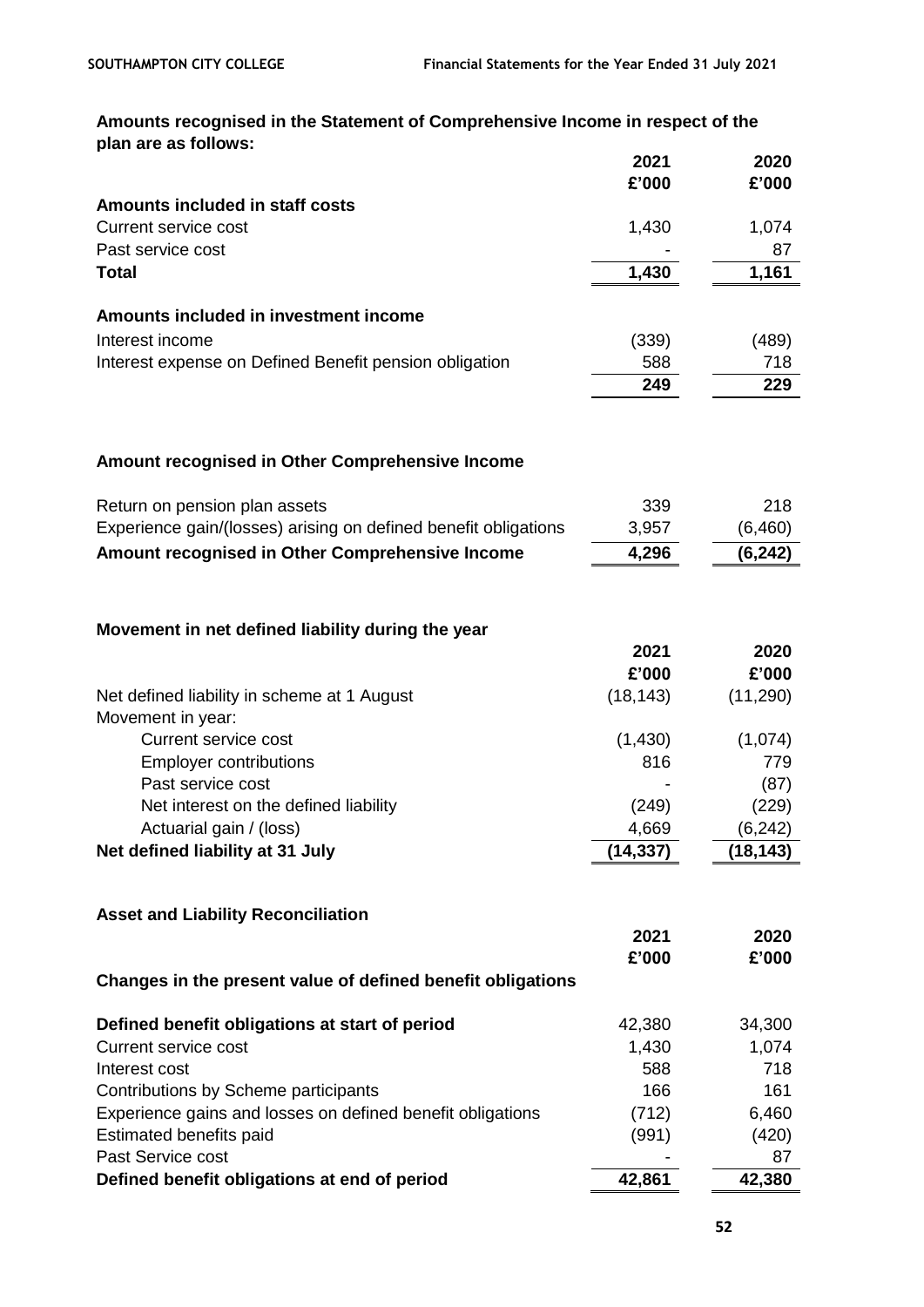**Amounts recognised in the Statement of Comprehensive Income in respect of the plan are as follows:**

| | 2021 | 2020 |
|---|---|---|
| | £'000 | £'000 |
| **Amounts included in staff costs** | | |
| Current service cost | 1,430 | 1,074 |
| Past service cost | - | 87 |
| **Total** | **1,430** | **1,161** |
| | | |
| **Amounts included in investment income** | | |
| Interest income | (339) | (489) |
| Interest expense on Defined Benefit pension obligation | 588 | 718 |
| | **249** | **229** |

**Amount recognised in Other Comprehensive Income**

| | 2021 | 2020 |
|---|---|---|
| Return on pension plan assets | 339 | 218 |
| Experience gain/(losses) arising on defined benefit obligations | 3,957 | (6,460) |
| **Amount recognised in Other Comprehensive Income** | **4,296** | **(6,242)** |

**Movement in net defined liability during the year**

| | 2021 | 2020 |
|---|---|---|
| | £'000 | £'000 |
| Net defined liability in scheme at 1 August | (18,143) | (11,290) |
| Movement in year: | | |
| Current service cost | (1,430) | (1,074) |
| Employer contributions | 816 | 779 |
| Past service cost | - | (87) |
| Net interest on the defined liability | (249) | (229) |
| Actuarial gain / (loss) | 4,669 | (6,242) |
| **Net defined liability at 31 July** | **(14,337)** | **(18,143)** |

**Asset and Liability Reconciliation**

| | 2021 | 2020 |
|---|---|---|
| | £'000 | £'000 |
| **Changes in the present value of defined benefit obligations** | | |
| | | |
| **Defined benefit obligations at start of period** | 42,380 | 34,300 |
| Current service cost | 1,430 | 1,074 |
| Interest cost | 588 | 718 |
| Contributions by Scheme participants | 166 | 161 |
| Experience gains and losses on defined benefit obligations | (712) | 6,460 |
| Estimated benefits paid | (991) | (420) |
| Past Service cost | - | 87 |
| **Defined benefit obligations at end of period** | **42,861** | **42,380** |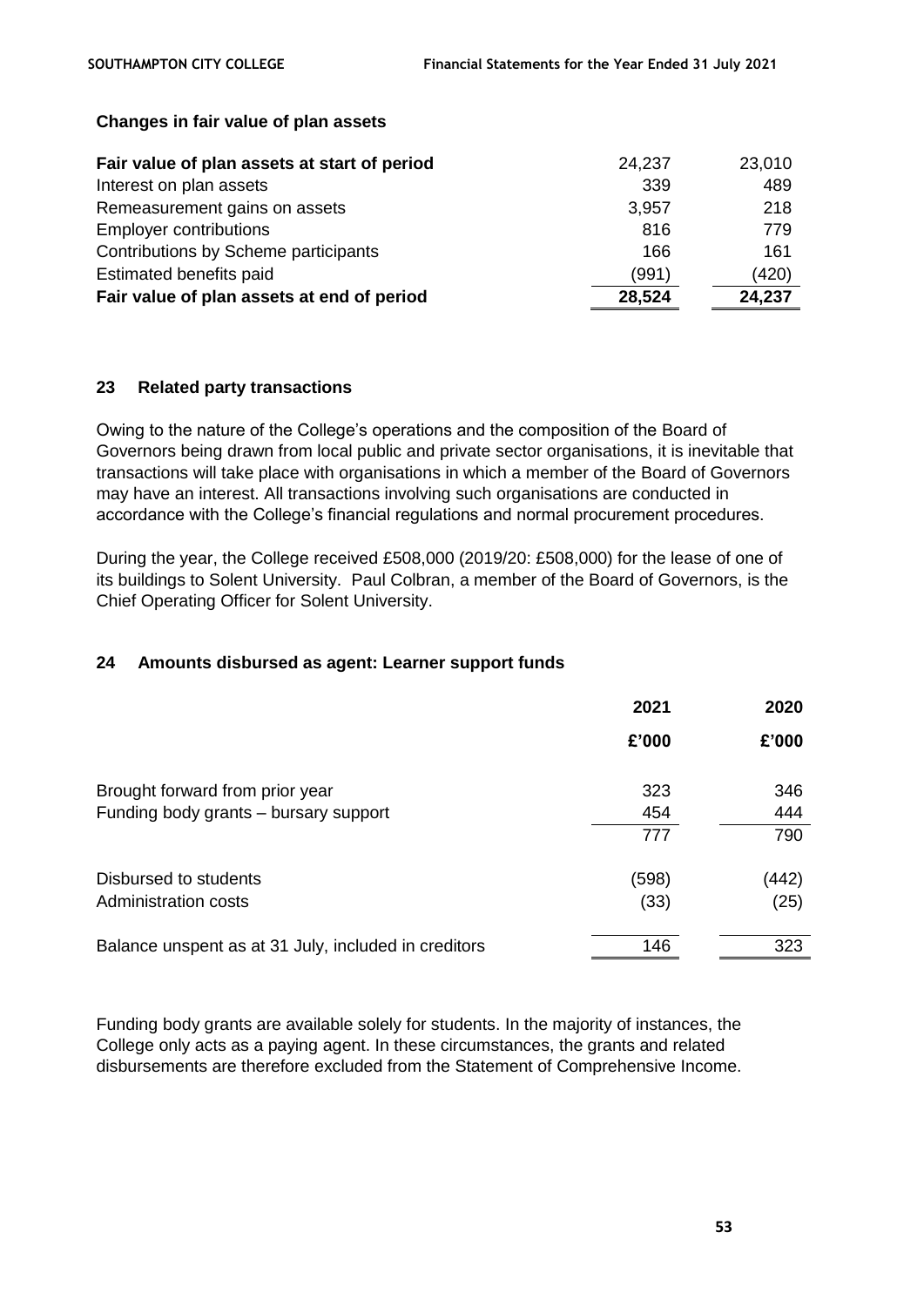**Changes in fair value of plan assets**

| | | |
|---|---|---|
| **Fair value of plan assets at start of period** | 24,237 | 23,010 |
| Interest on plan assets | 339 | 489 |
| Remeasurement gains on assets | 3,957 | 218 |
| Employer contributions | 816 | 779 |
| Contributions by Scheme participants | 166 | 161 |
| Estimated benefits paid | (991) | (420) |
| **Fair value of plan assets at end of period** | **28,524** | **24,237** |

## 23 Related party transactions

Owing to the nature of the College's operations and the composition of the Board of Governors being drawn from local public and private sector organisations, it is inevitable that transactions will take place with organisations in which a member of the Board of Governors may have an interest. All transactions involving such organisations are conducted in accordance with the College's financial regulations and normal procurement procedures.

During the year, the College received £508,000 (2019/20: £508,000) for the lease of one of its buildings to Solent University. Paul Colbran, a member of the Board of Governors, is the Chief Operating Officer for Solent University.

## 24 Amounts disbursed as agent: Learner support funds

| | 2021 | 2020 |
|---|---|---|
| | £'000 | £'000 |
| Brought forward from prior year | 323 | 346 |
| Funding body grants – bursary support | 454 | 444 |
| | 777 | 790 |
| Disbursed to students | (598) | (442) |
| Administration costs | (33) | (25) |
| Balance unspent as at 31 July, included in creditors | 146 | 323 |

Funding body grants are available solely for students. In the majority of instances, the College only acts as a paying agent. In these circumstances, the grants and related disbursements are therefore excluded from the Statement of Comprehensive Income.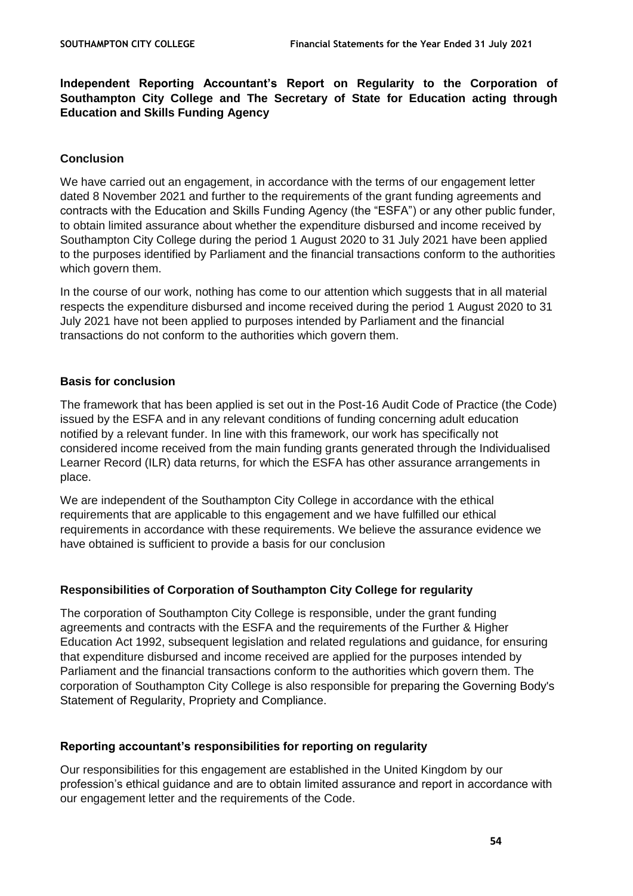## Independent Reporting Accountant's Report on Regularity to the Corporation of Southampton City College and The Secretary of State for Education acting through Education and Skills Funding Agency

### Conclusion

We have carried out an engagement, in accordance with the terms of our engagement letter dated 8 November 2021 and further to the requirements of the grant funding agreements and contracts with the Education and Skills Funding Agency (the "ESFA") or any other public funder, to obtain limited assurance about whether the expenditure disbursed and income received by Southampton City College during the period 1 August 2020 to 31 July 2021 have been applied to the purposes identified by Parliament and the financial transactions conform to the authorities which govern them.

In the course of our work, nothing has come to our attention which suggests that in all material respects the expenditure disbursed and income received during the period 1 August 2020 to 31 July 2021 have not been applied to purposes intended by Parliament and the financial transactions do not conform to the authorities which govern them.

### Basis for conclusion

The framework that has been applied is set out in the Post-16 Audit Code of Practice (the Code) issued by the ESFA and in any relevant conditions of funding concerning adult education notified by a relevant funder. In line with this framework, our work has specifically not considered income received from the main funding grants generated through the Individualised Learner Record (ILR) data returns, for which the ESFA has other assurance arrangements in place.

We are independent of the Southampton City College in accordance with the ethical requirements that are applicable to this engagement and we have fulfilled our ethical requirements in accordance with these requirements. We believe the assurance evidence we have obtained is sufficient to provide a basis for our conclusion

### Responsibilities of Corporation of Southampton City College for regularity

The corporation of Southampton City College is responsible, under the grant funding agreements and contracts with the ESFA and the requirements of the Further & Higher Education Act 1992, subsequent legislation and related regulations and guidance, for ensuring that expenditure disbursed and income received are applied for the purposes intended by Parliament and the financial transactions conform to the authorities which govern them. The corporation of Southampton City College is also responsible for preparing the Governing Body's Statement of Regularity, Propriety and Compliance.

### Reporting accountant's responsibilities for reporting on regularity

Our responsibilities for this engagement are established in the United Kingdom by our profession's ethical guidance and are to obtain limited assurance and report in accordance with our engagement letter and the requirements of the Code.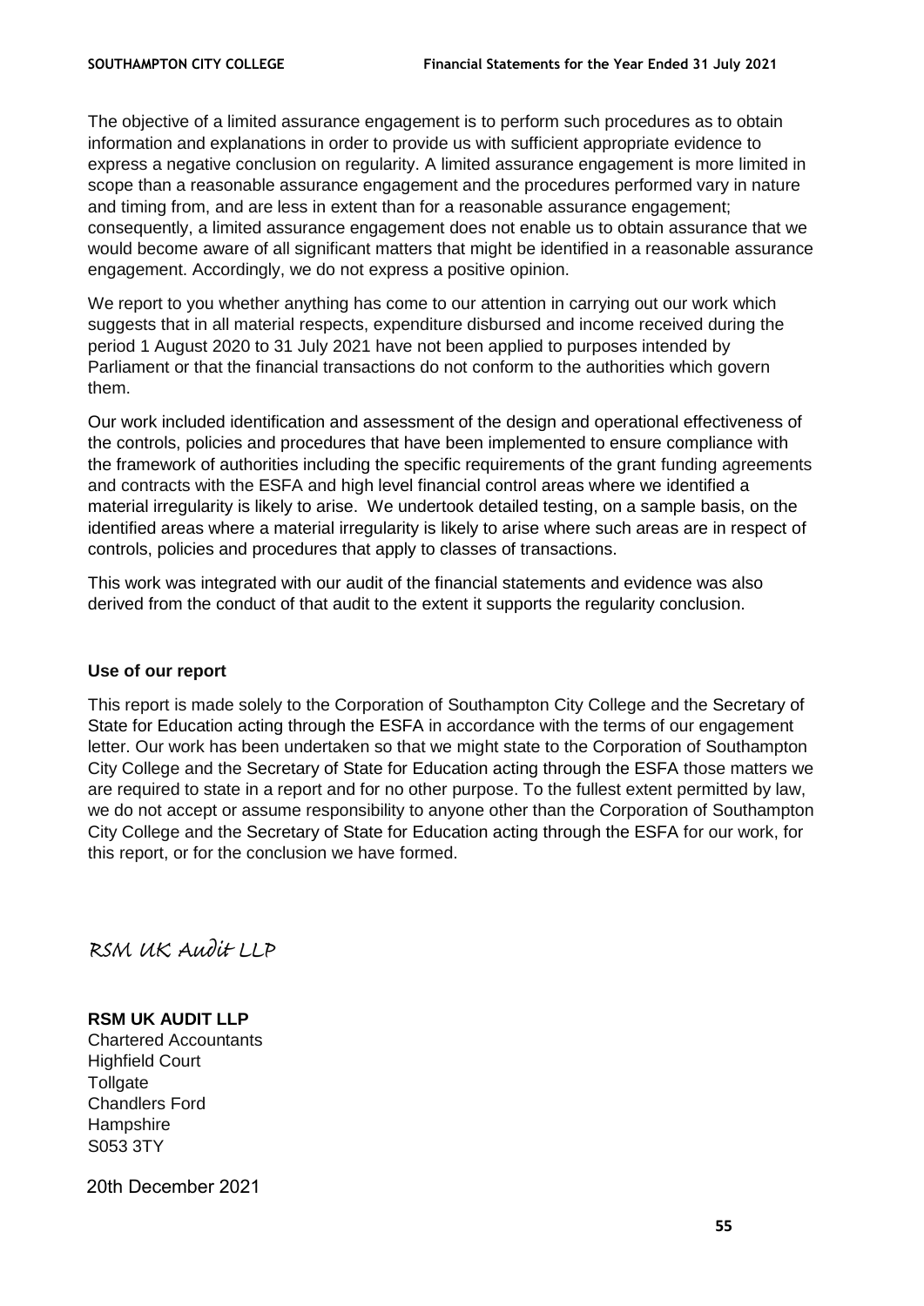The objective of a limited assurance engagement is to perform such procedures as to obtain information and explanations in order to provide us with sufficient appropriate evidence to express a negative conclusion on regularity. A limited assurance engagement is more limited in scope than a reasonable assurance engagement and the procedures performed vary in nature and timing from, and are less in extent than for a reasonable assurance engagement; consequently, a limited assurance engagement does not enable us to obtain assurance that we would become aware of all significant matters that might be identified in a reasonable assurance engagement. Accordingly, we do not express a positive opinion.

We report to you whether anything has come to our attention in carrying out our work which suggests that in all material respects, expenditure disbursed and income received during the period 1 August 2020 to 31 July 2021 have not been applied to purposes intended by Parliament or that the financial transactions do not conform to the authorities which govern them.

Our work included identification and assessment of the design and operational effectiveness of the controls, policies and procedures that have been implemented to ensure compliance with the framework of authorities including the specific requirements of the grant funding agreements and contracts with the ESFA and high level financial control areas where we identified a material irregularity is likely to arise. We undertook detailed testing, on a sample basis, on the identified areas where a material irregularity is likely to arise where such areas are in respect of controls, policies and procedures that apply to classes of transactions.

This work was integrated with our audit of the financial statements and evidence was also derived from the conduct of that audit to the extent it supports the regularity conclusion.

**Use of our report**

This report is made solely to the Corporation of Southampton City College and the Secretary of State for Education acting through the ESFA in accordance with the terms of our engagement letter. Our work has been undertaken so that we might state to the Corporation of Southampton City College and the Secretary of State for Education acting through the ESFA those matters we are required to state in a report and for no other purpose. To the fullest extent permitted by law, we do not accept or assume responsibility to anyone other than the Corporation of Southampton City College and the Secretary of State for Education acting through the ESFA for our work, for this report, or for the conclusion we have formed.

*RSM UK Audit LLP*

**RSM UK AUDIT LLP**
Chartered Accountants
Highfield Court
Tollgate
Chandlers Ford
Hampshire
S053 3TY

20th December 2021